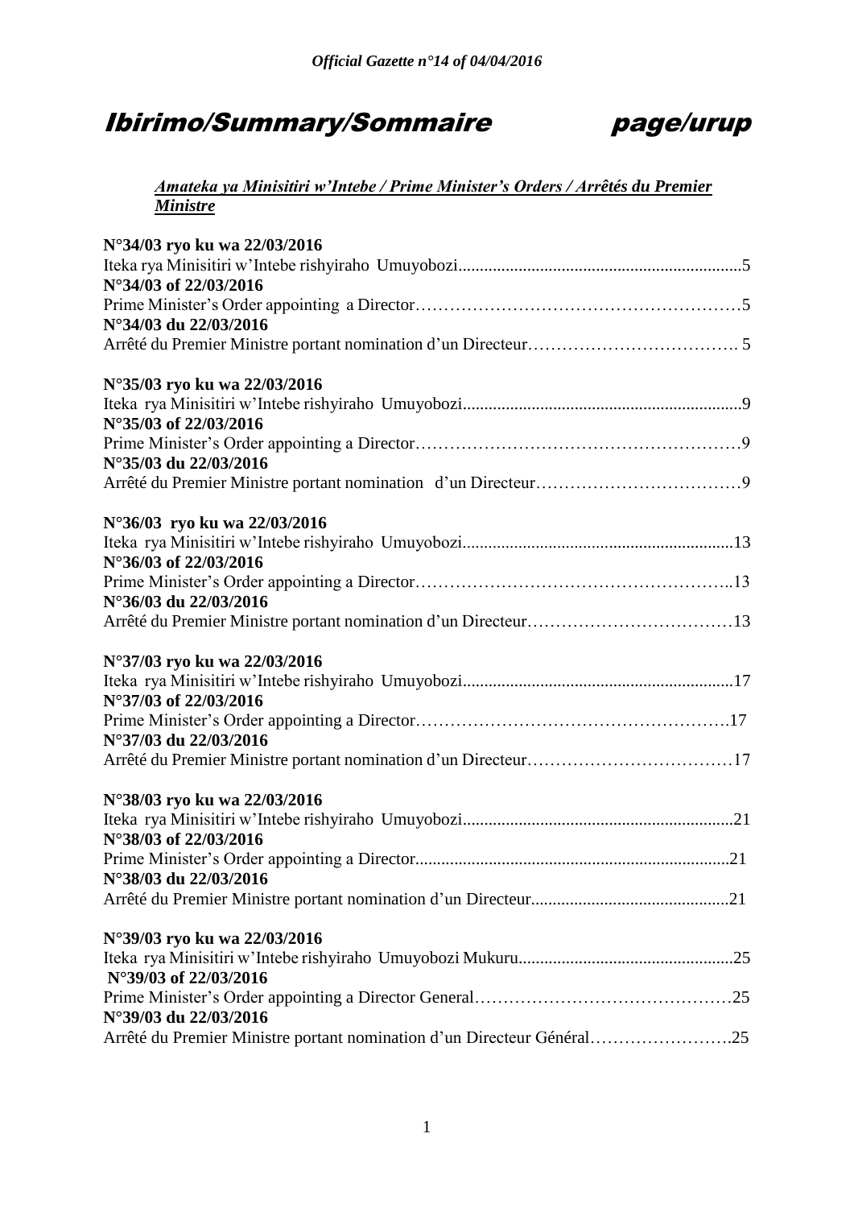# Ibirimo/Summary/Sommaire page/urup

***Amateka ya Minisitiri w'Intebe / Prime Minister's Orders / Arrêtés du Premier Ministre***

**N°34/03 ryo ku wa 22/03/2016**
Iteka rya Minisitiri w'Intebe rishyiraho Umuyobozi....................................................................5
**N°34/03 of 22/03/2016**
Prime Minister's Order appointing a Director…………………………………………………5
**N°34/03 du 22/03/2016**
Arrêté du Premier Ministre portant nomination d'un Directeur………………………………. 5

**N°35/03 ryo ku wa 22/03/2016**
Iteka rya Minisitiri w'Intebe rishyiraho Umuyobozi....................................................................9
**N°35/03 of 22/03/2016**
Prime Minister's Order appointing a Director…………………………………………………9
**N°35/03 du 22/03/2016**
Arrêté du Premier Ministre portant nomination d'un Directeur………………………………9

**N°36/03 ryo ku wa 22/03/2016**
Iteka rya Minisitiri w'Intebe rishyiraho Umuyobozi....................................................................13
**N°36/03 of 22/03/2016**
Prime Minister's Order appointing a Director………………………………………………..13
**N°36/03 du 22/03/2016**
Arrêté du Premier Ministre portant nomination d'un Directeur………………………………13

**N°37/03 ryo ku wa 22/03/2016**
Iteka rya Minisitiri w'Intebe rishyiraho Umuyobozi....................................................................17
**N°37/03 of 22/03/2016**
Prime Minister's Order appointing a Director………………………………………………..17
**N°37/03 du 22/03/2016**
Arrêté du Premier Ministre portant nomination d'un Directeur………………………………17

**N°38/03 ryo ku wa 22/03/2016**
Iteka rya Minisitiri w'Intebe rishyiraho Umuyobozi....................................................................21
**N°38/03 of 22/03/2016**
Prime Minister's Order appointing a Director.........................................................................21
**N°38/03 du 22/03/2016**
Arrêté du Premier Ministre portant nomination d'un Directeur..............................................21

**N°39/03 ryo ku wa 22/03/2016**
Iteka rya Minisitiri w'Intebe rishyiraho Umuyobozi Mukuru..................................................25
**N°39/03 of 22/03/2016**
Prime Minister's Order appointing a Director General………………………………………25
**N°39/03 du 22/03/2016**
Arrêté du Premier Ministre portant nomination d'un Directeur Général…………………….25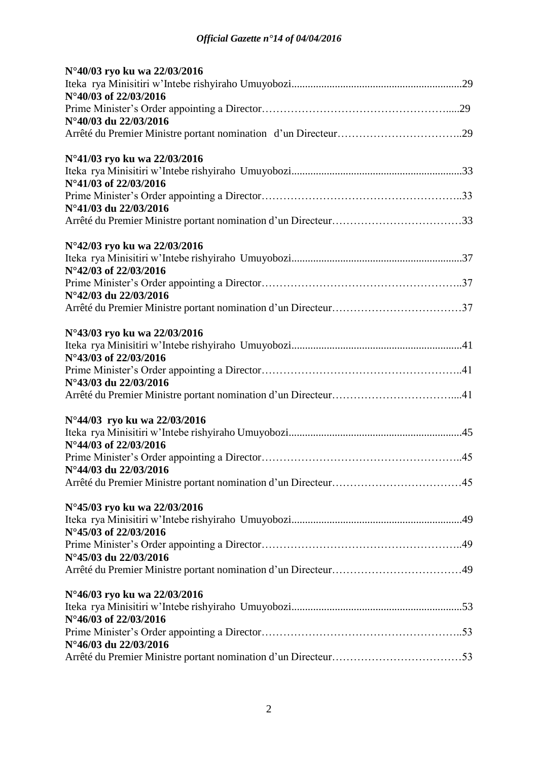**N°40/03 ryo ku wa 22/03/2016**
Iteka rya Minisitiri w'Intebe rishyiraho Umuyobozi...............................................................29
**N°40/03 of 22/03/2016**
Prime Minister's Order appointing a Director…………………………………………….....29
**N°40/03 du 22/03/2016**
Arrêté du Premier Ministre portant nomination d'un Directeur……………………………..29

**N°41/03 ryo ku wa 22/03/2016**
Iteka rya Minisitiri w'Intebe rishyiraho Umuyobozi...............................................................33
**N°41/03 of 22/03/2016**
Prime Minister's Order appointing a Director………………………………………………..33
**N°41/03 du 22/03/2016**
Arrêté du Premier Ministre portant nomination d'un Directeur………………………………33

**N°42/03 ryo ku wa 22/03/2016**
Iteka rya Minisitiri w'Intebe rishyiraho Umuyobozi...............................................................37
**N°42/03 of 22/03/2016**
Prime Minister's Order appointing a Director………………………………………………..37
**N°42/03 du 22/03/2016**
Arrêté du Premier Ministre portant nomination d'un Directeur………………………………37

**N°43/03 ryo ku wa 22/03/2016**
Iteka rya Minisitiri w'Intebe rishyiraho Umuyobozi...............................................................41
**N°43/03 of 22/03/2016**
Prime Minister's Order appointing a Director………………………………………………..41
**N°43/03 du 22/03/2016**
Arrêté du Premier Ministre portant nomination d'un Directeur…………………………….....41

**N°44/03 ryo ku wa 22/03/2016**
Iteka rya Minisitiri w'Intebe rishyiraho Umuyobozi...............................................................45
**N°44/03 of 22/03/2016**
Prime Minister's Order appointing a Director………………………………………………..45
**N°44/03 du 22/03/2016**
Arrêté du Premier Ministre portant nomination d'un Directeur………………………………45

**N°45/03 ryo ku wa 22/03/2016**
Iteka rya Minisitiri w'Intebe rishyiraho Umuyobozi...............................................................49
**N°45/03 of 22/03/2016**
Prime Minister's Order appointing a Director………………………………………………..49
**N°45/03 du 22/03/2016**
Arrêté du Premier Ministre portant nomination d'un Directeur………………………………49

**N°46/03 ryo ku wa 22/03/2016**
Iteka rya Minisitiri w'Intebe rishyiraho Umuyobozi...............................................................53
**N°46/03 of 22/03/2016**
Prime Minister's Order appointing a Director………………………………………………..53
**N°46/03 du 22/03/2016**
Arrêté du Premier Ministre portant nomination d'un Directeur………………………………53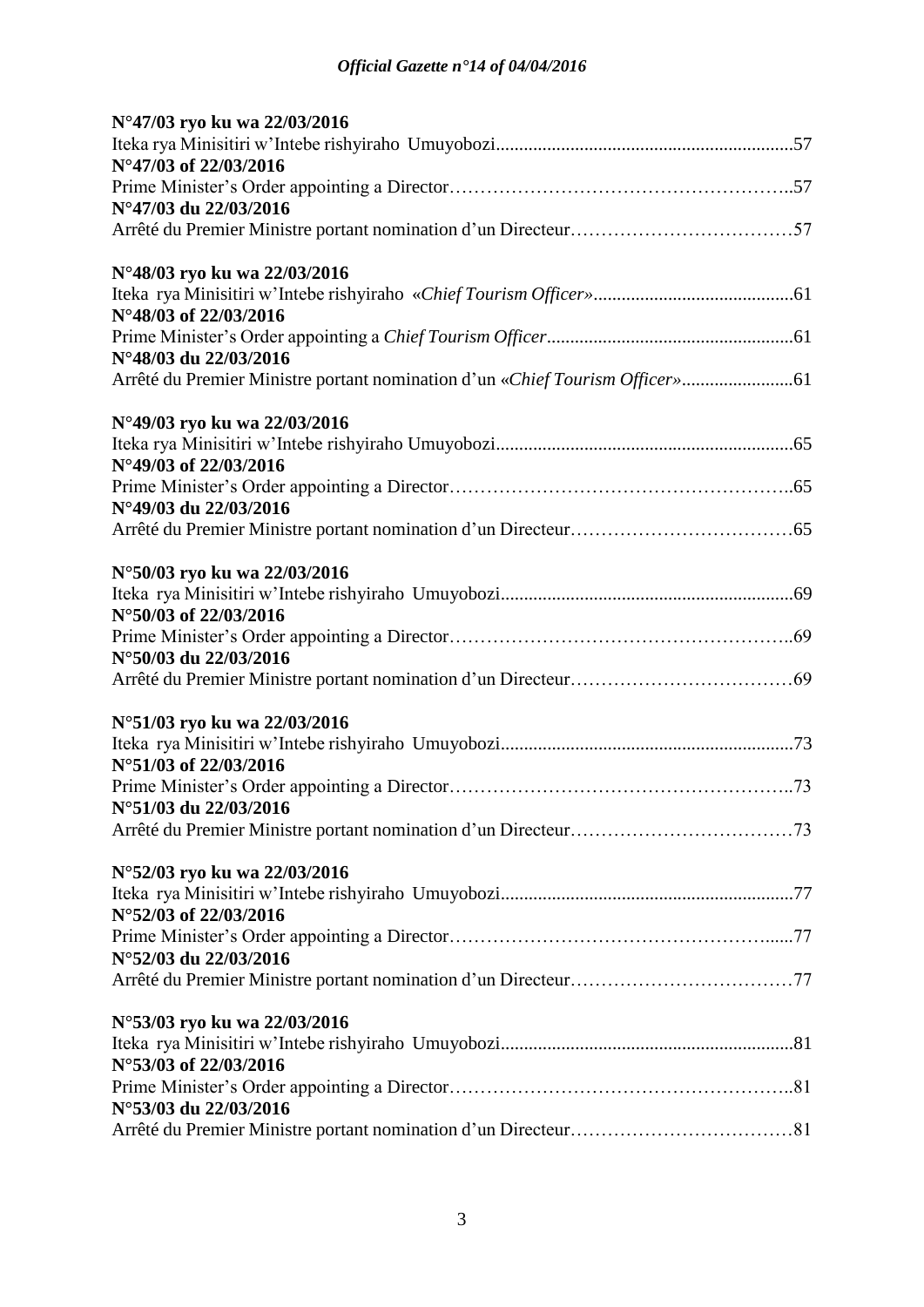**N°47/03 ryo ku wa 22/03/2016**
Iteka rya Minisitiri w'Intebe rishyiraho Umuyobozi................................................................57
**N°47/03 of 22/03/2016**
Prime Minister's Order appointing a Director………………………………………………..57
**N°47/03 du 22/03/2016**
Arrêté du Premier Ministre portant nomination d'un Directeur………………………………57

**N°48/03 ryo ku wa 22/03/2016**
Iteka rya Minisitiri w'Intebe rishyiraho «*Chief Tourism Officer*»...........................................61
**N°48/03 of 22/03/2016**
Prime Minister's Order appointing a *Chief Tourism Officer*.....................................................61
**N°48/03 du 22/03/2016**
Arrêté du Premier Ministre portant nomination d'un «*Chief Tourism Officer*»........................61

**N°49/03 ryo ku wa 22/03/2016**
Iteka rya Minisitiri w'Intebe rishyiraho Umuyobozi................................................................65
**N°49/03 of 22/03/2016**
Prime Minister's Order appointing a Director………………………………………………..65
**N°49/03 du 22/03/2016**
Arrêté du Premier Ministre portant nomination d'un Directeur………………………………65

**N°50/03 ryo ku wa 22/03/2016**
Iteka rya Minisitiri w'Intebe rishyiraho Umuyobozi...............................................................69
**N°50/03 of 22/03/2016**
Prime Minister's Order appointing a Director………………………………………………..69
**N°50/03 du 22/03/2016**
Arrêté du Premier Ministre portant nomination d'un Directeur………………………………69

**N°51/03 ryo ku wa 22/03/2016**
Iteka rya Minisitiri w'Intebe rishyiraho Umuyobozi...............................................................73
**N°51/03 of 22/03/2016**
Prime Minister's Order appointing a Director………………………………………………..73
**N°51/03 du 22/03/2016**
Arrêté du Premier Ministre portant nomination d'un Directeur………………………………73

**N°52/03 ryo ku wa 22/03/2016**
Iteka rya Minisitiri w'Intebe rishyiraho Umuyobozi...............................................................77
**N°52/03 of 22/03/2016**
Prime Minister's Order appointing a Director…………………………………………….....77
**N°52/03 du 22/03/2016**
Arrêté du Premier Ministre portant nomination d'un Directeur………………………………77

**N°53/03 ryo ku wa 22/03/2016**
Iteka rya Minisitiri w'Intebe rishyiraho Umuyobozi...............................................................81
**N°53/03 of 22/03/2016**
Prime Minister's Order appointing a Director………………………………………………..81
**N°53/03 du 22/03/2016**
Arrêté du Premier Ministre portant nomination d'un Directeur………………………………81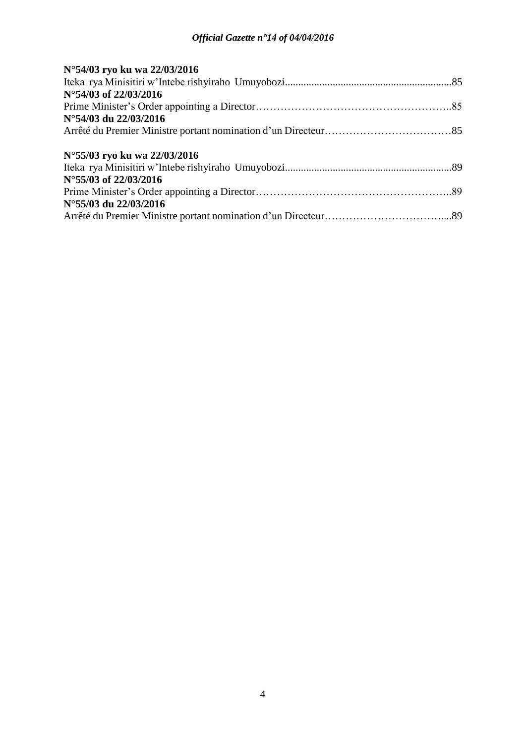**N°54/03 ryo ku wa 22/03/2016**
Iteka rya Minisitiri w'Intebe rishyiraho Umuyobozi...............................................................85
**N°54/03 of 22/03/2016**
Prime Minister's Order appointing a Director………………………………………………..85
**N°54/03 du 22/03/2016**
Arrêté du Premier Ministre portant nomination d'un Directeur………………………………85

**N°55/03 ryo ku wa 22/03/2016**
Iteka rya Minisitiri w'Intebe rishyiraho Umuyobozi...............................................................89
**N°55/03 of 22/03/2016**
Prime Minister's Order appointing a Director………………………………………………..89
**N°55/03 du 22/03/2016**
Arrêté du Premier Ministre portant nomination d'un Directeur……………………………....89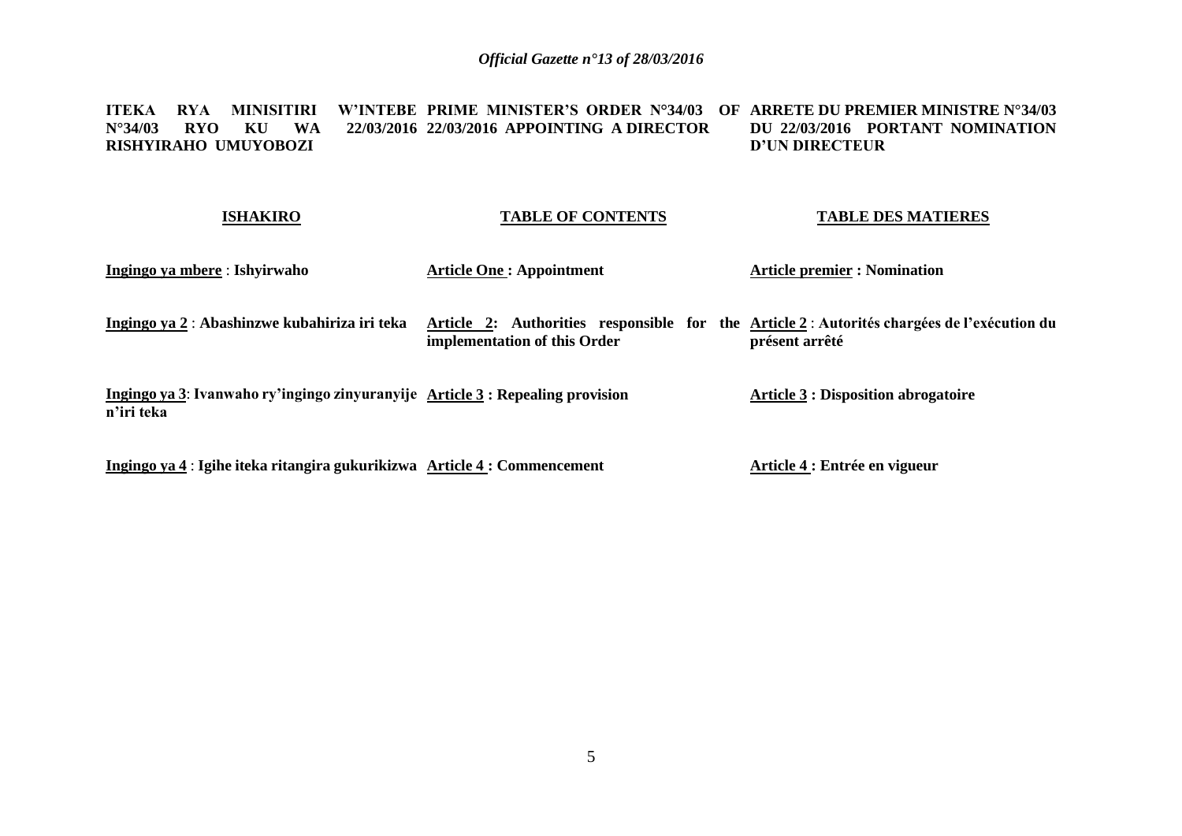| ITEKA RYA MINISITIRI W'INTEBE N°34/03 RYO KU WA 22/03/2016 RISHYIRAHO UMUYOBOZI | PRIME MINISTER'S ORDER N°34/03 OF 22/03/2016 APPOINTING A DIRECTOR | ARRETE DU PREMIER MINISTRE N°34/03 DU 22/03/2016 PORTANT NOMINATION D'UN DIRECTEUR |
|---|---|---|
| **ISHAKIRO** | **TABLE OF CONTENTS** | **TABLE DES MATIERES** |
| **Ingingo ya mbere** : **Ishyirwaho** | **Article One : Appointment** | **Article premier : Nomination** |
| **Ingingo ya 2** : **Abashinzwe kubahiriza iri teka** | **Article 2: Authorities responsible for the implementation of this Order** | **Article 2** : **Autorités chargées de l'exécution du présent arrêté** |
| **Ingingo ya 3**: **Ivanwaho ry'ingingo zinyuranyije n'iri teka** | **Article 3 : Repealing provision** | **Article 3 : Disposition abrogatoire** |
| **Ingingo ya 4** : **Igihe iteka ritangira gukurikizwa** | **Article 4 : Commencement** | **Article 4 : Entrée en vigueur** |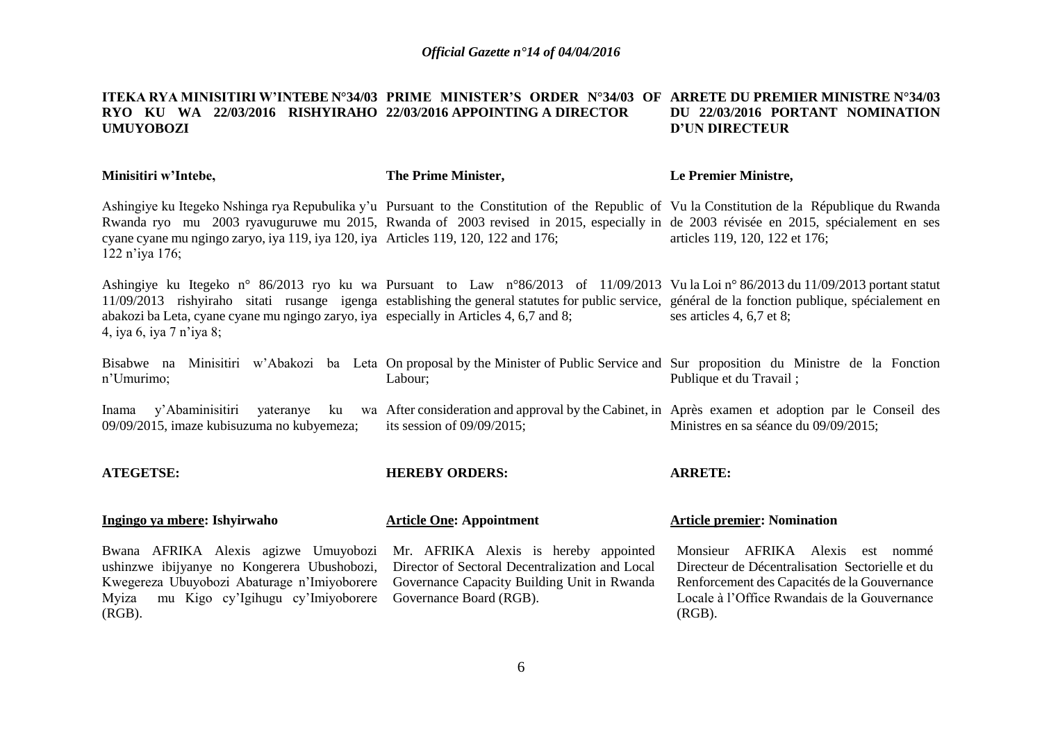## ITEKA RYA MINISITIRI W'INTEBE N°34/03 RYO KU WA 22/03/2016 RISHYIRAHO UMUYOBOZI

**Minisitiri w'Intebe,**

Ashingiye ku Itegeko Nshinga rya Repubulika y'u Rwanda ryo mu 2003 ryavuguruwe mu 2015, cyane cyane mu ngingo zaryo, iya 119, iya 120, iya 122 n'iya 176;

Ashingiye ku Itegeko n° 86/2013 ryo ku wa 11/09/2013 rishyiraho sitati rusange igenga abakozi ba Leta, cyane cyane mu ngingo zaryo, iya 4, iya 6, iya 7 n'iya 8;

Bisabwe na Minisitiri w'Abakozi ba Leta n'Umurimo;

Inama y'Abaminisitiri yateranye ku wa 09/09/2015, imaze kubisuzuma no kubyemeza;

**ATEGETSE:**

**Ingingo ya mbere: Ishyirwaho**

Bwana AFRIKA Alexis agizwe Umuyobozi ushinzwe ibijyanye no Kongerera Ubushobozi, Kwegereza Ubuyobozi Abaturage n'Imiyoborere Myiza mu Kigo cy'Igihugu cy'Imiyoborere (RGB).

## PRIME MINISTER'S ORDER N°34/03 OF 22/03/2016 APPOINTING A DIRECTOR

**The Prime Minister,**

Pursuant to the Constitution of the Republic of Rwanda of 2003 revised in 2015, especially in Articles 119, 120, 122 and 176;

Pursuant to Law n°86/2013 of 11/09/2013 establishing the general statutes for public service, especially in Articles 4, 6,7 and 8;

On proposal by the Minister of Public Service and Labour;

After consideration and approval by the Cabinet, in its session of 09/09/2015;

**HEREBY ORDERS:**

**Article One: Appointment**

Mr. AFRIKA Alexis is hereby appointed Director of Sectoral Decentralization and Local Governance Capacity Building Unit in Rwanda Governance Board (RGB).

## ARRETE DU PREMIER MINISTRE N°34/03 DU 22/03/2016 PORTANT NOMINATION D'UN DIRECTEUR

**Le Premier Ministre,**

Vu la Constitution de la République du Rwanda de 2003 révisée en 2015, spécialement en ses articles 119, 120, 122 et 176;

Vu la Loi n° 86/2013 du 11/09/2013 portant statut général de la fonction publique, spécialement en ses articles 4, 6,7 et 8;

Sur proposition du Ministre de la Fonction Publique et du Travail ;

Après examen et adoption par le Conseil des Ministres en sa séance du 09/09/2015;

**ARRETE:**

**Article premier: Nomination**

Monsieur AFRIKA Alexis est nommé Directeur de Décentralisation Sectorielle et du Renforcement des Capacités de la Gouvernance Locale à l'Office Rwandais de la Gouvernance (RGB).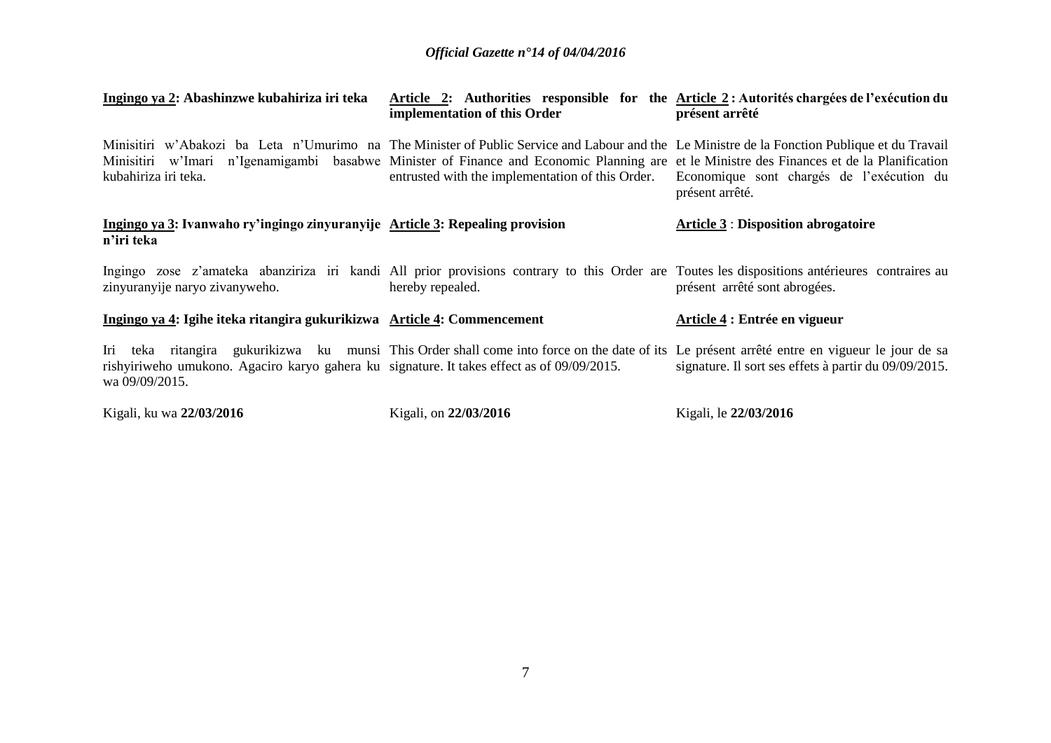**Ingingo ya 2: Abashinzwe kubahiriza iri teka**

Minisitiri w'Abakozi ba Leta n'Umurimo na Minisitiri w'Imari n'Igenamigambi basabwe kubahiriza iri teka.

**Ingingo ya 3: Ivanwaho ry'ingingo zinyuranyije n'iri teka**

Ingingo zose z'amateka abanziriza iri kandi zinyuranyije naryo zivanyweho.

**Ingingo ya 4: Igihe iteka ritangira gukurikizwa**

Iri teka ritangira gukurikizwa ku munsi rishyiriweho umukono. Agaciro karyo gahera ku wa 09/09/2015.

Kigali, ku wa **22/03/2016**

**Article 2: Authorities responsible for the implementation of this Order**

The Minister of Public Service and Labour and the Minister of Finance and Economic Planning are entrusted with the implementation of this Order.

**Article 3: Repealing provision**

All prior provisions contrary to this Order are hereby repealed.

**Article 4: Commencement**

This Order shall come into force on the date of its signature. It takes effect as of 09/09/2015.

Kigali, on **22/03/2016**

**Article 2 : Autorités chargées de l'exécution du présent arrêté**

Le Ministre de la Fonction Publique et du Travail et le Ministre des Finances et de la Planification Economique sont chargés de l'exécution du présent arrêté.

**Article 3 : Disposition abrogatoire**

Toutes les dispositions antérieures contraires au présent arrêté sont abrogées.

**Article 4 : Entrée en vigueur**

Le présent arrêté entre en vigueur le jour de sa signature. Il sort ses effets à partir du 09/09/2015.

Kigali, le **22/03/2016**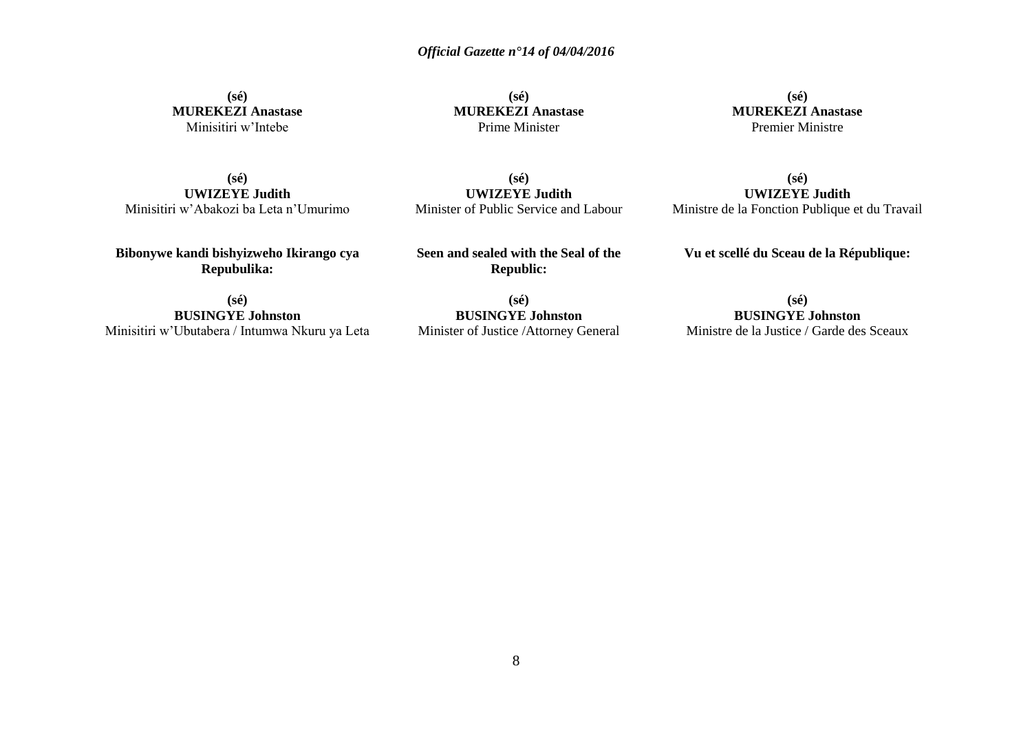**(sé)**
**MUREKEZI Anastase**
Minisitiri w'Intebe

**(sé)**
**MUREKEZI Anastase**
Prime Minister

**(sé)**
**MUREKEZI Anastase**
Premier Ministre

**(sé)**
**UWIZEYE Judith**
Minisitiri w'Abakozi ba Leta n'Umurimo

**(sé)**
**UWIZEYE Judith**
Minister of Public Service and Labour

**(sé)**
**UWIZEYE Judith**
Ministre de la Fonction Publique et du Travail

**Bibonywe kandi bishyizweho Ikirango cya Repubulika:**

**(sé)**
**BUSINGYE Johnston**
Minisitiri w'Ubutabera / Intumwa Nkuru ya Leta

**Seen and sealed with the Seal of the Republic:**

**(sé)**
**BUSINGYE Johnston**
Minister of Justice /Attorney General

**Vu et scellé du Sceau de la République:**

**(sé)**
**BUSINGYE Johnston**
Ministre de la Justice / Garde des Sceaux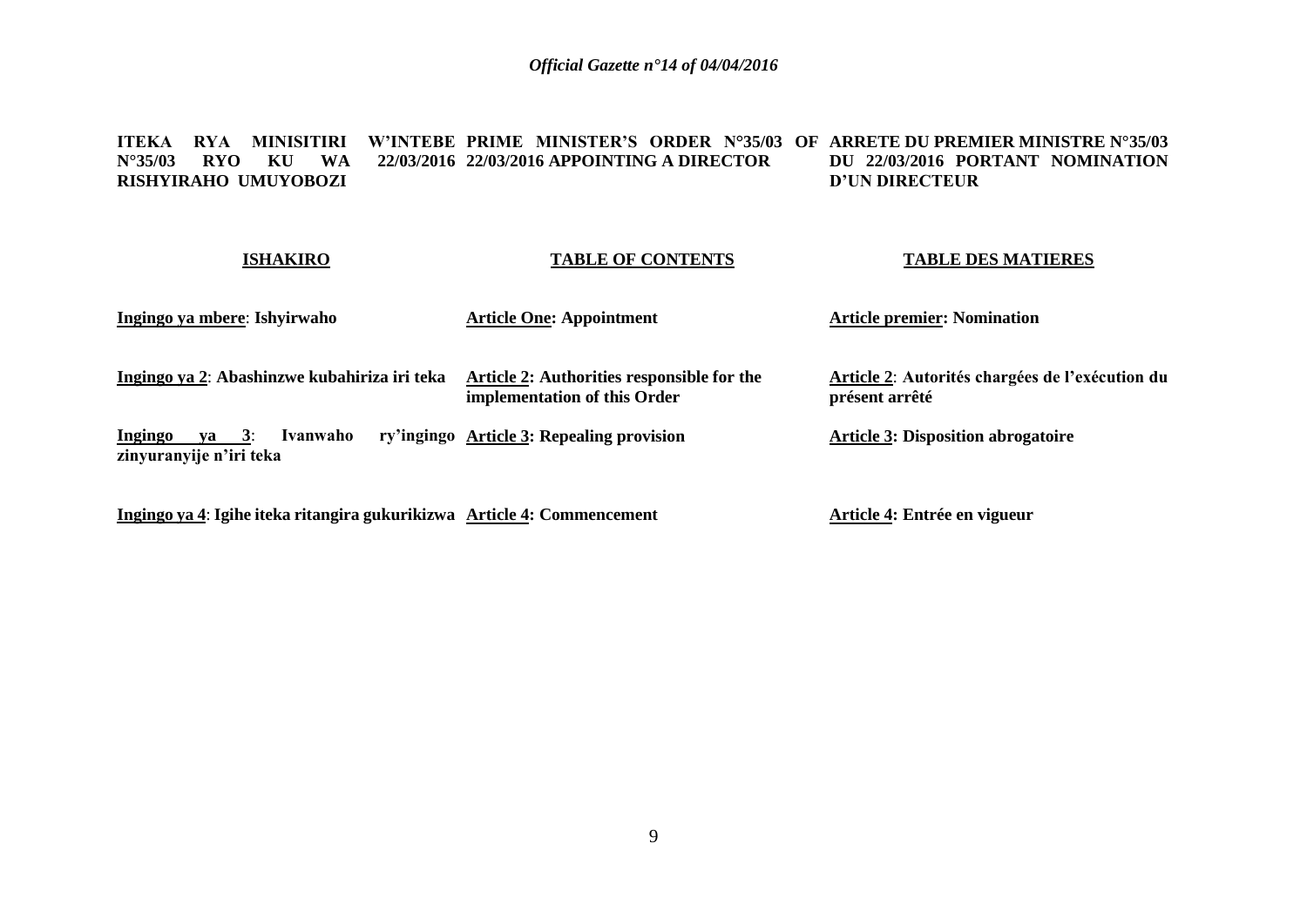**ITEKA RYA MINISITIRI W'INTEBE N°35/03 RYO KU WA 22/03/2016 RISHYIRAHO UMUYOBOZI**

**PRIME MINISTER'S ORDER N°35/03 OF 22/03/2016 APPOINTING A DIRECTOR**

**ARRETE DU PREMIER MINISTRE N°35/03 DU 22/03/2016 PORTANT NOMINATION D'UN DIRECTEUR**

| **ISHAKIRO** | **TABLE OF CONTENTS** | **TABLE DES MATIERES** |
|---|---|---|
| **Ingingo ya mbere: Ishyirwaho** | **Article One: Appointment** | **Article premier: Nomination** |
| **Ingingo ya 2: Abashinzwe kubahiriza iri teka** | **Article 2: Authorities responsible for the implementation of this Order** | **Article 2: Autorités chargées de l'exécution du présent arrêté** |
| **Ingingo ya 3: Ivanwaho ry'ingingo zinyuranyije n'iri teka** | **Article 3: Repealing provision** | **Article 3: Disposition abrogatoire** |
| **Ingingo ya 4: Igihe iteka ritangira gukurikizwa** | **Article 4: Commencement** | **Article 4: Entrée en vigueur** |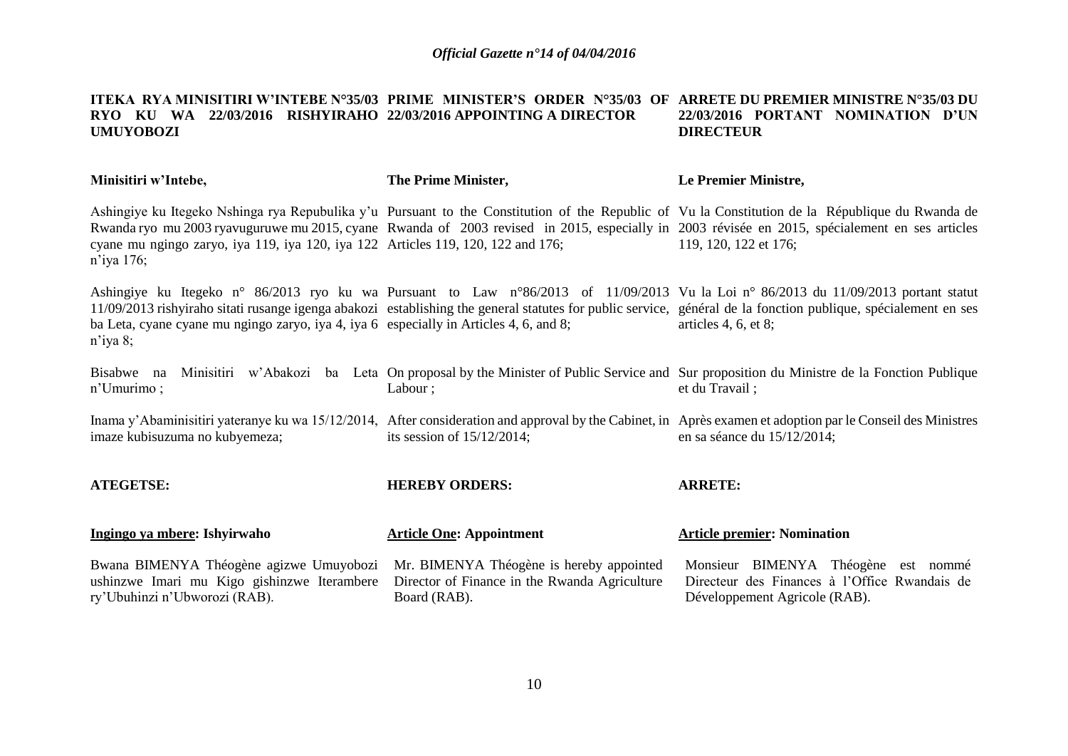**ITEKA RYA MINISITIRI W'INTEBE N°35/03 RYO KU WA 22/03/2016 RISHYIRAHO UMUYOBOZI**

**Minisitiri w'Intebe,**

Ashingiye ku Itegeko Nshinga rya Repubulika y'u Rwanda ryo mu 2003 ryavuguruwe mu 2015, cyane cyane mu ngingo zaryo, iya 119, iya 120, iya 122 n'iya 176;

Ashingiye ku Itegeko n° 86/2013 ryo ku wa 11/09/2013 rishyiraho sitati rusange igenga abakozi ba Leta, cyane cyane mu ngingo zaryo, iya 4, iya 6 n'iya 8;

Bisabwe na Minisitiri w'Abakozi ba Leta n'Umurimo ;

Inama y'Abaminisitiri yateranye ku wa 15/12/2014, imaze kubisuzuma no kubyemeza;

**ATEGETSE:**

**Ingingo ya mbere: Ishyirwaho**

Bwana BIMENYA Théogène agizwe Umuyobozi ushinzwe Imari mu Kigo gishinzwe Iterambere ry'Ubuhinzi n'Ubworozi (RAB).

**PRIME MINISTER'S ORDER N°35/03 OF 22/03/2016 APPOINTING A DIRECTOR**

**The Prime Minister,**

Pursuant to the Constitution of the Republic of Rwanda of 2003 revised in 2015, especially in Articles 119, 120, 122 and 176;

Pursuant to Law n°86/2013 of 11/09/2013 establishing the general statutes for public service, especially in Articles 4, 6, and 8;

On proposal by the Minister of Public Service and Labour ;

After consideration and approval by the Cabinet, in its session of 15/12/2014;

**HEREBY ORDERS:**

**Article One: Appointment**

Mr. BIMENYA Théogène is hereby appointed Director of Finance in the Rwanda Agriculture Board (RAB).

**ARRETE DU PREMIER MINISTRE N°35/03 DU 22/03/2016 PORTANT NOMINATION D'UN DIRECTEUR**

**Le Premier Ministre,**

Vu la Constitution de la République du Rwanda de 2003 révisée en 2015, spécialement en ses articles 119, 120, 122 et 176;

Vu la Loi n° 86/2013 du 11/09/2013 portant statut général de la fonction publique, spécialement en ses articles 4, 6, et 8;

Sur proposition du Ministre de la Fonction Publique et du Travail ;

Après examen et adoption par le Conseil des Ministres en sa séance du 15/12/2014;

**ARRETE:**

**Article premier: Nomination**

Monsieur BIMENYA Théogène est nommé Directeur des Finances à l'Office Rwandais de Développement Agricole (RAB).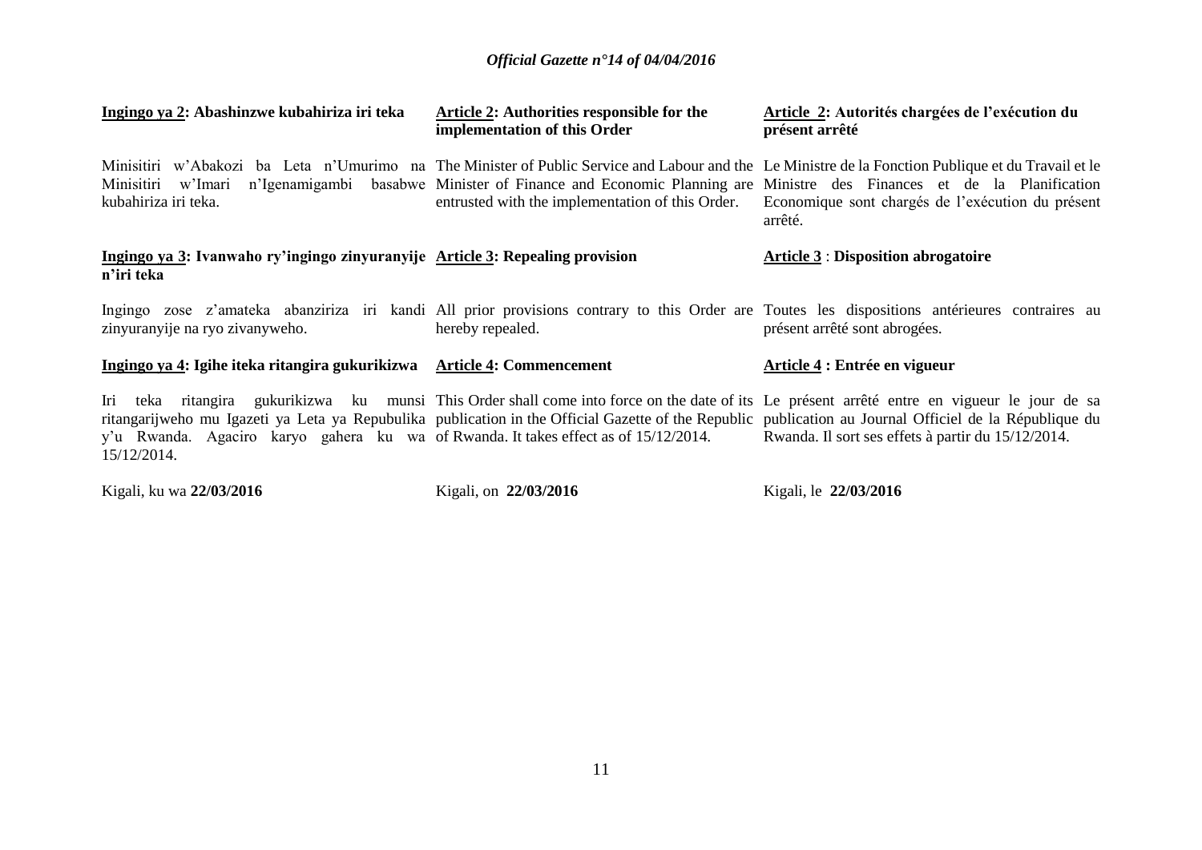**<u>Ingingo ya 2</u>: Abashinzwe kubahiriza iri teka**

Minisitiri w'Abakozi ba Leta n'Umurimo na Minisitiri w'Imari n'Igenamigambi basabwe kubahiriza iri teka.

**<u>Ingingo ya 3</u>: Ivanwaho ry'ingingo zinyuranyije n'iri teka**

Ingingo zose z'amateka abanziriza iri kandi zinyuranyije na ryo zivanyweho.

**<u>Ingingo ya 4</u>: Igihe iteka ritangira gukurikizwa**

Iri teka ritangira gukurikizwa ku munsi ritangarijweho mu Igazeti ya Leta ya Repubulika y'u Rwanda. Agaciro karyo gahera ku wa 15/12/2014.

Kigali, ku wa **22/03/2016**

**<u>Article 2</u>: Authorities responsible for the implementation of this Order**

The Minister of Public Service and Labour and the Minister of Finance and Economic Planning are entrusted with the implementation of this Order.

**<u>Article 3</u>: Repealing provision**

All prior provisions contrary to this Order are hereby repealed.

**<u>Article 4</u>: Commencement**

This Order shall come into force on the date of its publication in the Official Gazette of the Republic of Rwanda. It takes effect as of 15/12/2014.

Kigali, on **22/03/2016**

**<u>Article 2</u>: Autorités chargées de l'exécution du présent arrêté**

Le Ministre de la Fonction Publique et du Travail et le Ministre des Finances et de la Planification Economique sont chargés de l'exécution du présent arrêté.

**<u>Article 3</u> : Disposition abrogatoire**

Toutes les dispositions antérieures contraires au présent arrêté sont abrogées.

**<u>Article 4</u> : Entrée en vigueur**

Le présent arrêté entre en vigueur le jour de sa publication au Journal Officiel de la République du Rwanda. Il sort ses effets à partir du 15/12/2014.

Kigali, le **22/03/2016**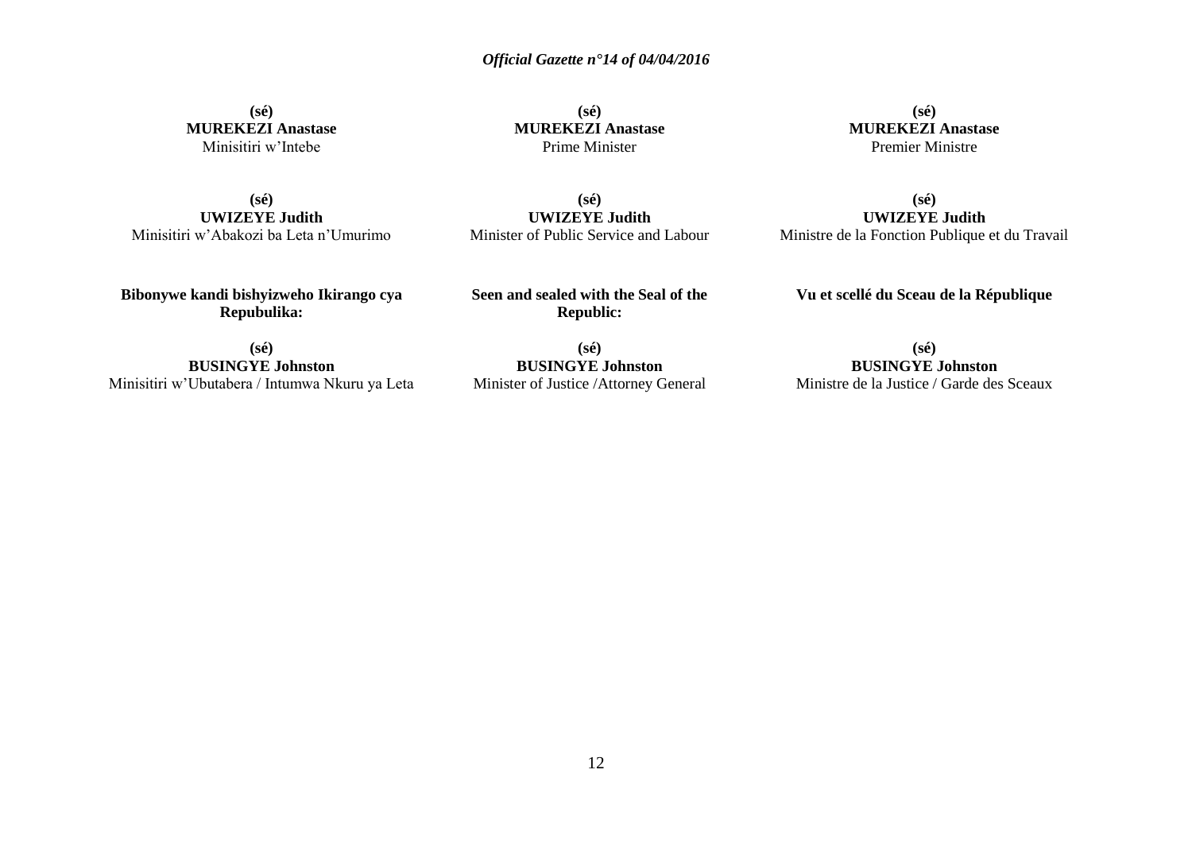**(sé)**
**MUREKEZI Anastase**
Minisitiri w'Intebe

**(sé)**
**UWIZEYE Judith**
Minisitiri w'Abakozi ba Leta n'Umurimo

**Bibonywe kandi bishyizweho Ikirango cya Repubulika:**

**(sé)**
**BUSINGYE Johnston**
Minisitiri w'Ubutabera / Intumwa Nkuru ya Leta

**(sé)**
**MUREKEZI Anastase**
Prime Minister

**(sé)**
**UWIZEYE Judith**
Minister of Public Service and Labour

**Seen and sealed with the Seal of the Republic:**

**(sé)**
**BUSINGYE Johnston**
Minister of Justice /Attorney General

**(sé)**
**MUREKEZI Anastase**
Premier Ministre

**(sé)**
**UWIZEYE Judith**
Ministre de la Fonction Publique et du Travail

**Vu et scellé du Sceau de la République**

**(sé)**
**BUSINGYE Johnston**
Ministre de la Justice / Garde des Sceaux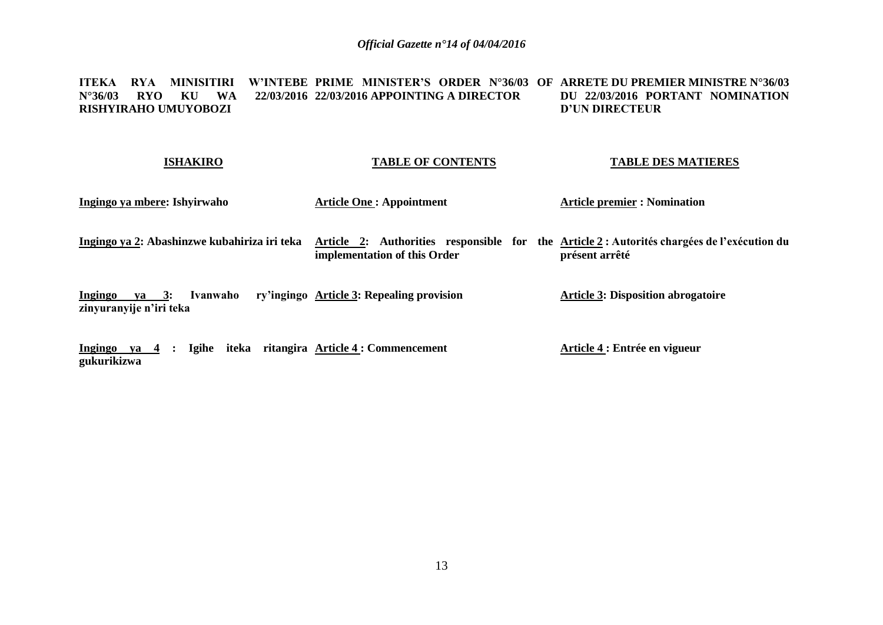**ITEKA RYA MINISITIRI W'INTEBE N°36/03 RYO KU WA 22/03/2016 RISHYIRAHO UMUYOBOZI**

**ISHAKIRO**

**Ingingo ya mbere: Ishyirwaho**

**Ingingo ya 2: Abashinzwe kubahiriza iri teka**

**Ingingo ya 3: Ivanwaho ry'ingingo zinyuranyije n'iri teka**

**Ingingo ya 4 : Igihe iteka ritangira gukurikizwa**

**PRIME MINISTER'S ORDER N°36/03 OF 22/03/2016 APPOINTING A DIRECTOR**

**TABLE OF CONTENTS**

**Article One : Appointment**

**Article 2: Authorities responsible for the implementation of this Order**

**Article 3: Repealing provision**

**Article 4 : Commencement**

**ARRETE DU PREMIER MINISTRE N°36/03 DU 22/03/2016 PORTANT NOMINATION D'UN DIRECTEUR**

**TABLE DES MATIERES**

**Article premier : Nomination**

**Article 2 : Autorités chargées de l'exécution du présent arrêté**

**Article 3: Disposition abrogatoire**

**Article 4 : Entrée en vigueur**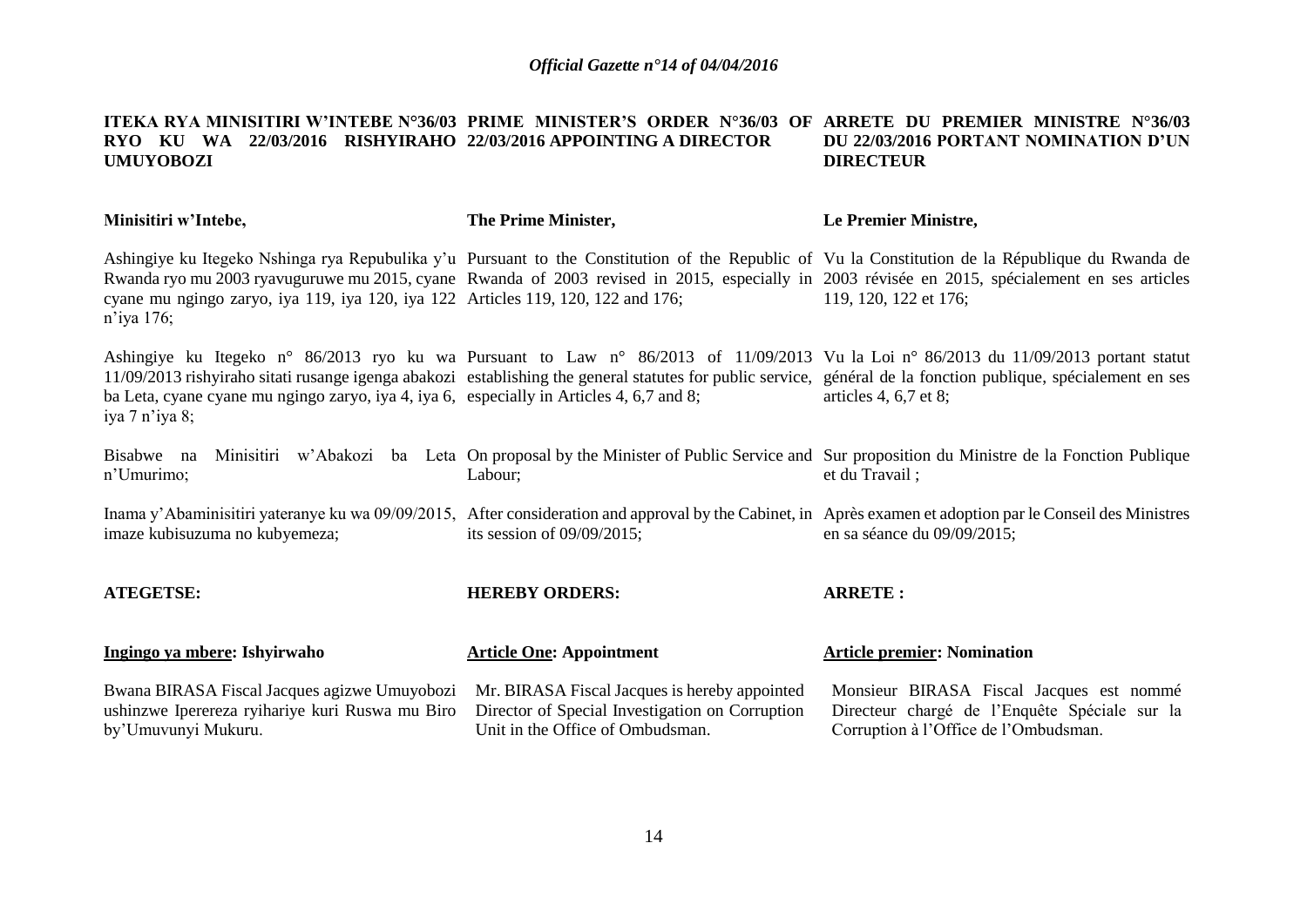**ITEKA RYA MINISITIRI W'INTEBE N°36/03 RYO KU WA 22/03/2016 RISHYIRAHO UMUYOBOZI**

**PRIME MINISTER'S ORDER N°36/03 OF 22/03/2016 APPOINTING A DIRECTOR**

**ARRETE DU PREMIER MINISTRE N°36/03 DU 22/03/2016 PORTANT NOMINATION D'UN DIRECTEUR**

| | | |
|---|---|---|
| **Minisitiri w'Intebe,** | **The Prime Minister,** | **Le Premier Ministre,** |
| Ashingiye ku Itegeko Nshinga rya Repubulika y'u Rwanda ryo mu 2003 ryavuguruwe mu 2015, cyane cyane mu ngingo zaryo, iya 119, iya 120, iya 122 n'iya 176; | Pursuant to the Constitution of the Republic of Rwanda of 2003 revised in 2015, especially in Articles 119, 120, 122 and 176; | Vu la Constitution de la République du Rwanda de 2003 révisée en 2015, spécialement en ses articles 119, 120, 122 et 176; |
| Ashingiye ku Itegeko n° 86/2013 ryo ku wa 11/09/2013 rishyiraho sitati rusange igenga abakozi ba Leta, cyane cyane mu ngingo zaryo, iya 4, iya 6, iya 7 n'iya 8; | Pursuant to Law n° 86/2013 of 11/09/2013 establishing the general statutes for public service, especially in Articles 4, 6,7 and 8; | Vu la Loi n° 86/2013 du 11/09/2013 portant statut général de la fonction publique, spécialement en ses articles 4, 6,7 et 8; |
| Bisabwe na Minisitiri w'Abakozi ba Leta n'Umurimo; | On proposal by the Minister of Public Service and Labour; | Sur proposition du Ministre de la Fonction Publique et du Travail ; |
| Inama y'Abaminisitiri yateranye ku wa 09/09/2015, imaze kubisuzuma no kubyemeza; | After consideration and approval by the Cabinet, in its session of 09/09/2015; | Après examen et adoption par le Conseil des Ministres en sa séance du 09/09/2015; |
| **ATEGETSE:** | **HEREBY ORDERS:** | **ARRETE :** |
| **Ingingo ya mbere: Ishyirwaho** | **Article One: Appointment** | **Article premier: Nomination** |
| Bwana BIRASA Fiscal Jacques agizwe Umuyobozi ushinzwe Iperereza ryihariye kuri Ruswa mu Biro by'Umuvunyi Mukuru. | Mr. BIRASA Fiscal Jacques is hereby appointed Director of Special Investigation on Corruption Unit in the Office of Ombudsman. | Monsieur BIRASA Fiscal Jacques est nommé Directeur chargé de l'Enquête Spéciale sur la Corruption à l'Office de l'Ombudsman. |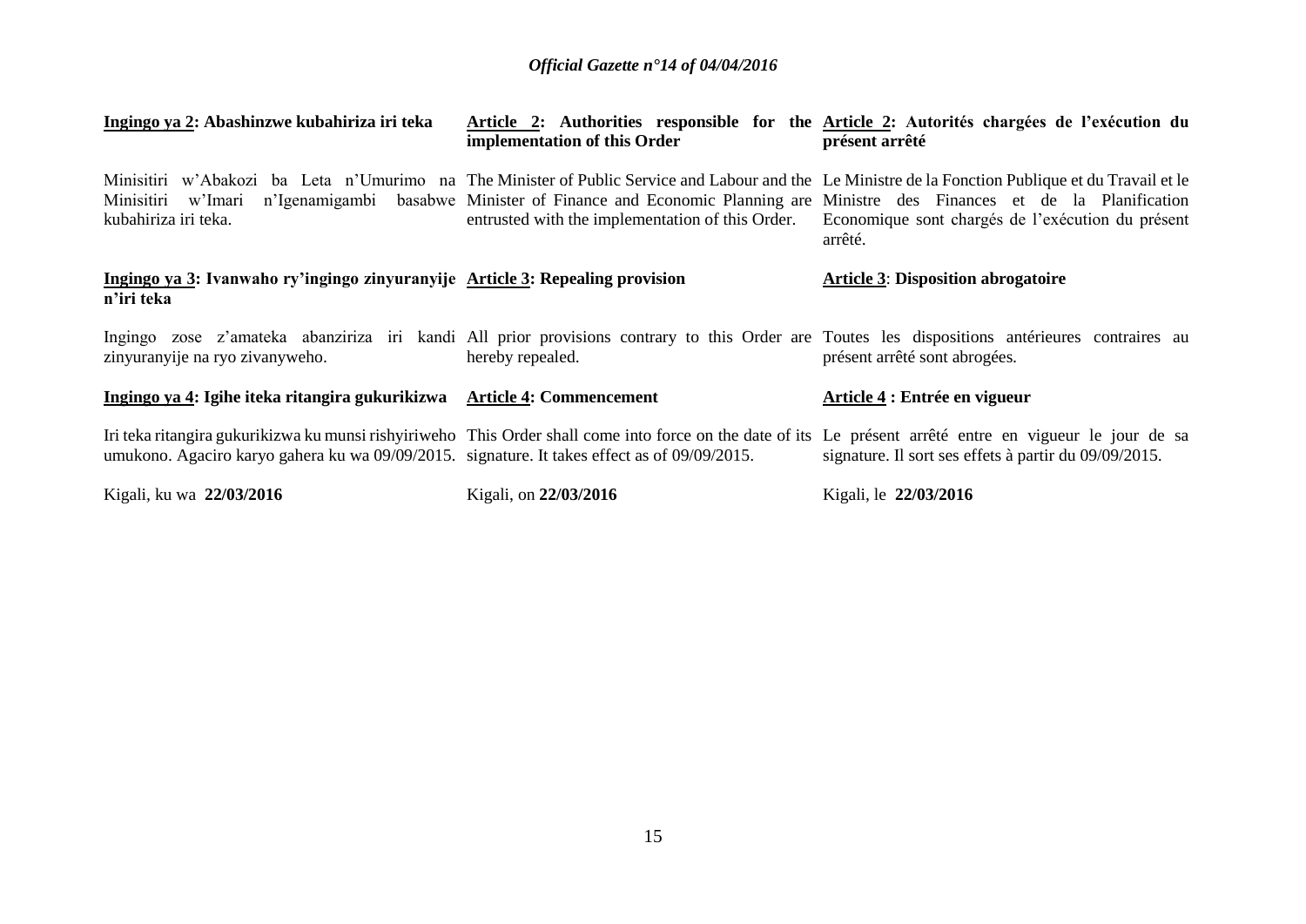**Ingingo ya 2: Abashinzwe kubahiriza iri teka**

Minisitiri w'Abakozi ba Leta n'Umurimo na Minisitiri w'Imari n'Igenamigambi basabwe kubahiriza iri teka.

**Ingingo ya 3: Ivanwaho ry'ingingo zinyuranyije n'iri teka**

Ingingo zose z'amateka abanziriza iri kandi zinyuranyije na ryo zivanyweho.

**Ingingo ya 4: Igihe iteka ritangira gukurikizwa**

Iri teka ritangira gukurikizwa ku munsi rishyiriweho umukono. Agaciro karyo gahera ku wa 09/09/2015.

Kigali, ku wa **22/03/2016**

**Article 2: Authorities responsible for the implementation of this Order**

The Minister of Public Service and Labour and the Minister of Finance and Economic Planning are entrusted with the implementation of this Order.

**Article 3: Repealing provision**

All prior provisions contrary to this Order are hereby repealed.

**Article 4: Commencement**

This Order shall come into force on the date of its signature. It takes effect as of 09/09/2015.

Kigali, on **22/03/2016**

**Article 2: Autorités chargées de l'exécution du présent arrêté**

Le Ministre de la Fonction Publique et du Travail et le Ministre des Finances et de la Planification Economique sont chargés de l'exécution du présent arrêté.

**Article 3: Disposition abrogatoire**

Toutes les dispositions antérieures contraires au présent arrêté sont abrogées.

**Article 4 : Entrée en vigueur**

Le présent arrêté entre en vigueur le jour de sa signature. Il sort ses effets à partir du 09/09/2015.

Kigali, le **22/03/2016**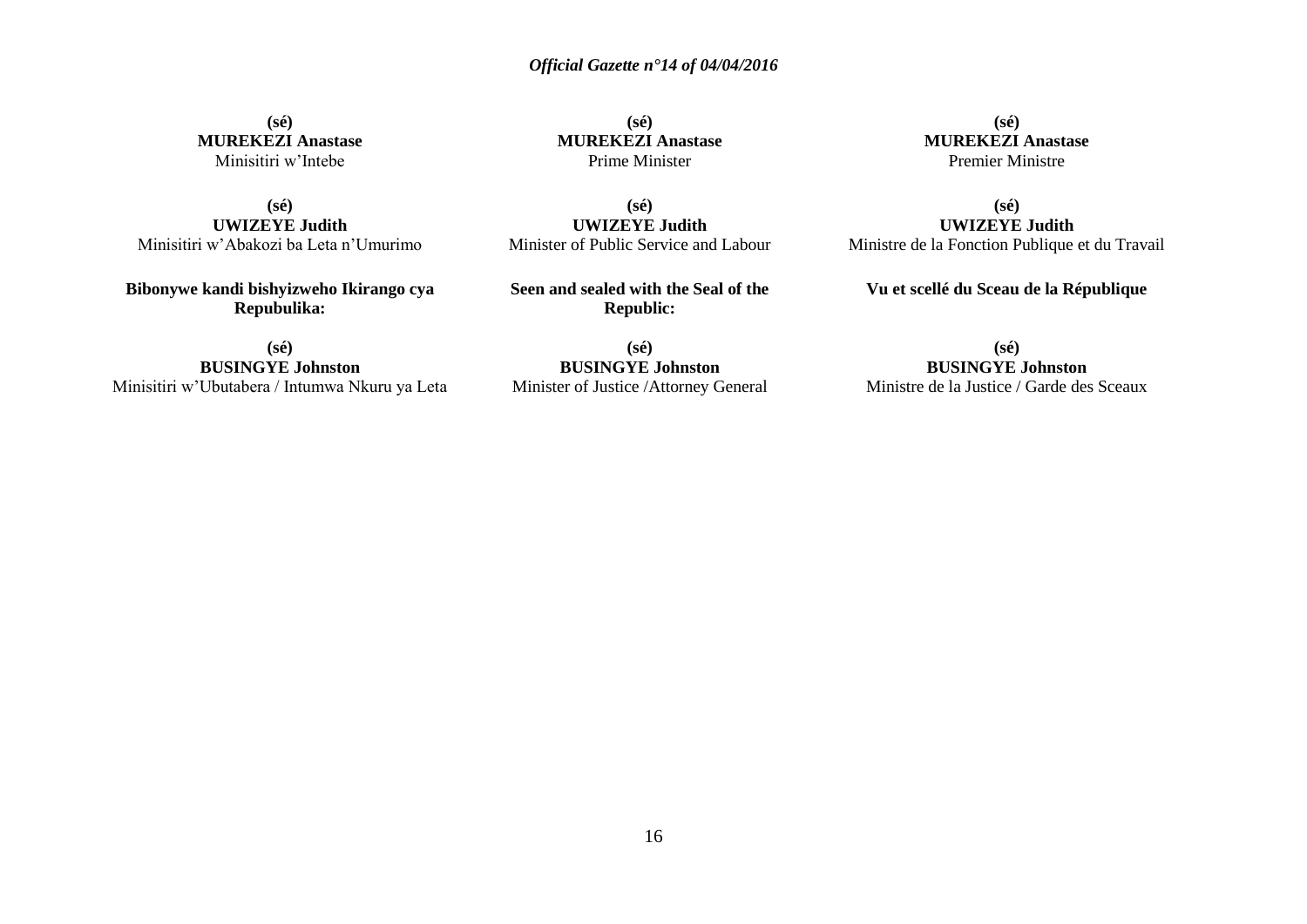**(sé)**
**MUREKEZI Anastase**
Minisitiri w'Intebe

**(sé)**
**UWIZEYE Judith**
Minisitiri w'Abakozi ba Leta n'Umurimo

**Bibonywe kandi bishyizweho Ikirango cya Repubulika:**

**(sé)**
**BUSINGYE Johnston**
Minisitiri w'Ubutabera / Intumwa Nkuru ya Leta

**(sé)**
**MUREKEZI Anastase**
Prime Minister

**(sé)**
**UWIZEYE Judith**
Minister of Public Service and Labour

**Seen and sealed with the Seal of the Republic:**

**(sé)**
**BUSINGYE Johnston**
Minister of Justice /Attorney General

**(sé)**
**MUREKEZI Anastase**
Premier Ministre

**(sé)**
**UWIZEYE Judith**
Ministre de la Fonction Publique et du Travail

**Vu et scellé du Sceau de la République**

**(sé)**
**BUSINGYE Johnston**
Ministre de la Justice / Garde des Sceaux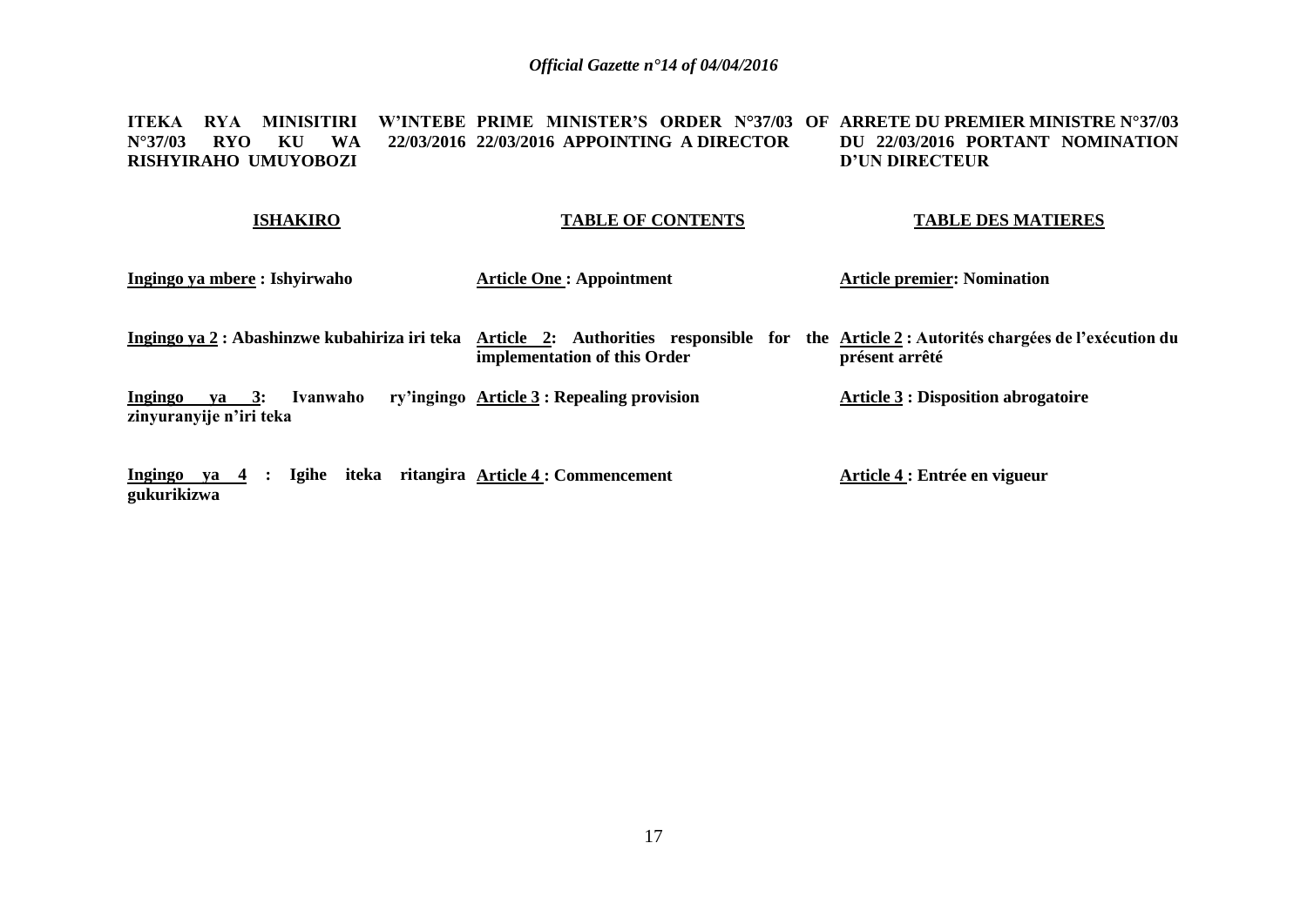**ITEKA RYA MINISITIRI W'INTEBE N°37/03 RYO KU WA 22/03/2016 RISHYIRAHO UMUYOBOZI**

**PRIME MINISTER'S ORDER N°37/03 OF 22/03/2016 APPOINTING A DIRECTOR**

**ARRETE DU PREMIER MINISTRE N°37/03 DU 22/03/2016 PORTANT NOMINATION D'UN DIRECTEUR**

| **ISHAKIRO** | **TABLE OF CONTENTS** | **TABLE DES MATIERES** |
|---|---|---|
| **Ingingo ya mbere : Ishyirwaho** | **Article One : Appointment** | **Article premier: Nomination** |
| **Ingingo ya 2 : Abashinzwe kubahiriza iri teka** | **Article 2: Authorities responsible for the implementation of this Order** | **Article 2 : Autorités chargées de l'exécution du présent arrêté** |
| **Ingingo ya 3: Ivanwaho ry'ingingo zinyuranyije n'iri teka** | **Article 3 : Repealing provision** | **Article 3 : Disposition abrogatoire** |
| **Ingingo ya 4 : Igihe iteka ritangira gukurikizwa** | **Article 4 : Commencement** | **Article 4 : Entrée en vigueur** |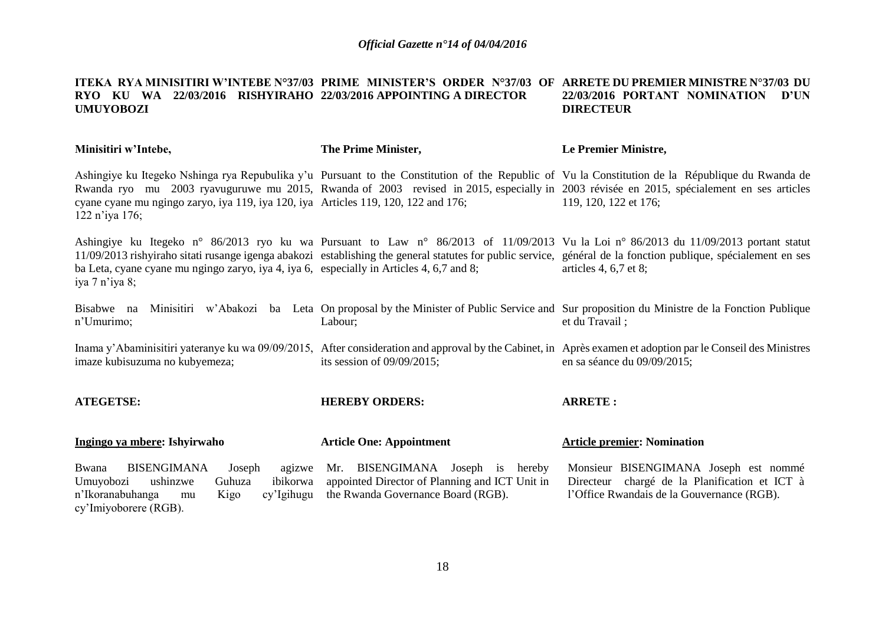**ITEKA RYA MINISITIRI W'INTEBE N°37/03 RYO KU WA 22/03/2016 RISHYIRAHO UMUYOBOZI**

**Minisitiri w'Intebe,**

Ashingiye ku Itegeko Nshinga rya Repubulika y'u Rwanda ryo mu 2003 ryavuguruwe mu 2015, cyane cyane mu ngingo zaryo, iya 119, iya 120, iya 122 n'iya 176;

Ashingiye ku Itegeko n° 86/2013 ryo ku wa 11/09/2013 rishyiraho sitati rusange igenga abakozi ba Leta, cyane cyane mu ngingo zaryo, iya 4, iya 6, iya 7 n'iya 8;

Bisabwe na Minisitiri w'Abakozi ba Leta n'Umurimo;

Inama y'Abaminisitiri yateranye ku wa 09/09/2015, imaze kubisuzuma no kubyemeza;

**ATEGETSE:**

**Ingingo ya mbere: Ishyirwaho**

Bwana BISENGIMANA Joseph agizwe Umuyobozi ushinzwe Guhuza ibikorwa n'Ikoranabuhanga mu Kigo cy'Igihugu cy'Imiyoborere (RGB).

**PRIME MINISTER'S ORDER N°37/03 OF 22/03/2016 APPOINTING A DIRECTOR**

**The Prime Minister,**

Pursuant to the Constitution of the Republic of Rwanda of 2003 revised in 2015, especially in Articles 119, 120, 122 and 176;

Pursuant to Law n° 86/2013 of 11/09/2013 establishing the general statutes for public service, especially in Articles 4, 6,7 and 8;

On proposal by the Minister of Public Service and Labour;

After consideration and approval by the Cabinet, in its session of 09/09/2015;

**HEREBY ORDERS:**

**Article One: Appointment**

Mr. BISENGIMANA Joseph is hereby appointed Director of Planning and ICT Unit in the Rwanda Governance Board (RGB).

**ARRETE DU PREMIER MINISTRE N°37/03 DU 22/03/2016 PORTANT NOMINATION D'UN DIRECTEUR**

**Le Premier Ministre,**

Vu la Constitution de la République du Rwanda de 2003 révisée en 2015, spécialement en ses articles 119, 120, 122 et 176;

Vu la Loi n° 86/2013 du 11/09/2013 portant statut général de la fonction publique, spécialement en ses articles 4, 6,7 et 8;

Sur proposition du Ministre de la Fonction Publique et du Travail ;

Après examen et adoption par le Conseil des Ministres en sa séance du 09/09/2015;

**ARRETE :**

**Article premier: Nomination**

Monsieur BISENGIMANA Joseph est nommé Directeur chargé de la Planification et ICT à l'Office Rwandais de la Gouvernance (RGB).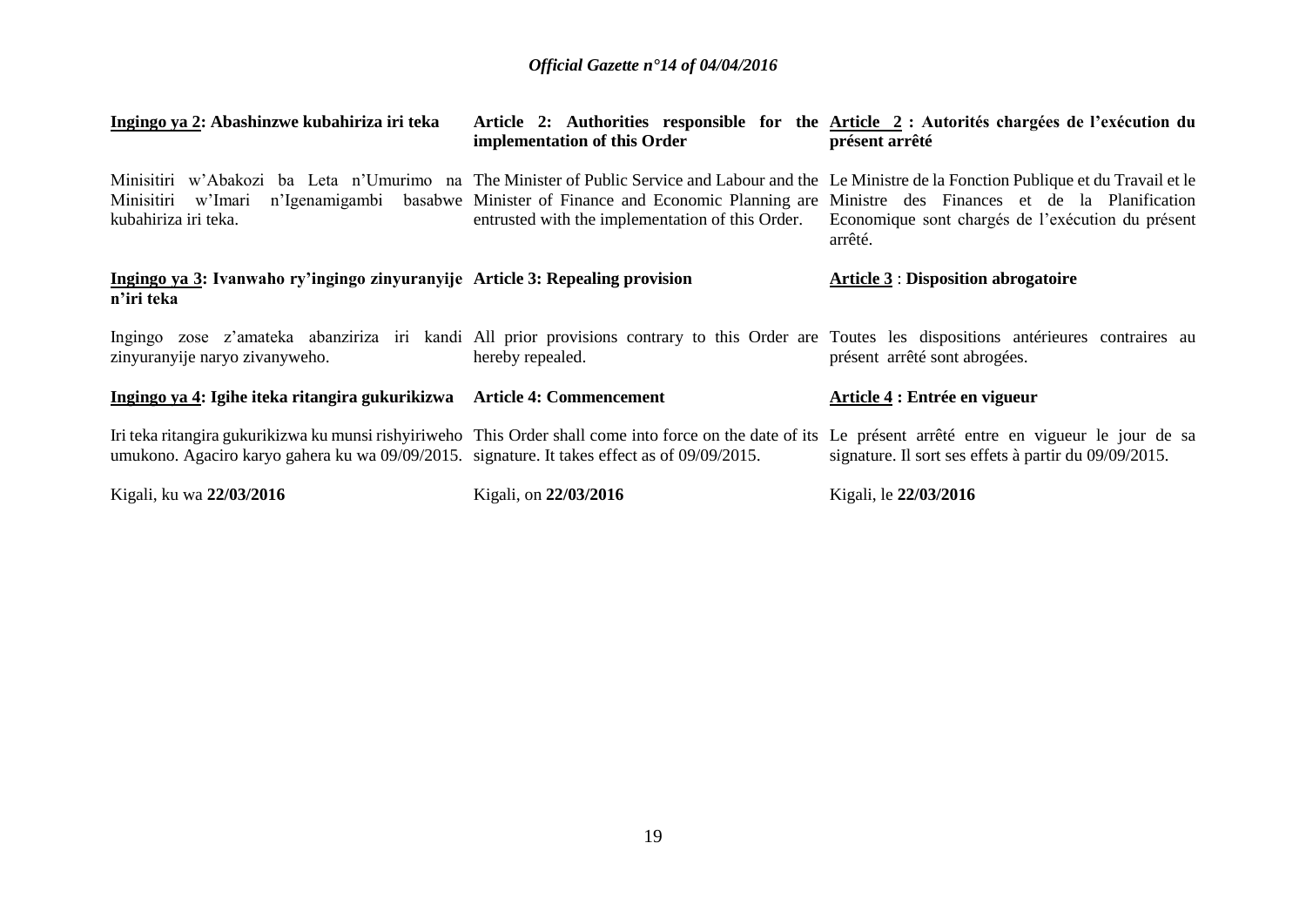**Ingingo ya 2: Abashinzwe kubahiriza iri teka**

Minisitiri w'Abakozi ba Leta n'Umurimo na Minisitiri w'Imari n'Igenamigambi basabwe kubahiriza iri teka.

**Ingingo ya 3: Ivanwaho ry'ingingo zinyuranyije n'iri teka**

Ingingo zose z'amateka abanziriza iri kandi zinyuranyije naryo zivanyweho.

**Ingingo ya 4: Igihe iteka ritangira gukurikizwa**

Iri teka ritangira gukurikizwa ku munsi rishyiriweho umukono. Agaciro karyo gahera ku wa 09/09/2015.

Kigali, ku wa **22/03/2016**

**Article 2: Authorities responsible for the implementation of this Order**

The Minister of Public Service and Labour and the Minister of Finance and Economic Planning are entrusted with the implementation of this Order.

**Article 3: Repealing provision**

All prior provisions contrary to this Order are hereby repealed.

**Article 4: Commencement**

This Order shall come into force on the date of its signature. It takes effect as of 09/09/2015.

Kigali, on **22/03/2016**

**Article 2 : Autorités chargées de l'exécution du présent arrêté**

Le Ministre de la Fonction Publique et du Travail et le Ministre des Finances et de la Planification Economique sont chargés de l'exécution du présent arrêté.

**Article 3 : Disposition abrogatoire**

Toutes les dispositions antérieures contraires au présent arrêté sont abrogées.

**Article 4 : Entrée en vigueur**

Le présent arrêté entre en vigueur le jour de sa signature. Il sort ses effets à partir du 09/09/2015.

Kigali, le **22/03/2016**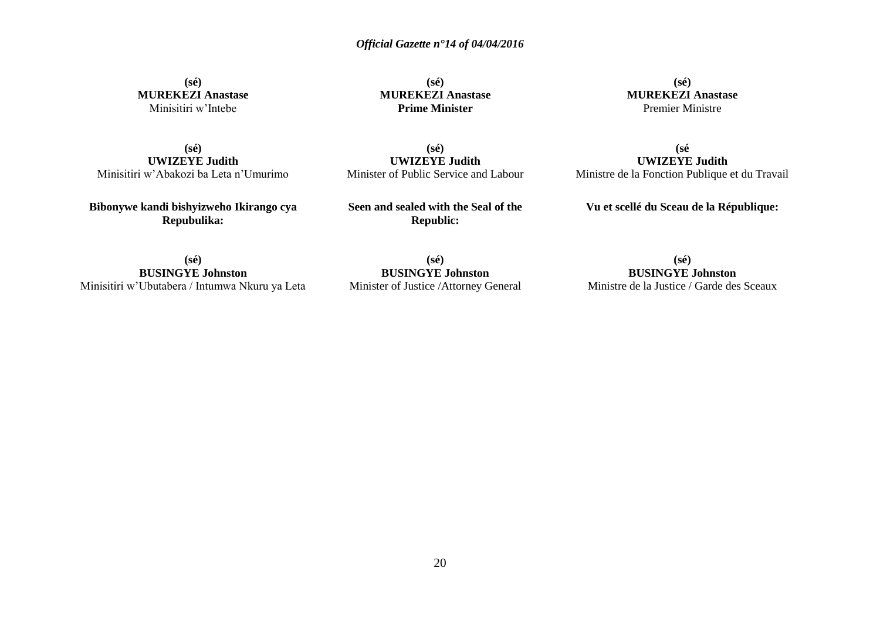**(sé)**
**MUREKEZI Anastase**
Minisitiri w'Intebe

**(sé)**
**UWIZEYE Judith**
Minisitiri w'Abakozi ba Leta n'Umurimo

**Bibonywe kandi bishyizweho Ikirango cya Repubulika:**

**(sé)**
**BUSINGYE Johnston**
Minisitiri w'Ubutabera / Intumwa Nkuru ya Leta

**(sé)**
**MUREKEZI Anastase**
**Prime Minister**

**(sé)**
**UWIZEYE Judith**
Minister of Public Service and Labour

**Seen and sealed with the Seal of the Republic:**

**(sé)**
**BUSINGYE Johnston**
Minister of Justice /Attorney General

**(sé)**
**MUREKEZI Anastase**
Premier Ministre

**(sé**
**UWIZEYE Judith**
Ministre de la Fonction Publique et du Travail

**Vu et scellé du Sceau de la République:**

**(sé)**
**BUSINGYE Johnston**
Ministre de la Justice / Garde des Sceaux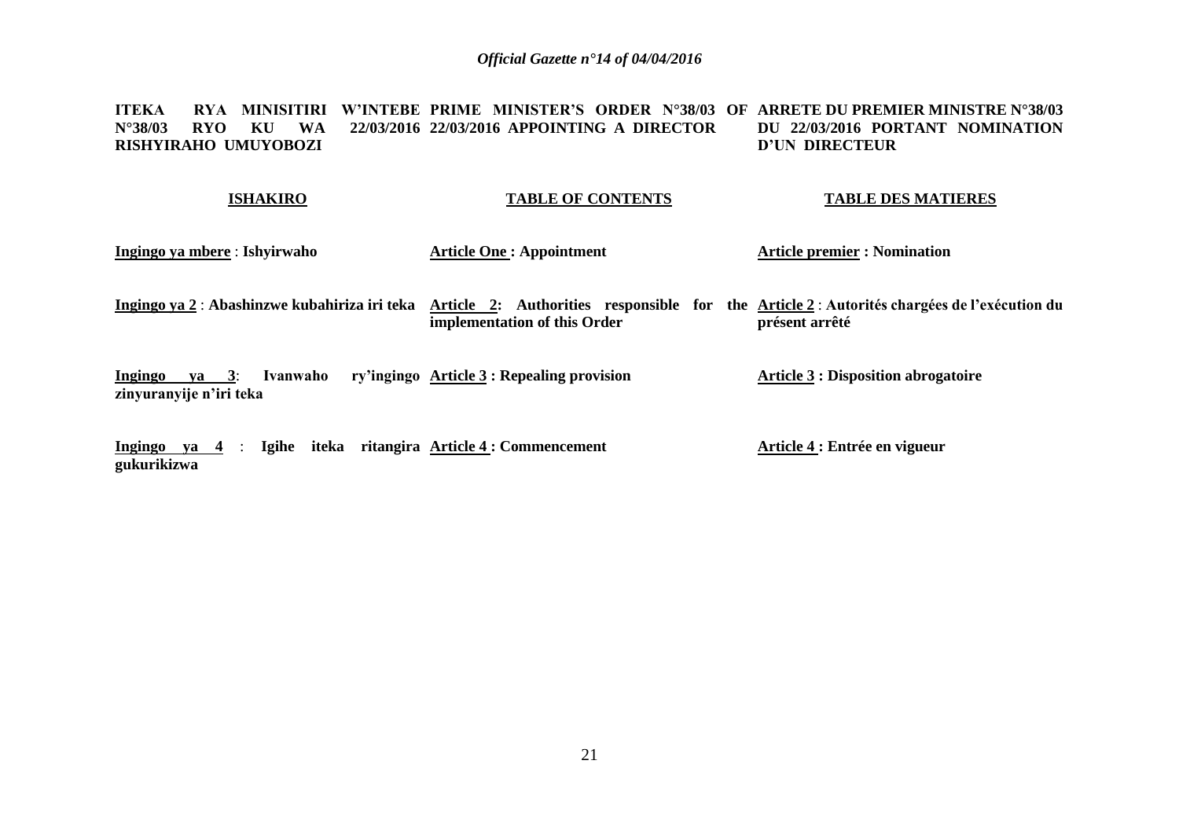**ITEKA RYA MINISITIRI W'INTEBE N°38/03 RYO KU WA 22/03/2016 RISHYIRAHO UMUYOBOZI**

**PRIME MINISTER'S ORDER N°38/03 OF 22/03/2016 APPOINTING A DIRECTOR**

**ARRETE DU PREMIER MINISTRE N°38/03 DU 22/03/2016 PORTANT NOMINATION D'UN DIRECTEUR**

| **ISHAKIRO** | **TABLE OF CONTENTS** | **TABLE DES MATIERES** |
|---|---|---|
| **Ingingo ya mbere** : **Ishyirwaho** | **Article One : Appointment** | **Article premier : Nomination** |
| **Ingingo ya 2** : **Abashinzwe kubahiriza iri teka** | **Article 2: Authorities responsible for the implementation of this Order** | **Article 2** : **Autorités chargées de l'exécution du présent arrêté** |
| **Ingingo ya 3**: **Ivanwaho ry'ingingo zinyuranyije n'iri teka** | **Article 3 : Repealing provision** | **Article 3 : Disposition abrogatoire** |
| **Ingingo ya 4** : **Igihe iteka ritangira gukurikizwa** | **Article 4 : Commencement** | **Article 4 : Entrée en vigueur** |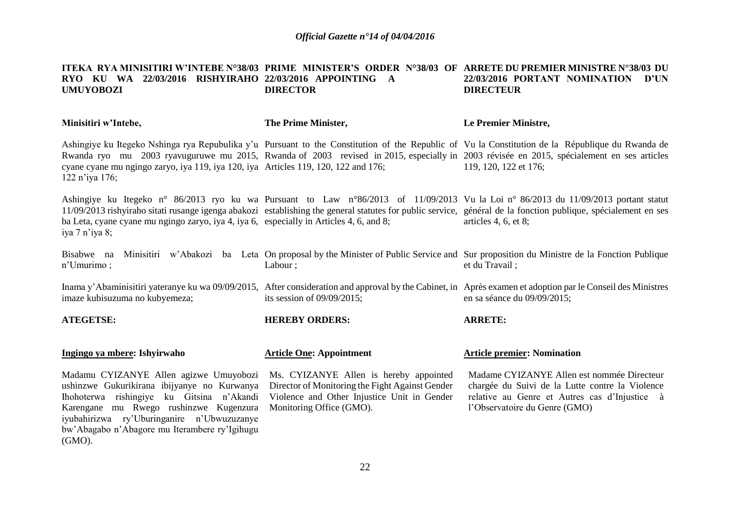**ITEKA RYA MINISITIRI W'INTEBE N°38/03 RYO KU WA 22/03/2016 RISHYIRAHO UMUYOBOZI**

**Minisitiri w'Intebe,**

Ashingiye ku Itegeko Nshinga rya Repubulika y'u Rwanda ryo mu 2003 ryavuguruwe mu 2015, cyane cyane mu ngingo zaryo, iya 119, iya 120, iya 122 n'iya 176;

Ashingiye ku Itegeko n° 86/2013 ryo ku wa 11/09/2013 rishyiraho sitati rusange igenga abakozi ba Leta, cyane cyane mu ngingo zaryo, iya 4, iya 6, iya 7 n'iya 8;

Bisabwe na Minisitiri w'Abakozi ba Leta n'Umurimo ;

Inama y'Abaminisitiri yateranye ku wa 09/09/2015, imaze kubisuzuma no kubyemeza;

**ATEGETSE:**

**Ingingo ya mbere: Ishyirwaho**

Madamu CYIZANYE Allen agizwe Umuyobozi ushinzwe Gukurikirana ibijyanye no Kurwanya Ihohoterwa rishingiye ku Gitsina n'Akandi Karengane mu Rwego rushinzwe Kugenzura iyubahirizwa ry'Uburinganire n'Ubwuzuzanye bw'Abagabo n'Abagore mu Iterambere ry'Igihugu (GMO).

**PRIME MINISTER'S ORDER N°38/03 OF 22/03/2016 APPOINTING A DIRECTOR**

**The Prime Minister,**

Pursuant to the Constitution of the Republic of Rwanda of 2003 revised in 2015, especially in Articles 119, 120, 122 and 176;

Pursuant to Law n°86/2013 of 11/09/2013 establishing the general statutes for public service, especially in Articles 4, 6, and 8;

On proposal by the Minister of Public Service and Labour ;

After consideration and approval by the Cabinet, in its session of 09/09/2015;

**HEREBY ORDERS:**

**Article One: Appointment**

Ms. CYIZANYE Allen is hereby appointed Director of Monitoring the Fight Against Gender Violence and Other Injustice Unit in Gender Monitoring Office (GMO).

**ARRETE DU PREMIER MINISTRE N°38/03 DU 22/03/2016 PORTANT NOMINATION D'UN DIRECTEUR**

**Le Premier Ministre,**

Vu la Constitution de la République du Rwanda de 2003 révisée en 2015, spécialement en ses articles 119, 120, 122 et 176;

Vu la Loi n° 86/2013 du 11/09/2013 portant statut général de la fonction publique, spécialement en ses articles 4, 6, et 8;

Sur proposition du Ministre de la Fonction Publique et du Travail ;

Après examen et adoption par le Conseil des Ministres en sa séance du 09/09/2015;

**ARRETE:**

**Article premier: Nomination**

Madame CYIZANYE Allen est nommée Directeur chargée du Suivi de la Lutte contre la Violence relative au Genre et Autres cas d'Injustice à l'Observatoire du Genre (GMO)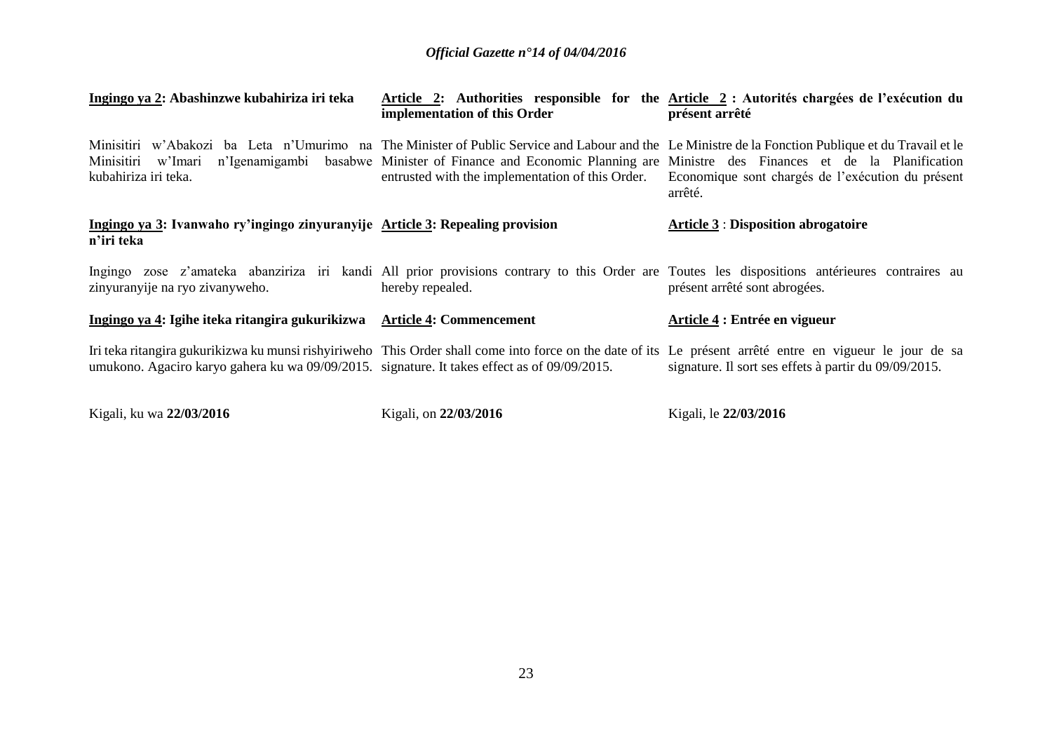**Ingingo ya 2: Abashinzwe kubahiriza iri teka**

Minisitiri w'Abakozi ba Leta n'Umurimo na Minisitiri w'Imari n'Igenamigambi basabwe kubahiriza iri teka.

**Ingingo ya 3: Ivanwaho ry'ingingo zinyuranyije n'iri teka**

Ingingo zose z'amateka abanziriza iri kandi zinyuranyije na ryo zivanyweho.

**Ingingo ya 4: Igihe iteka ritangira gukurikizwa**

Iri teka ritangira gukurikizwa ku munsi rishyiriweho umukono. Agaciro karyo gahera ku wa 09/09/2015.

Kigali, ku wa **22/03/2016**

**Article 2: Authorities responsible for the implementation of this Order**

The Minister of Public Service and Labour and the Minister of Finance and Economic Planning are entrusted with the implementation of this Order.

**Article 3: Repealing provision**

All prior provisions contrary to this Order are hereby repealed.

**Article 4: Commencement**

This Order shall come into force on the date of its signature. It takes effect as of 09/09/2015.

Kigali, on **22/03/2016**

**Article 2 : Autorités chargées de l'exécution du présent arrêté**

Le Ministre de la Fonction Publique et du Travail et le Ministre des Finances et de la Planification Economique sont chargés de l'exécution du présent arrêté.

**Article 3 : Disposition abrogatoire**

Toutes les dispositions antérieures contraires au présent arrêté sont abrogées.

**Article 4 : Entrée en vigueur**

Le présent arrêté entre en vigueur le jour de sa signature. Il sort ses effets à partir du 09/09/2015.

Kigali, le **22/03/2016**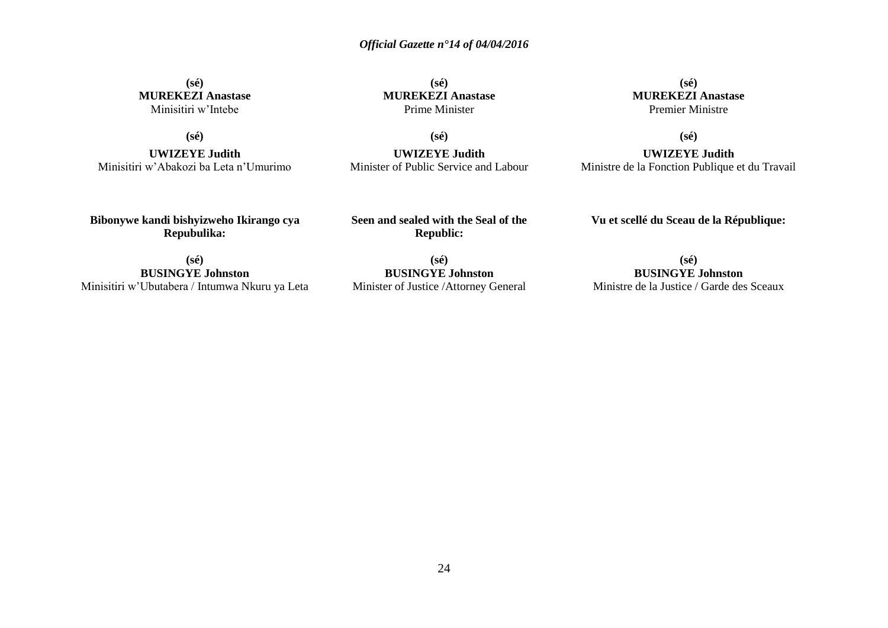**(sé)**
**MUREKEZI Anastase**
Minisitiri w'Intebe

**(sé)**
**UWIZEYE Judith**
Minisitiri w'Abakozi ba Leta n'Umurimo

**Bibonywe kandi bishyizweho Ikirango cya Repubulika:**

**(sé)**
**BUSINGYE Johnston**
Minisitiri w'Ubutabera / Intumwa Nkuru ya Leta

**(sé)**
**MUREKEZI Anastase**
Prime Minister

**(sé)**
**UWIZEYE Judith**
Minister of Public Service and Labour

**Seen and sealed with the Seal of the Republic:**

**(sé)**
**BUSINGYE Johnston**
Minister of Justice /Attorney General

**(sé)**
**MUREKEZI Anastase**
Premier Ministre

**(sé)**
**UWIZEYE Judith**
Ministre de la Fonction Publique et du Travail

**Vu et scellé du Sceau de la République:**

**(sé)**
**BUSINGYE Johnston**
Ministre de la Justice / Garde des Sceaux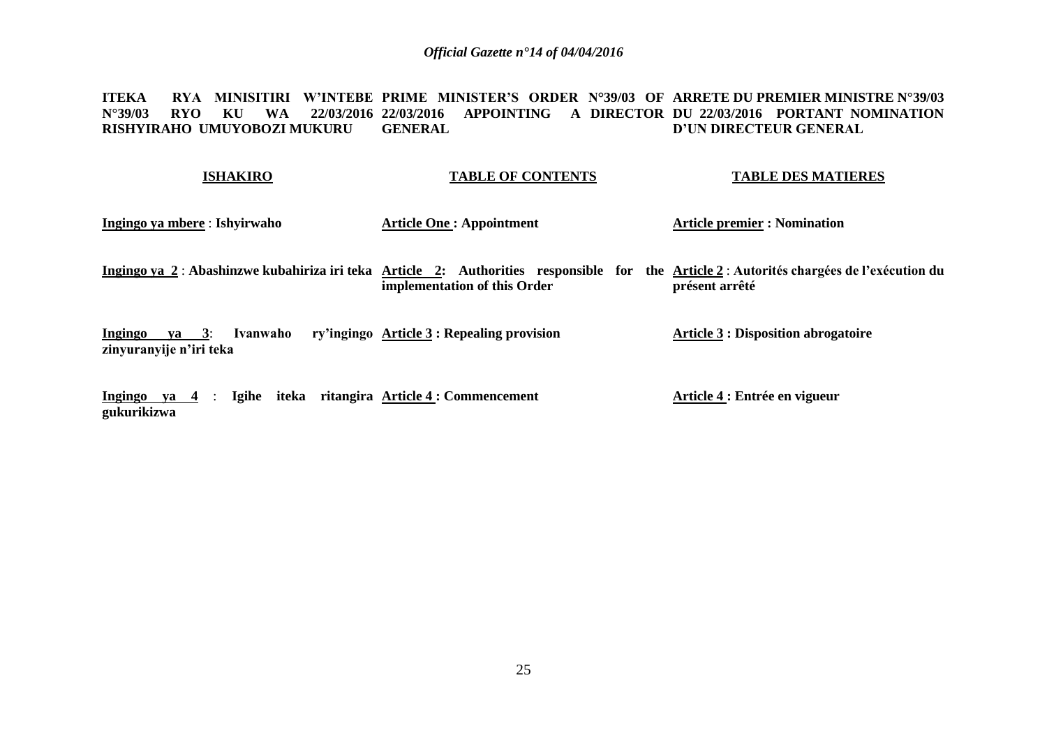**ITEKA RYA MINISITIRI W'INTEBE N°39/03 RYO KU WA 22/03/2016 RISHYIRAHO UMUYOBOZI MUKURU**

**ISHAKIRO**

**<u>Ingingo ya mbere</u> : Ishyirwaho**

**<u>Ingingo ya 2</u> : Abashinzwe kubahiriza iri teka**

**<u>Ingingo ya 3</u>: Ivanwaho ry'ingingo zinyuranyije n'iri teka**

**<u>Ingingo ya 4</u> : Igihe iteka ritangira gukurikizwa**

**PRIME MINISTER'S ORDER N°39/03 OF 22/03/2016 APPOINTING A DIRECTOR GENERAL**

**TABLE OF CONTENTS**

**<u>Article One</u> : Appointment**

**<u>Article 2</u>: Authorities responsible for the implementation of this Order**

**<u>Article 3</u> : Repealing provision**

**<u>Article 4</u> : Commencement**

**ARRETE DU PREMIER MINISTRE N°39/03 DU 22/03/2016 PORTANT NOMINATION D'UN DIRECTEUR GENERAL**

**TABLE DES MATIERES**

**<u>Article premier</u> : Nomination**

**<u>Article 2</u> : Autorités chargées de l'exécution du présent arrêté**

**<u>Article 3</u> : Disposition abrogatoire**

**<u>Article 4</u> : Entrée en vigueur**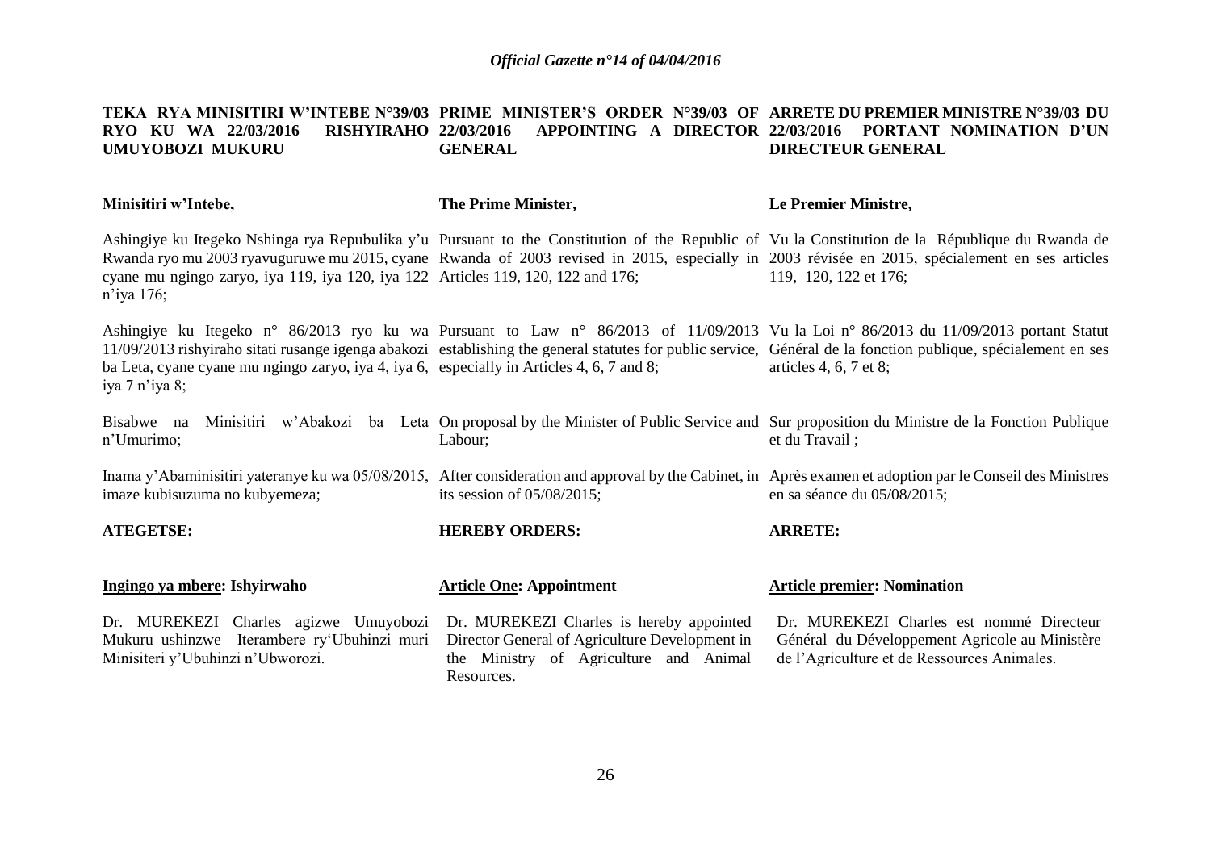**TEKA RYA MINISITIRI W'INTEBE N°39/03 RYO KU WA 22/03/2016 RISHYIRAHO UMUYOBOZI MUKURU**

**Minisitiri w'Intebe,**

Ashingiye ku Itegeko Nshinga rya Repubulika y'u Rwanda ryo mu 2003 ryavuguruwe mu 2015, cyane cyane mu ngingo zaryo, iya 119, iya 120, iya 122 n'iya 176;

Ashingiye ku Itegeko n° 86/2013 ryo ku wa 11/09/2013 rishyiraho sitati rusange igenga abakozi ba Leta, cyane cyane mu ngingo zaryo, iya 4, iya 6, iya 7 n'iya 8;

Bisabwe na Minisitiri w'Abakozi ba Leta n'Umurimo;

Inama y'Abaminisitiri yateranye ku wa 05/08/2015, imaze kubisuzuma no kubyemeza;

**ATEGETSE:**

**Ingingo ya mbere: Ishyirwaho**

Dr. MUREKEZI Charles agizwe Umuyobozi Mukuru ushinzwe Iterambere ry'Ubuhinzi muri Minisiteri y'Ubuhinzi n'Ubworozi.

**PRIME MINISTER'S ORDER N°39/03 OF 22/03/2016 APPOINTING A DIRECTOR GENERAL**

**The Prime Minister,**

Pursuant to the Constitution of the Republic of Rwanda of 2003 revised in 2015, especially in Articles 119, 120, 122 and 176;

Pursuant to Law n° 86/2013 of 11/09/2013 establishing the general statutes for public service, especially in Articles 4, 6, 7 and 8;

On proposal by the Minister of Public Service and Labour;

After consideration and approval by the Cabinet, in its session of 05/08/2015;

**HEREBY ORDERS:**

**Article One: Appointment**

Dr. MUREKEZI Charles is hereby appointed Director General of Agriculture Development in the Ministry of Agriculture and Animal Resources.

**ARRETE DU PREMIER MINISTRE N°39/03 DU 22/03/2016 PORTANT NOMINATION D'UN DIRECTEUR GENERAL**

**Le Premier Ministre,**

Vu la Constitution de la République du Rwanda de 2003 révisée en 2015, spécialement en ses articles 119, 120, 122 et 176;

Vu la Loi n° 86/2013 du 11/09/2013 portant Statut Général de la fonction publique, spécialement en ses articles 4, 6, 7 et 8;

Sur proposition du Ministre de la Fonction Publique et du Travail ;

Après examen et adoption par le Conseil des Ministres en sa séance du 05/08/2015;

**ARRETE:**

**Article premier: Nomination**

Dr. MUREKEZI Charles est nommé Directeur Général du Développement Agricole au Ministère de l'Agriculture et de Ressources Animales.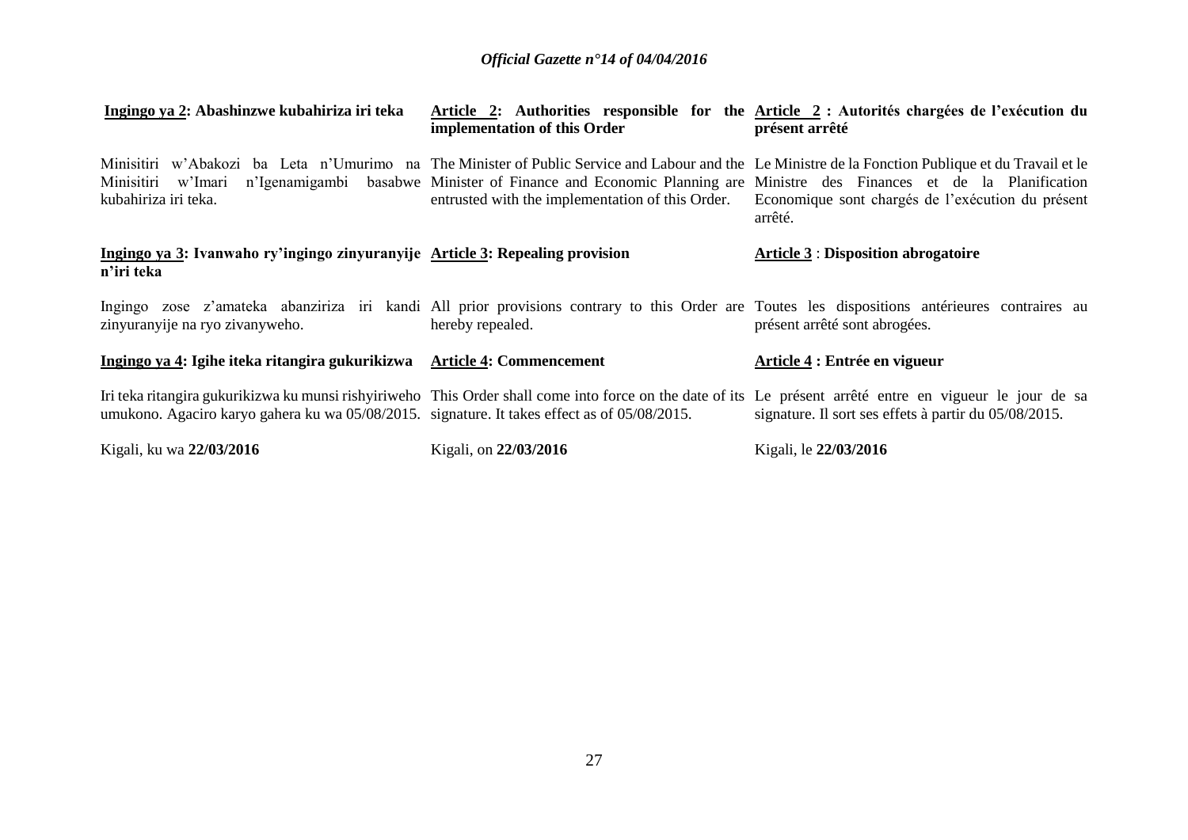**Ingingo ya 2: Abashinzwe kubahiriza iri teka**

Minisitiri w'Abakozi ba Leta n'Umurimo na Minisitiri w'Imari n'Igenamigambi basabwe kubahiriza iri teka.

**Ingingo ya 3: Ivanwaho ry'ingingo zinyuranyije n'iri teka**

Ingingo zose z'amateka abanziriza iri kandi zinyuranyije na ryo zivanyweho.

**Ingingo ya 4: Igihe iteka ritangira gukurikizwa**

Iri teka ritangira gukurikizwa ku munsi rishyiriweho umukono. Agaciro karyo gahera ku wa 05/08/2015.

Kigali, ku wa **22/03/2016**

**Article 2: Authorities responsible for the implementation of this Order**

The Minister of Public Service and Labour and the Minister of Finance and Economic Planning are entrusted with the implementation of this Order.

**Article 3: Repealing provision**

All prior provisions contrary to this Order are hereby repealed.

**Article 4: Commencement**

This Order shall come into force on the date of its signature. It takes effect as of 05/08/2015.

Kigali, on **22/03/2016**

**Article 2 : Autorités chargées de l'exécution du présent arrêté**

Le Ministre de la Fonction Publique et du Travail et le Ministre des Finances et de la Planification Economique sont chargés de l'exécution du présent arrêté.

**Article 3 : Disposition abrogatoire**

Toutes les dispositions antérieures contraires au présent arrêté sont abrogées.

**Article 4 : Entrée en vigueur**

Le présent arrêté entre en vigueur le jour de sa signature. Il sort ses effets à partir du 05/08/2015.

Kigali, le **22/03/2016**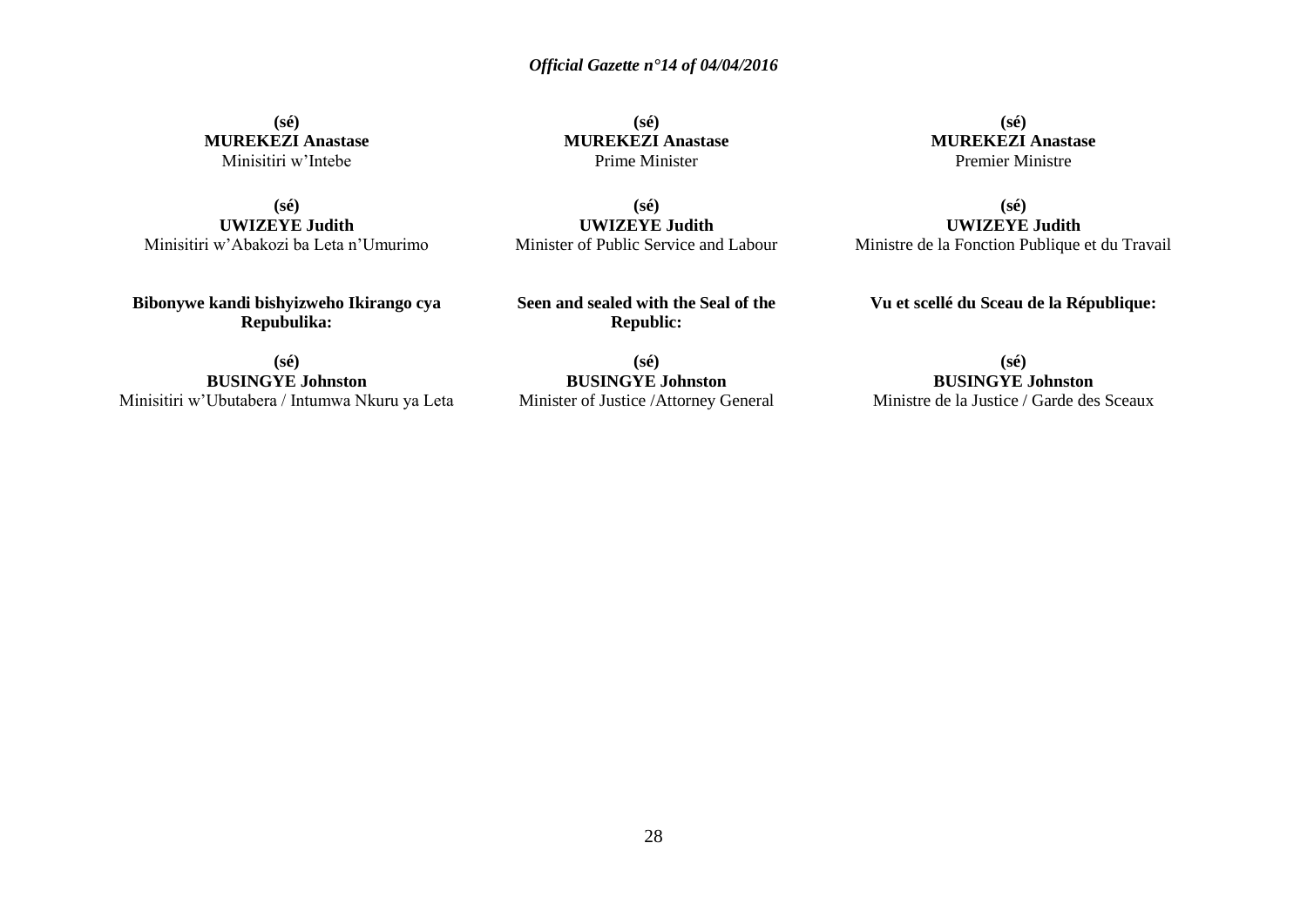**(sé)**
**MUREKEZI Anastase**
Minisitiri w'Intebe

**(sé)**
**UWIZEYE Judith**
Minisitiri w'Abakozi ba Leta n'Umurimo

**Bibonywe kandi bishyizweho Ikirango cya Repubulika:**

**(sé)**
**BUSINGYE Johnston**
Minisitiri w'Ubutabera / Intumwa Nkuru ya Leta

**(sé)**
**MUREKEZI Anastase**
Prime Minister

**(sé)**
**UWIZEYE Judith**
Minister of Public Service and Labour

**Seen and sealed with the Seal of the Republic:**

**(sé)**
**BUSINGYE Johnston**
Minister of Justice /Attorney General

**(sé)**
**MUREKEZI Anastase**
Premier Ministre

**(sé)**
**UWIZEYE Judith**
Ministre de la Fonction Publique et du Travail

**Vu et scellé du Sceau de la République:**

**(sé)**
**BUSINGYE Johnston**
Ministre de la Justice / Garde des Sceaux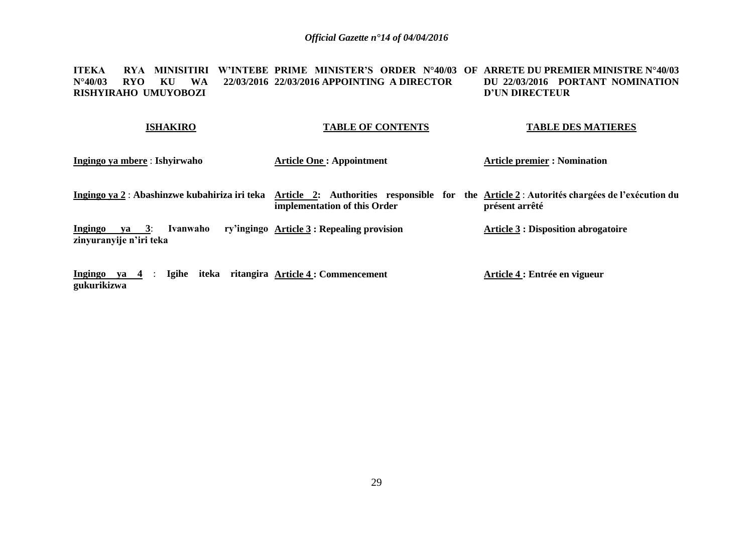**ITEKA RYA MINISITIRI W'INTEBE N°40/03 RYO KU WA 22/03/2016 RISHYIRAHO UMUYOBOZI**

**ISHAKIRO**

**Ingingo ya mbere** : **Ishyirwaho**

**Ingingo ya 2** : **Abashinzwe kubahiriza iri teka**

**Ingingo ya 3**: **Ivanwaho ry'ingingo zinyuranyije n'iri teka**

**Ingingo ya 4** : **Igihe iteka ritangira gukurikizwa**

**PRIME MINISTER'S ORDER N°40/03 OF 22/03/2016 APPOINTING A DIRECTOR**

**TABLE OF CONTENTS**

**Article One : Appointment**

**Article 2: Authorities responsible for the implementation of this Order**

**Article 3 : Repealing provision**

**Article 4 : Commencement**

**ARRETE DU PREMIER MINISTRE N°40/03 DU 22/03/2016 PORTANT NOMINATION D'UN DIRECTEUR**

**TABLE DES MATIERES**

**Article premier : Nomination**

**Article 2** : **Autorités chargées de l'exécution du présent arrêté**

**Article 3 : Disposition abrogatoire**

**Article 4 : Entrée en vigueur**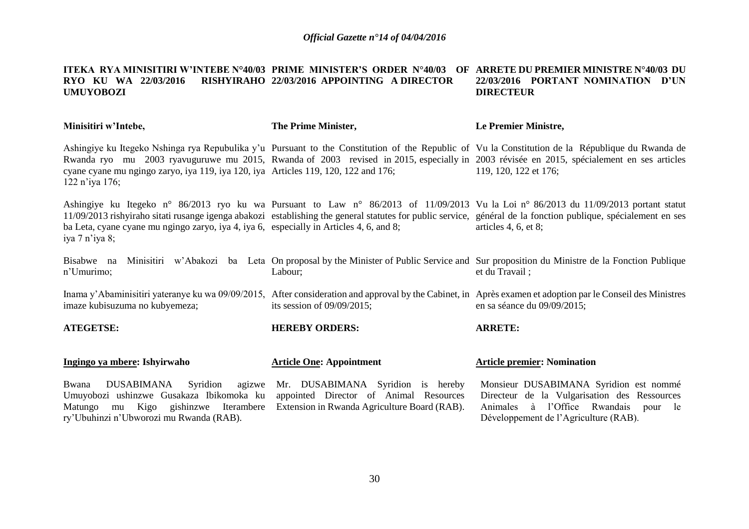**ITEKA RYA MINISITIRI W'INTEBE N°40/03 RYO KU WA 22/03/2016 RISHYIRAHO UMUYOBOZI**

Minisitiri w'Intebe,

Ashingiye ku Itegeko Nshinga rya Repubulika y'u Rwanda ryo mu 2003 ryavuguruwe mu 2015, cyane cyane mu ngingo zaryo, iya 119, iya 120, iya 122 n'iya 176;

Ashingiye ku Itegeko n° 86/2013 ryo ku wa 11/09/2013 rishyiraho sitati rusange igenga abakozi ba Leta, cyane cyane mu ngingo zaryo, iya 4, iya 6, iya 7 n'iya 8;

Bisabwe na Minisitiri w'Abakozi ba Leta n'Umurimo;

Inama y'Abaminisitiri yateranye ku wa 09/09/2015, imaze kubisuzuma no kubyemeza;

**ATEGETSE:**

**Ingingo ya mbere: Ishyirwaho**

Bwana DUSABIMANA Syridion agizwe Umuyobozi ushinzwe Gusakaza Ibikomoka ku Matungo mu Kigo gishinzwe Iterambere ry'Ubuhinzi n'Ubworozi mu Rwanda (RAB).

**PRIME MINISTER'S ORDER N°40/03 OF 22/03/2016 APPOINTING A DIRECTOR**

**The Prime Minister,**

Pursuant to the Constitution of the Republic of Rwanda of 2003 revised in 2015, especially in Articles 119, 120, 122 and 176;

Pursuant to Law n° 86/2013 of 11/09/2013 establishing the general statutes for public service, especially in Articles 4, 6, and 8;

On proposal by the Minister of Public Service and Labour;

After consideration and approval by the Cabinet, in its session of 09/09/2015;

**HEREBY ORDERS:**

**Article One: Appointment**

Mr. DUSABIMANA Syridion is hereby appointed Director of Animal Resources Extension in Rwanda Agriculture Board (RAB).

**ARRETE DU PREMIER MINISTRE N°40/03 DU 22/03/2016 PORTANT NOMINATION D'UN DIRECTEUR**

**Le Premier Ministre,**

Vu la Constitution de la République du Rwanda de 2003 révisée en 2015, spécialement en ses articles 119, 120, 122 et 176;

Vu la Loi n° 86/2013 du 11/09/2013 portant statut général de la fonction publique, spécialement en ses articles 4, 6, et 8;

Sur proposition du Ministre de la Fonction Publique et du Travail ;

Après examen et adoption par le Conseil des Ministres en sa séance du 09/09/2015;

**ARRETE:**

**Article premier: Nomination**

Monsieur DUSABIMANA Syridion est nommé Directeur de la Vulgarisation des Ressources Animales à l'Office Rwandais pour le Développement de l'Agriculture (RAB).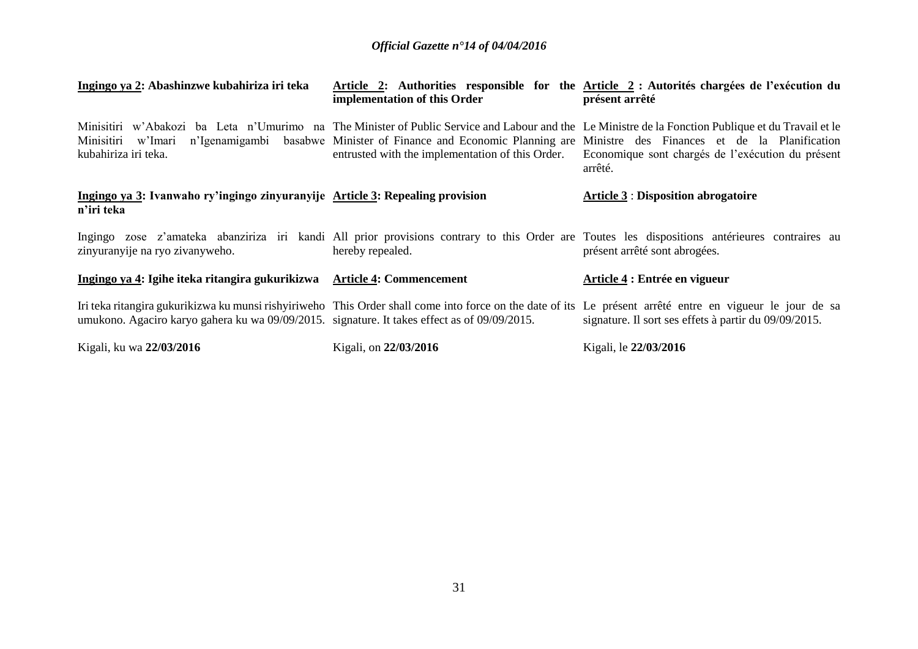**Ingingo ya 2: Abashinzwe kubahiriza iri teka**

Minisitiri w'Abakozi ba Leta n'Umurimo na Minisitiri w'Imari n'Igenamigambi basabwe kubahiriza iri teka.

**Ingingo ya 3: Ivanwaho ry'ingingo zinyuranyije n'iri teka**

Ingingo zose z'amateka abanziriza iri kandi zinyuranyije na ryo zivanyweho.

**Ingingo ya 4: Igihe iteka ritangira gukurikizwa**

Iri teka ritangira gukurikizwa ku munsi rishyiriweho umukono. Agaciro karyo gahera ku wa 09/09/2015.

Kigali, ku wa **22/03/2016**

**Article 2: Authorities responsible for the implementation of this Order**

The Minister of Public Service and Labour and the Minister of Finance and Economic Planning are entrusted with the implementation of this Order.

**Article 3: Repealing provision**

All prior provisions contrary to this Order are hereby repealed.

**Article 4: Commencement**

This Order shall come into force on the date of its signature. It takes effect as of 09/09/2015.

Kigali, on **22/03/2016**

**Article 2 : Autorités chargées de l'exécution du présent arrêté**

Le Ministre de la Fonction Publique et du Travail et le Ministre des Finances et de la Planification Economique sont chargés de l'exécution du présent arrêté.

**Article 3 : Disposition abrogatoire**

Toutes les dispositions antérieures contraires au présent arrêté sont abrogées.

**Article 4 : Entrée en vigueur**

Le présent arrêté entre en vigueur le jour de sa signature. Il sort ses effets à partir du 09/09/2015.

Kigali, le **22/03/2016**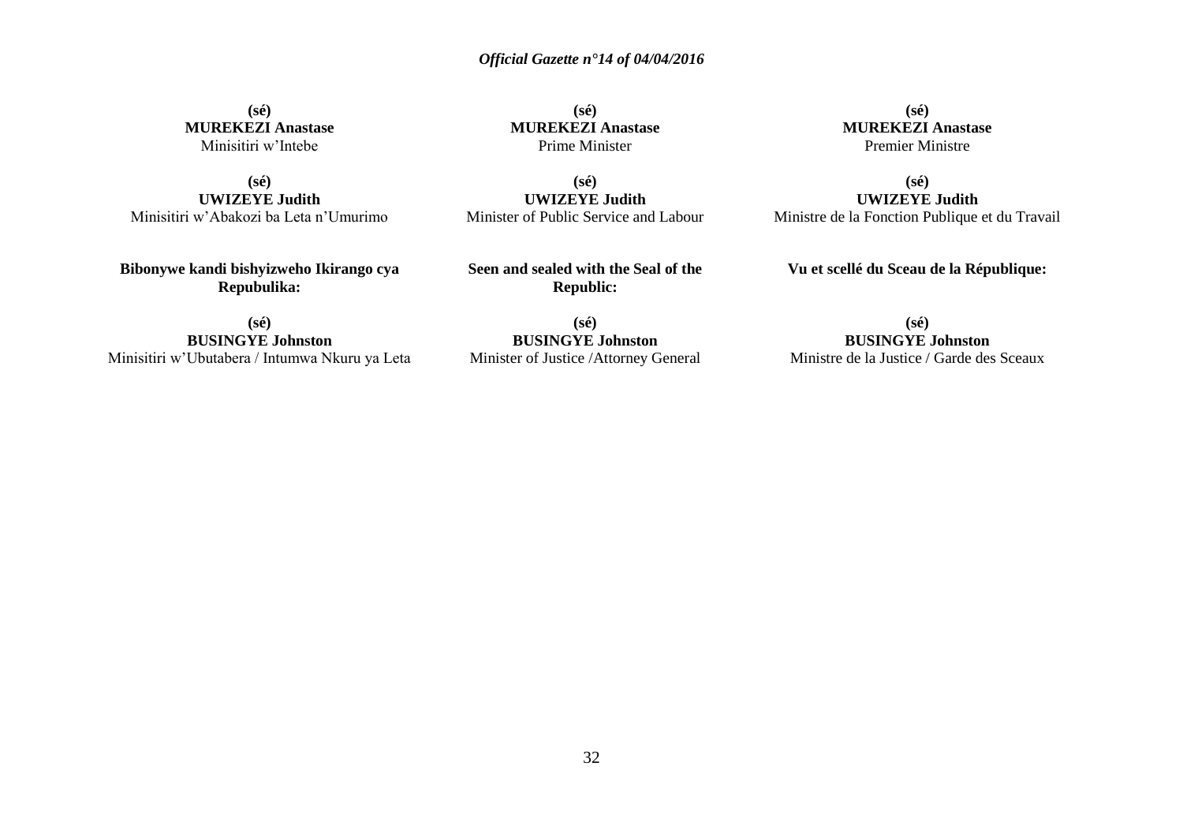**(sé)**
**MUREKEZI Anastase**
Minisitiri w'Intebe

**(sé)**
**UWIZEYE Judith**
Minisitiri w'Abakozi ba Leta n'Umurimo

**Bibonywe kandi bishyizweho Ikirango cya Repubulika:**

**(sé)**
**BUSINGYE Johnston**
Minisitiri w'Ubutabera / Intumwa Nkuru ya Leta

**(sé)**
**MUREKEZI Anastase**
Prime Minister

**(sé)**
**UWIZEYE Judith**
Minister of Public Service and Labour

**Seen and sealed with the Seal of the Republic:**

**(sé)**
**BUSINGYE Johnston**
Minister of Justice /Attorney General

**(sé)**
**MUREKEZI Anastase**
Premier Ministre

**(sé)**
**UWIZEYE Judith**
Ministre de la Fonction Publique et du Travail

**Vu et scellé du Sceau de la République:**

**(sé)**
**BUSINGYE Johnston**
Ministre de la Justice / Garde des Sceaux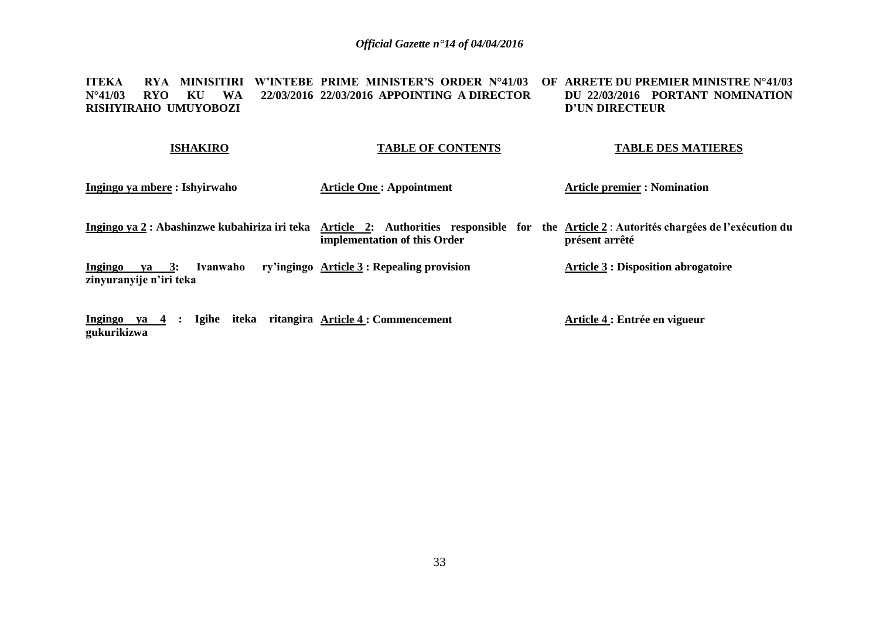**ITEKA RYA MINISITIRI W'INTEBE N°41/03 RYO KU WA 22/03/2016 RISHYIRAHO UMUYOBOZI**

**ISHAKIRO**

**Ingingo ya mbere : Ishyirwaho**

**Ingingo ya 2 : Abashinzwe kubahiriza iri teka**

**Ingingo ya 3: Ivanwaho ry'ingingo zinyuranyije n'iri teka**

**Ingingo ya 4 : Igihe iteka ritangira gukurikizwa**

**PRIME MINISTER'S ORDER N°41/03 OF 22/03/2016 APPOINTING A DIRECTOR**

**TABLE OF CONTENTS**

**Article One : Appointment**

**Article 2: Authorities responsible for the implementation of this Order**

**Article 3 : Repealing provision**

**Article 4 : Commencement**

**ARRETE DU PREMIER MINISTRE N°41/03 DU 22/03/2016 PORTANT NOMINATION D'UN DIRECTEUR**

**TABLE DES MATIERES**

**Article premier : Nomination**

**Article 2 : Autorités chargées de l'exécution du présent arrêté**

**Article 3 : Disposition abrogatoire**

**Article 4 : Entrée en vigueur**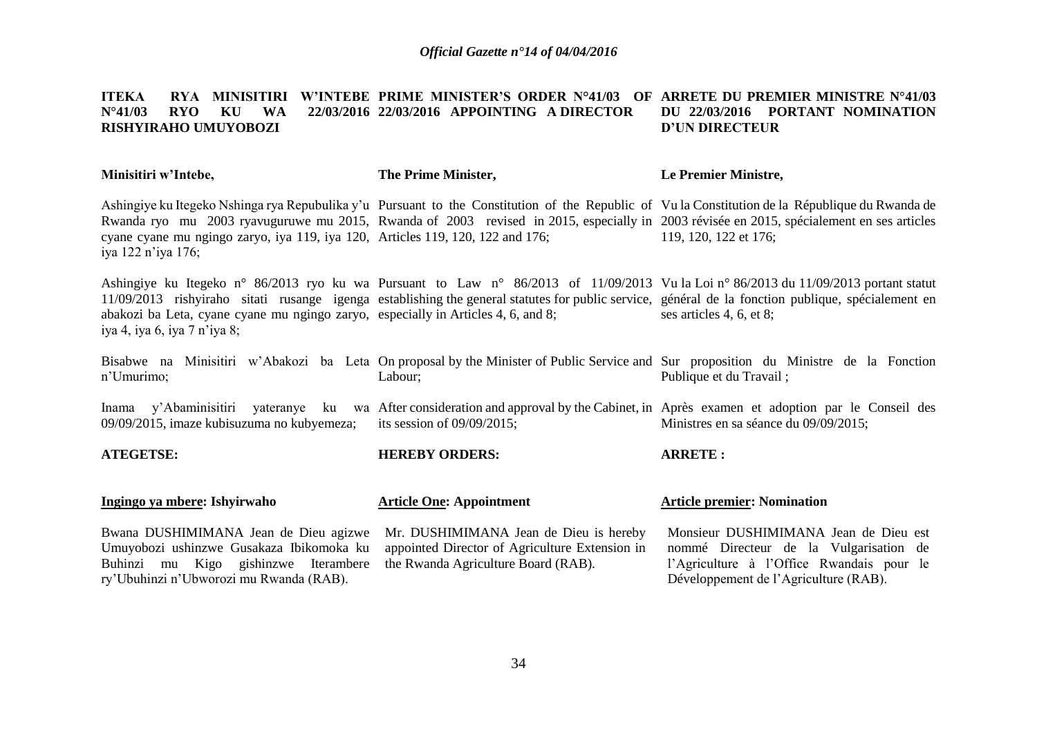## ITEKA RYA MINISITIRI W'INTEBE N°41/03 RYO KU WA 22/03/2016 RISHYIRAHO UMUYOBOZI

**Minisitiri w'Intebe,**

Ashingiye ku Itegeko Nshinga rya Repubulika y'u Rwanda ryo mu 2003 ryavuguruwe mu 2015, cyane cyane mu ngingo zaryo, iya 119, iya 120, iya 122 n'iya 176;

Ashingiye ku Itegeko n° 86/2013 ryo ku wa 11/09/2013 rishyiraho sitati rusange igenga abakozi ba Leta, cyane cyane mu ngingo zaryo, iya 4, iya 6, iya 7 n'iya 8;

Bisabwe na Minisitiri w'Abakozi ba Leta n'Umurimo;

Inama y'Abaminisitiri yateranye ku wa 09/09/2015, imaze kubisuzuma no kubyemeza;

**ATEGETSE:**

**Ingingo ya mbere: Ishyirwaho**

Bwana DUSHIMIMANA Jean de Dieu agizwe Umuyobozi ushinzwe Gusakaza Ibikomoka ku Buhinzi mu Kigo gishinzwe Iterambere ry'Ubuhinzi n'Ubworozi mu Rwanda (RAB).

## PRIME MINISTER'S ORDER N°41/03 OF 22/03/2016 APPOINTING A DIRECTOR

**The Prime Minister,**

Pursuant to the Constitution of the Republic of Rwanda of 2003 revised in 2015, especially in Articles 119, 120, 122 and 176;

Pursuant to Law n° 86/2013 of 11/09/2013 establishing the general statutes for public service, especially in Articles 4, 6, and 8;

On proposal by the Minister of Public Service and Labour;

After consideration and approval by the Cabinet, in its session of 09/09/2015;

**HEREBY ORDERS:**

**Article One: Appointment**

Mr. DUSHIMIMANA Jean de Dieu is hereby appointed Director of Agriculture Extension in the Rwanda Agriculture Board (RAB).

## ARRETE DU PREMIER MINISTRE N°41/03 DU 22/03/2016 PORTANT NOMINATION D'UN DIRECTEUR

**Le Premier Ministre,**

Vu la Constitution de la République du Rwanda de 2003 révisée en 2015, spécialement en ses articles 119, 120, 122 et 176;

Vu la Loi n° 86/2013 du 11/09/2013 portant statut général de la fonction publique, spécialement en ses articles 4, 6, et 8;

Sur proposition du Ministre de la Fonction Publique et du Travail ;

Après examen et adoption par le Conseil des Ministres en sa séance du 09/09/2015;

**ARRETE :**

**Article premier: Nomination**

Monsieur DUSHIMIMANA Jean de Dieu est nommé Directeur de la Vulgarisation de l'Agriculture à l'Office Rwandais pour le Développement de l'Agriculture (RAB).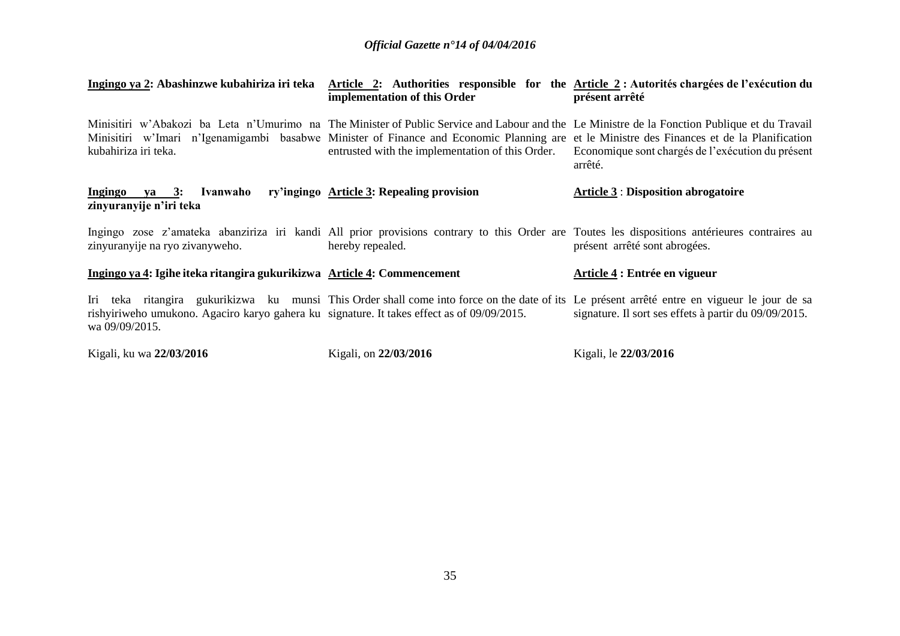**Ingingo ya 2: Abashinzwe kubahiriza iri teka**

Minisitiri w'Abakozi ba Leta n'Umurimo na Minisitiri w'Imari n'Igenamigambi basabwe kubahiriza iri teka.

**Ingingo ya 3: Ivanwaho ry'ingingo zinyuranyije n'iri teka**

Ingingo zose z'amateka abanziriza iri kandi zinyuranyije na ryo zivanyweho.

**Ingingo ya 4: Igihe iteka ritangira gukurikizwa**

Iri teka ritangira gukurikizwa ku munsi rishyiriweho umukono. Agaciro karyo gahera ku wa 09/09/2015.

Kigali, ku wa **22/03/2016**

**Article 2: Authorities responsible for the implementation of this Order**

The Minister of Public Service and Labour and the Minister of Finance and Economic Planning are entrusted with the implementation of this Order.

**Article 3: Repealing provision**

All prior provisions contrary to this Order are hereby repealed.

**Article 4: Commencement**

This Order shall come into force on the date of its signature. It takes effect as of 09/09/2015.

Kigali, on **22/03/2016**

**Article 2 : Autorités chargées de l'exécution du présent arrêté**

Le Ministre de la Fonction Publique et du Travail et le Ministre des Finances et de la Planification Economique sont chargés de l'exécution du présent arrêté.

**Article 3 : Disposition abrogatoire**

Toutes les dispositions antérieures contraires au présent arrêté sont abrogées.

**Article 4 : Entrée en vigueur**

Le présent arrêté entre en vigueur le jour de sa signature. Il sort ses effets à partir du 09/09/2015.

Kigali, le **22/03/2016**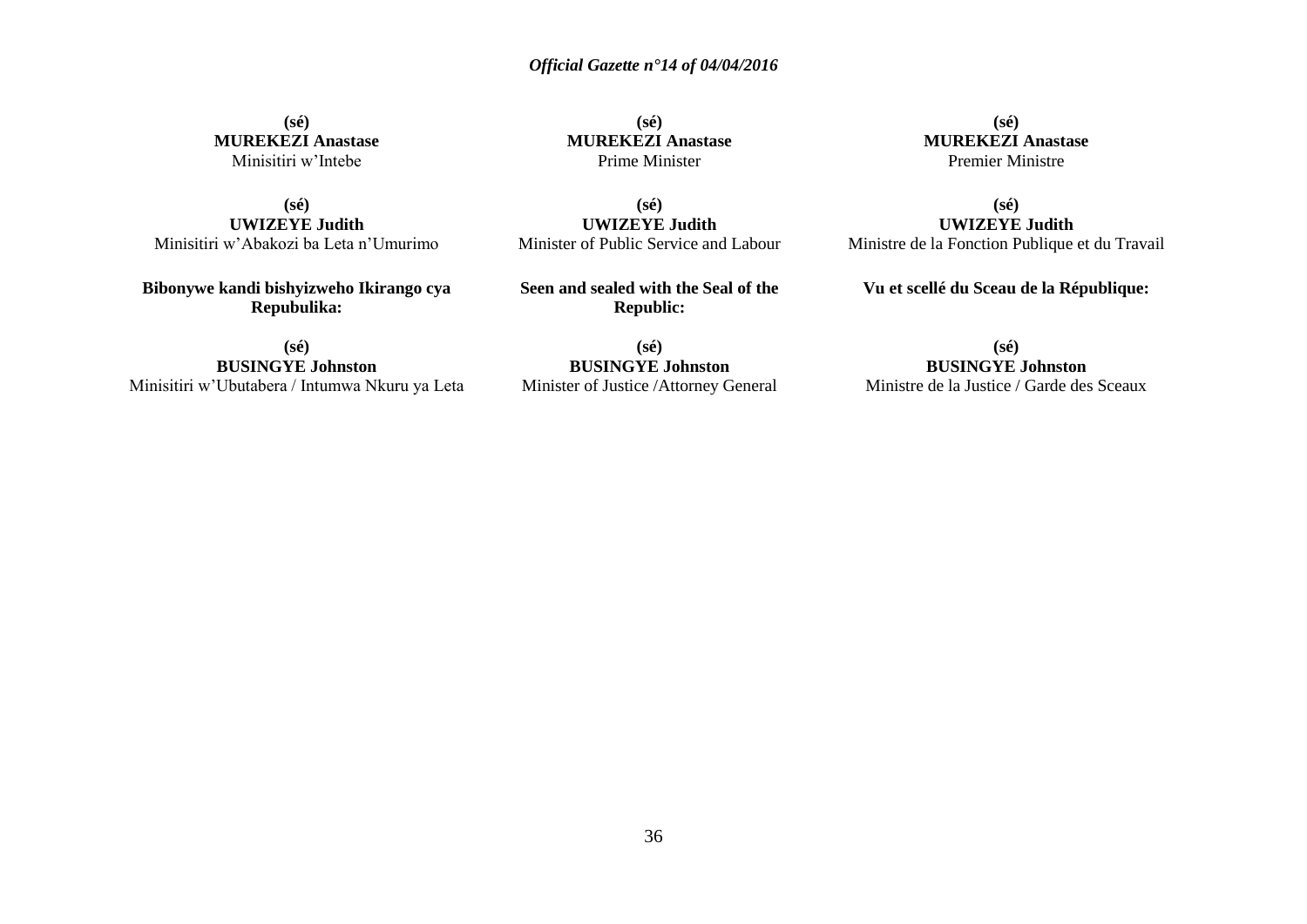**(sé)**
**MUREKEZI Anastase**
Minisitiri w'Intebe

**(sé)**
**UWIZEYE Judith**
Minisitiri w'Abakozi ba Leta n'Umurimo

**Bibonywe kandi bishyizweho Ikirango cya Repubulika:**

**(sé)**
**BUSINGYE Johnston**
Minisitiri w'Ubutabera / Intumwa Nkuru ya Leta

**(sé)**
**MUREKEZI Anastase**
Prime Minister

**(sé)**
**UWIZEYE Judith**
Minister of Public Service and Labour

**Seen and sealed with the Seal of the Republic:**

**(sé)**
**BUSINGYE Johnston**
Minister of Justice /Attorney General

**(sé)**
**MUREKEZI Anastase**
Premier Ministre

**(sé)**
**UWIZEYE Judith**
Ministre de la Fonction Publique et du Travail

**Vu et scellé du Sceau de la République:**

**(sé)**
**BUSINGYE Johnston**
Ministre de la Justice / Garde des Sceaux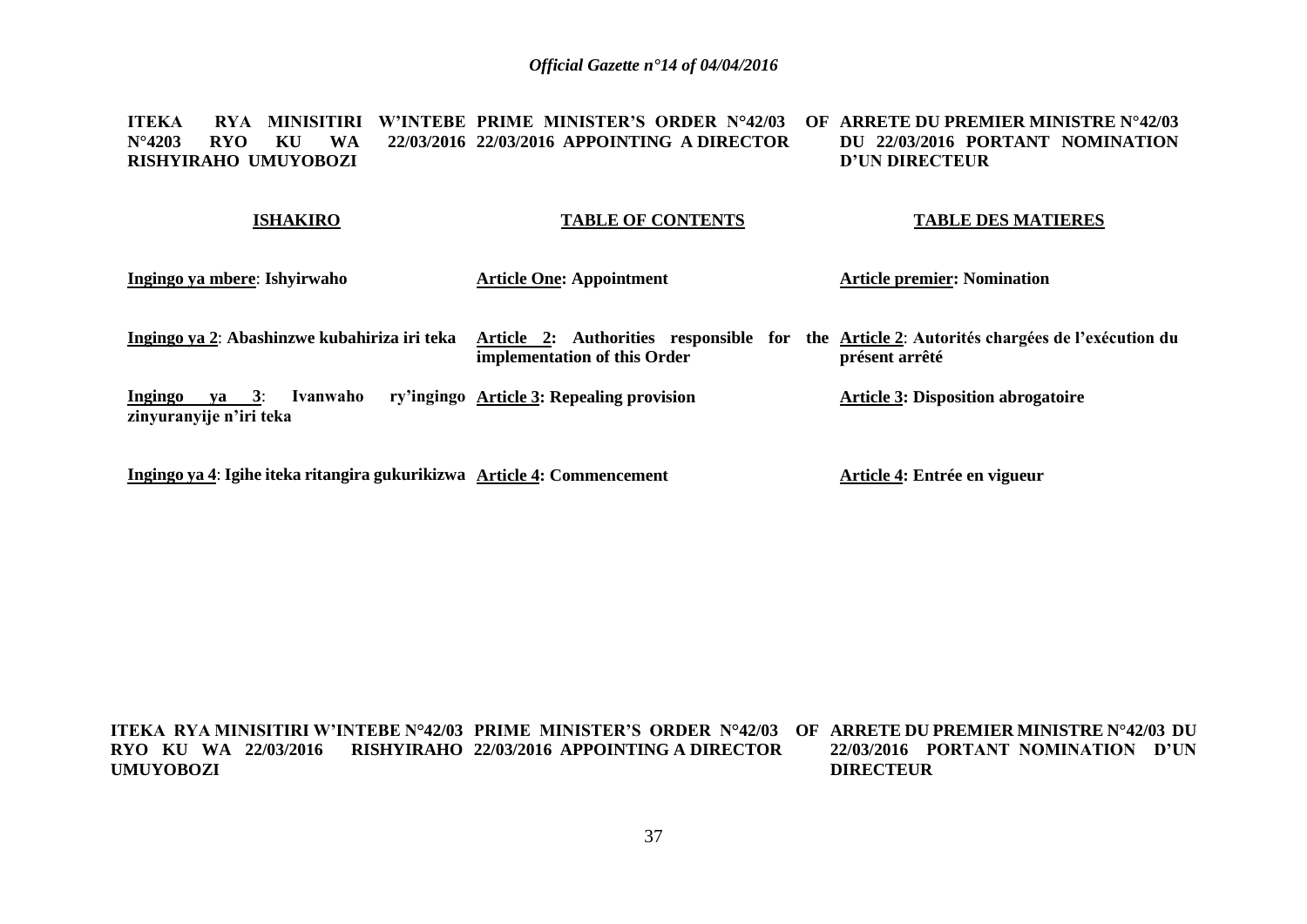**ITEKA RYA MINISITIRI W'INTEBE N°4203 RYO KU WA 22/03/2016 RISHYIRAHO UMUYOBOZI**

**PRIME MINISTER'S ORDER N°42/03 OF 22/03/2016 APPOINTING A DIRECTOR**

**ARRETE DU PREMIER MINISTRE N°42/03 DU 22/03/2016 PORTANT NOMINATION D'UN DIRECTEUR**

| **ISHAKIRO** | **TABLE OF CONTENTS** | **TABLE DES MATIERES** |
|---|---|---|
| **Ingingo ya mbere**: **Ishyirwaho** | **Article One: Appointment** | **Article premier: Nomination** |
| **Ingingo ya 2**: **Abashinzwe kubahiriza iri teka** | **Article 2: Authorities responsible for the implementation of this Order** | **Article 2**: **Autorités chargées de l'exécution du présent arrêté** |
| **Ingingo ya 3**: **Ivanwaho ry'ingingo zinyuranyije n'iri teka** | **Article 3: Repealing provision** | **Article 3: Disposition abrogatoire** |
| **Ingingo ya 4**: **Igihe iteka ritangira gukurikizwa** | **Article 4: Commencement** | **Article 4: Entrée en vigueur** |

**ITEKA RYA MINISITIRI W'INTEBE N°42/03 RYO KU WA 22/03/2016 RISHYIRAHO UMUYOBOZI**

**PRIME MINISTER'S ORDER N°42/03 OF 22/03/2016 APPOINTING A DIRECTOR**

**ARRETE DU PREMIER MINISTRE N°42/03 DU 22/03/2016 PORTANT NOMINATION D'UN DIRECTEUR**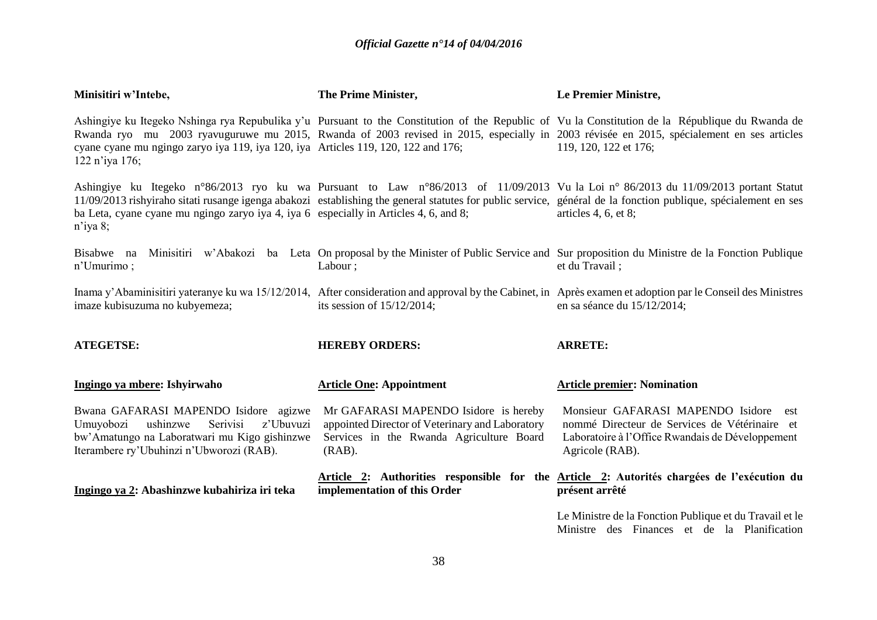**Minisitiri w'Intebe,**

Ashingiye ku Itegeko Nshinga rya Repubulika y'u Rwanda ryo mu 2003 ryavuguruwe mu 2015, cyane cyane mu ngingo zaryo iya 119, iya 120, iya 122 n'iya 176;

Ashingiye ku Itegeko n°86/2013 ryo ku wa 11/09/2013 rishyiraho sitati rusange igenga abakozi ba Leta, cyane cyane mu ngingo zaryo iya 4, iya 6 n'iya 8;

Bisabwe na Minisitiri w'Abakozi ba Leta n'Umurimo ;

Inama y'Abaminisitiri yateranye ku wa 15/12/2014, imaze kubisuzuma no kubyemeza;

**ATEGETSE:**

**Ingingo ya mbere: Ishyirwaho**

Bwana GAFARASI MAPENDO Isidore agizwe Umuyobozi ushinzwe Serivisi z'Ubuvuzi bw'Amatungo na Laboratwari mu Kigo gishinzwe Iterambere ry'Ubuhinzi n'Ubworozi (RAB).

**Ingingo ya 2: Abashinzwe kubahiriza iri teka**

**The Prime Minister,**

Pursuant to the Constitution of the Republic of Rwanda of 2003 revised in 2015, especially in Articles 119, 120, 122 and 176;

Pursuant to Law n°86/2013 of 11/09/2013 establishing the general statutes for public service, especially in Articles 4, 6, and 8;

On proposal by the Minister of Public Service and Labour ;

After consideration and approval by the Cabinet, in its session of 15/12/2014;

**HEREBY ORDERS:**

**Article One: Appointment**

Mr GAFARASI MAPENDO Isidore is hereby appointed Director of Veterinary and Laboratory Services in the Rwanda Agriculture Board (RAB).

**Article 2: Authorities responsible for the implementation of this Order**

**Le Premier Ministre,**

Vu la Constitution de la République du Rwanda de 2003 révisée en 2015, spécialement en ses articles 119, 120, 122 et 176;

Vu la Loi n° 86/2013 du 11/09/2013 portant Statut général de la fonction publique, spécialement en ses articles 4, 6, et 8;

Sur proposition du Ministre de la Fonction Publique et du Travail ;

Après examen et adoption par le Conseil des Ministres en sa séance du 15/12/2014;

**ARRETE:**

**Article premier: Nomination**

Monsieur GAFARASI MAPENDO Isidore est nommé Directeur de Services de Vétérinaire et Laboratoire à l'Office Rwandais de Développement Agricole (RAB).

**Article 2: Autorités chargées de l'exécution du présent arrêté**

Le Ministre de la Fonction Publique et du Travail et le Ministre des Finances et de la Planification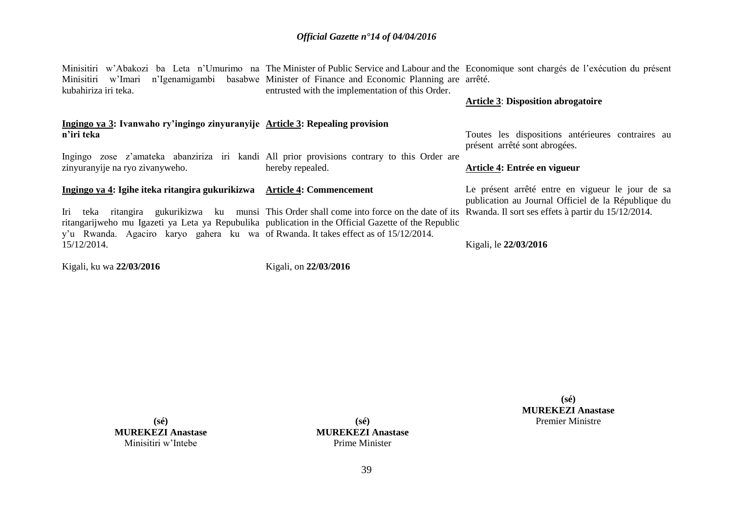Minisitiri w'Abakozi ba Leta n'Umurimo na Minisitiri w'Imari n'Igenamigambi basabwe kubahiriza iri teka.

**Ingingo ya 3: Ivanwaho ry'ingingo zinyuranyije n'iri teka**

Ingingo zose z'amateka abanziriza iri kandi zinyuranyije na ryo zivanyweho.

**Ingingo ya 4: Igihe iteka ritangira gukurikizwa**

Iri teka ritangira gukurikizwa ku munsi ritangarijweho mu Igazeti ya Leta ya Repubulika y'u Rwanda. Agaciro karyo gahera ku wa 15/12/2014.

Kigali, ku wa **22/03/2016**

**(sé)**
**MUREKEZI Anastase**
Minisitiri w'Intebe

The Minister of Public Service and Labour and the Minister of Finance and Economic Planning are entrusted with the implementation of this Order.

**Article 3: Repealing provision**

All prior provisions contrary to this Order are hereby repealed.

**Article 4: Commencement**

This Order shall come into force on the date of its publication in the Official Gazette of the Republic of Rwanda. It takes effect as of 15/12/2014.

Kigali, on **22/03/2016**

**(sé)**
**MUREKEZI Anastase**
Prime Minister

Economique sont chargés de l'exécution du présent arrêté.

**Article 3: Disposition abrogatoire**

Toutes les dispositions antérieures contraires au présent arrêté sont abrogées.

**Article 4: Entrée en vigueur**

Le présent arrêté entre en vigueur le jour de sa publication au Journal Officiel de la République du Rwanda. Il sort ses effets à partir du 15/12/2014.

Kigali, le **22/03/2016**

**(sé)**
**MUREKEZI Anastase**
Premier Ministre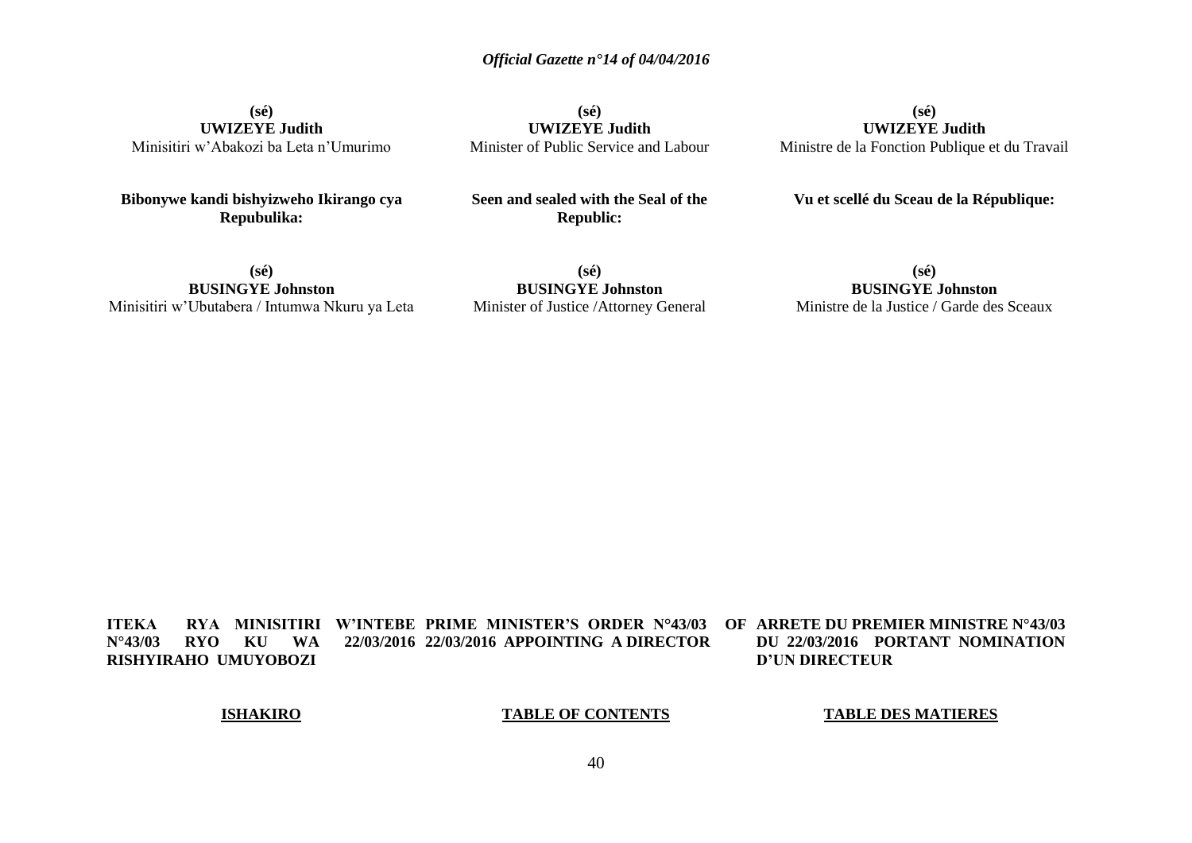**(sé)**
**UWIZEYE Judith**
Minisitiri w'Abakozi ba Leta n'Umurimo

**(sé)**
**UWIZEYE Judith**
Minister of Public Service and Labour

**(sé)**
**UWIZEYE Judith**
Ministre de la Fonction Publique et du Travail

**Bibonywe kandi bishyizweho Ikirango cya Repubulika:**

**Seen and sealed with the Seal of the Republic:**

**Vu et scellé du Sceau de la République:**

**(sé)**
**BUSINGYE Johnston**
Minisitiri w'Ubutabera / Intumwa Nkuru ya Leta

**(sé)**
**BUSINGYE Johnston**
Minister of Justice /Attorney General

**(sé)**
**BUSINGYE Johnston**
Ministre de la Justice / Garde des Sceaux

**ITEKA RYA MINISITIRI W'INTEBE N°43/03 RYO KU WA 22/03/2016 RISHYIRAHO UMUYOBOZI**

**PRIME MINISTER'S ORDER N°43/03 OF 22/03/2016 APPOINTING A DIRECTOR**

**ARRETE DU PREMIER MINISTRE N°43/03 DU 22/03/2016 PORTANT NOMINATION D'UN DIRECTEUR**

**ISHAKIRO**

**TABLE OF CONTENTS**

**TABLE DES MATIERES**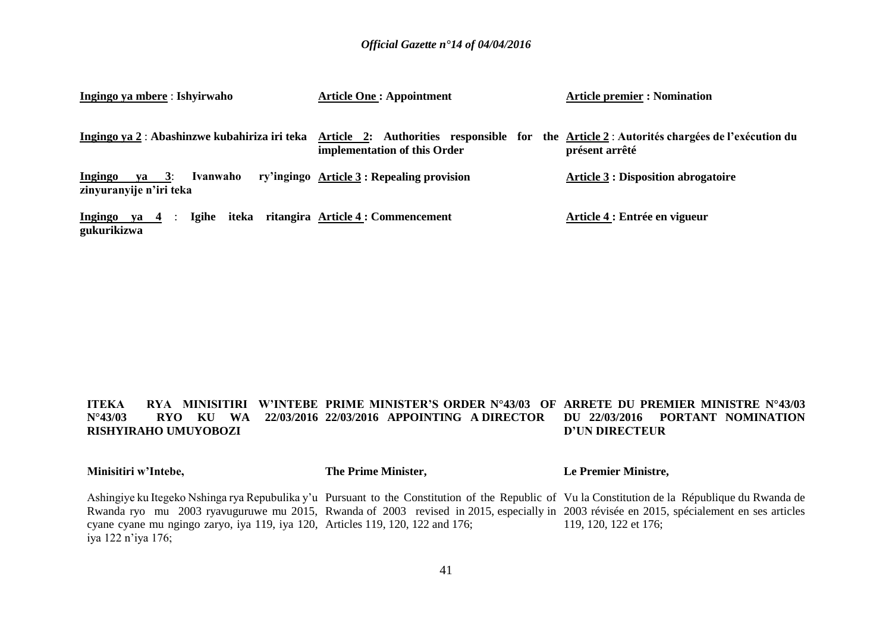**Ingingo ya mbere** : **Ishyirwaho**

**Ingingo ya 2** : **Abashinzwe kubahiriza iri teka**

**Ingingo ya 3**: **Ivanwaho ry'ingingo zinyuranyije n'iri teka**

**Ingingo ya 4** : **Igihe iteka ritangira gukurikizwa**

**Article One : Appointment**

**Article 2: Authorities responsible for the implementation of this Order**

**Article 3 : Repealing provision**

**Article 4 : Commencement**

**Article premier : Nomination**

**Article 2** : **Autorités chargées de l'exécution du présent arrêté**

**Article 3 : Disposition abrogatoire**

**Article 4 : Entrée en vigueur**

**ITEKA RYA MINISITIRI W'INTEBE N°43/03 RYO KU WA 22/03/2016 RISHYIRAHO UMUYOBOZI**

**Minisitiri w'Intebe,**

Ashingiye ku Itegeko Nshinga rya Repubulika y'u Rwanda ryo mu 2003 ryavuguruwe mu 2015, cyane cyane mu ngingo zaryo, iya 119, iya 120, iya 122 n'iya 176;

**PRIME MINISTER'S ORDER N°43/03 OF 22/03/2016 APPOINTING A DIRECTOR**

**The Prime Minister,**

Pursuant to the Constitution of the Republic of Rwanda of 2003 revised in 2015, especially in Articles 119, 120, 122 and 176;

**ARRETE DU PREMIER MINISTRE N°43/03 DU 22/03/2016 PORTANT NOMINATION D'UN DIRECTEUR**

**Le Premier Ministre,**

Vu la Constitution de la République du Rwanda de 2003 révisée en 2015, spécialement en ses articles 119, 120, 122 et 176;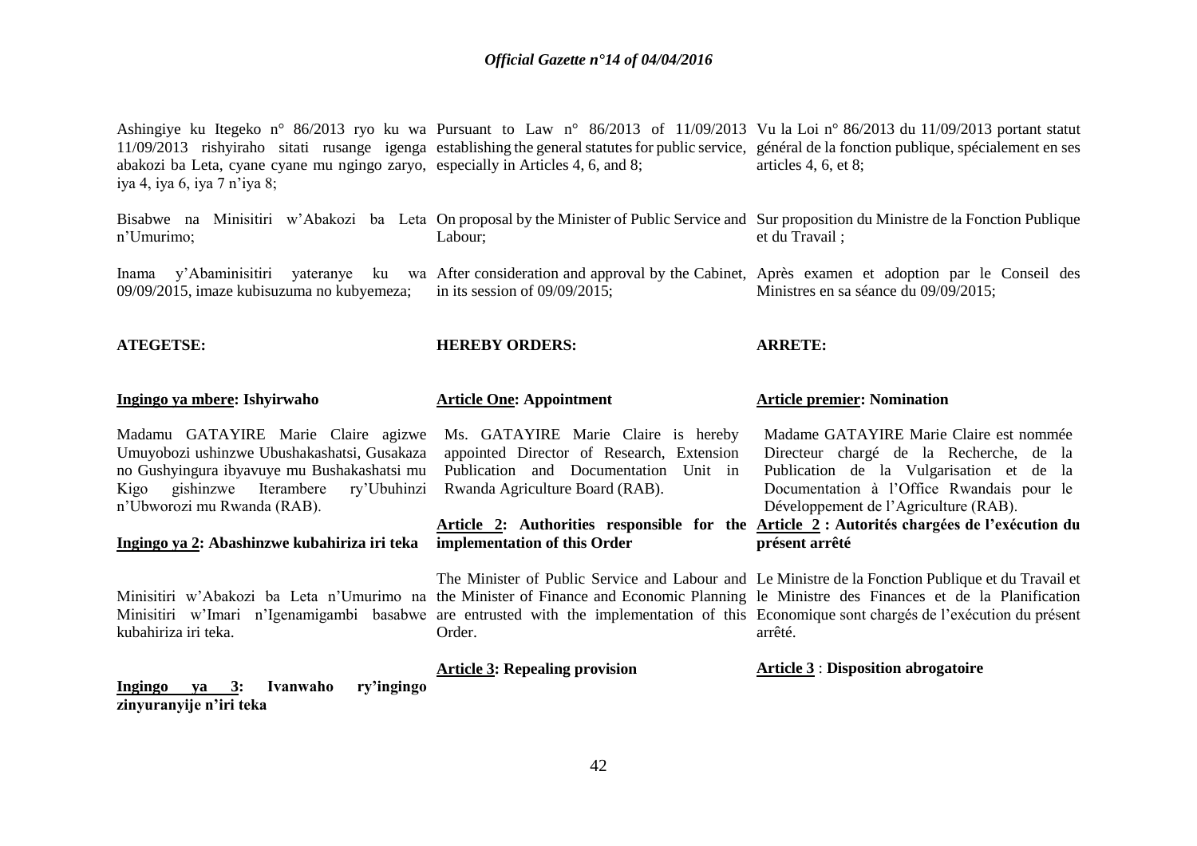Ashingiye ku Itegeko n° 86/2013 ryo ku wa 11/09/2013 rishyiraho sitati rusange igenga abakozi ba Leta, cyane cyane mu ngingo zaryo, iya 4, iya 6, iya 7 n'iya 8;

Bisabwe na Minisitiri w'Abakozi ba Leta n'Umurimo;

Inama y'Abaminisitiri yateranye ku wa 09/09/2015, imaze kubisuzuma no kubyemeza;

**ATEGETSE:**

**Ingingo ya mbere: Ishyirwaho**

Madamu GATAYIRE Marie Claire agizwe Umuyobozi ushinzwe Ubushakashatsi, Gusakaza no Gushyingura ibyavuye mu Bushakashatsi mu Kigo gishinzwe Iterambere ry'Ubuhinzi n'Ubworozi mu Rwanda (RAB).

**Ingingo ya 2: Abashinzwe kubahiriza iri teka**

Minisitiri w'Abakozi ba Leta n'Umurimo na Minisitiri w'Imari n'Igenamigambi basabwe kubahiriza iri teka.

**Ingingo ya 3: Ivanwaho ry'ingingo zinyuranyije n'iri teka**

Pursuant to Law n° 86/2013 of 11/09/2013 establishing the general statutes for public service, especially in Articles 4, 6, and 8;

On proposal by the Minister of Public Service and Labour;

After consideration and approval by the Cabinet, in its session of 09/09/2015;

**HEREBY ORDERS:**

**Article One: Appointment**

Ms. GATAYIRE Marie Claire is hereby appointed Director of Research, Extension Publication and Documentation Unit in Rwanda Agriculture Board (RAB).

**Article 2: Authorities responsible for the implementation of this Order**

The Minister of Public Service and Labour and the Minister of Finance and Economic Planning are entrusted with the implementation of this Order.

**Article 3: Repealing provision**

Vu la Loi n° 86/2013 du 11/09/2013 portant statut général de la fonction publique, spécialement en ses articles 4, 6, et 8;

Sur proposition du Ministre de la Fonction Publique et du Travail ;

Après examen et adoption par le Conseil des Ministres en sa séance du 09/09/2015;

**ARRETE:**

**Article premier: Nomination**

Madame GATAYIRE Marie Claire est nommée Directeur chargé de la Recherche, de la Publication de la Vulgarisation et de la Documentation à l'Office Rwandais pour le Développement de l'Agriculture (RAB).

**Article 2 : Autorités chargées de l'exécution du présent arrêté**

Le Ministre de la Fonction Publique et du Travail et le Ministre des Finances et de la Planification Economique sont chargés de l'exécution du présent arrêté.

**Article 3** : **Disposition abrogatoire**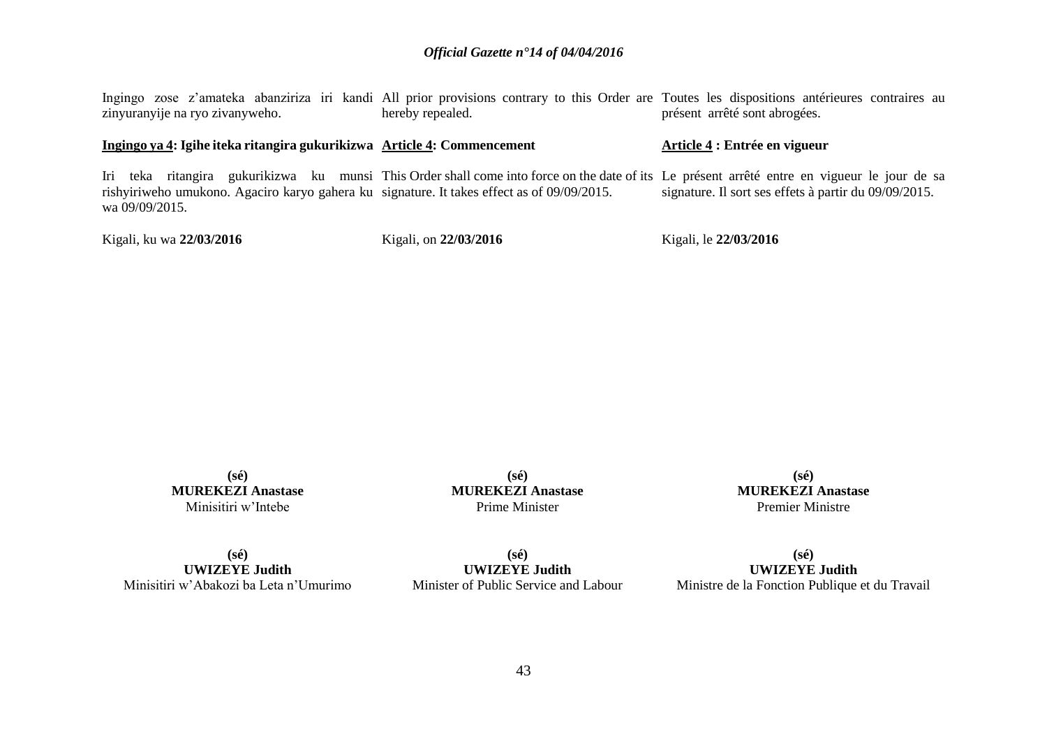Ingingo zose z'amateka abanziriza iri kandi zinyuranyije na ryo zivanyweho.

**<u>Ingingo ya 4</u>: Igihe iteka ritangira gukurikizwa**

Iri teka ritangira gukurikizwa ku munsi rishyiriweho umukono. Agaciro karyo gahera ku wa 09/09/2015.

Kigali, ku wa **22/03/2016**

All prior provisions contrary to this Order are hereby repealed.

**<u>Article 4</u>: Commencement**

This Order shall come into force on the date of its signature. It takes effect as of 09/09/2015.

Kigali, on **22/03/2016**

Toutes les dispositions antérieures contraires au présent arrêté sont abrogées.

**<u>Article 4</u> : Entrée en vigueur**

Le présent arrêté entre en vigueur le jour de sa signature. Il sort ses effets à partir du 09/09/2015.

Kigali, le **22/03/2016**

**(sé)**
**MUREKEZI Anastase**
Minisitiri w'Intebe

**(sé)**
**MUREKEZI Anastase**
Prime Minister

**(sé)**
**MUREKEZI Anastase**
Premier Ministre

**(sé)**
**UWIZEYE Judith**
Minisitiri w'Abakozi ba Leta n'Umurimo

**(sé)**
**UWIZEYE Judith**
Minister of Public Service and Labour

**(sé)**
**UWIZEYE Judith**
Ministre de la Fonction Publique et du Travail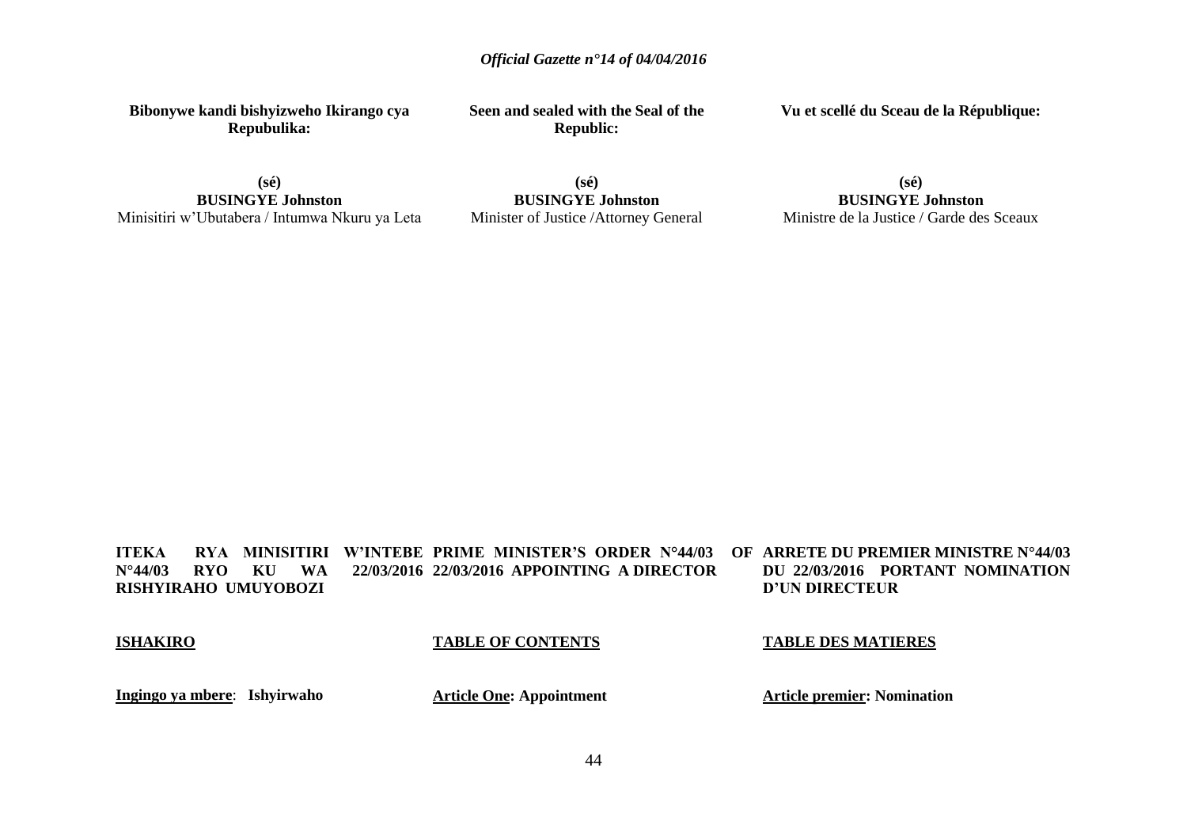**Bibonywe kandi bishyizweho Ikirango cya Repubulika:**

**(sé)**
**BUSINGYE Johnston**
Minisitiri w'Ubutabera / Intumwa Nkuru ya Leta

**Seen and sealed with the Seal of the Republic:**

**(sé)**
**BUSINGYE Johnston**
Minister of Justice /Attorney General

**Vu et scellé du Sceau de la République:**

**(sé)**
**BUSINGYE Johnston**
Ministre de la Justice / Garde des Sceaux

**ITEKA RYA MINISITIRI W'INTEBE N°44/03 RYO KU WA 22/03/2016 RISHYIRAHO UMUYOBOZI**

**ISHAKIRO**

**Ingingo ya mbere**: **Ishyirwaho**

**PRIME MINISTER'S ORDER N°44/03 OF 22/03/2016 APPOINTING A DIRECTOR**

**TABLE OF CONTENTS**

**Article One: Appointment**

**ARRETE DU PREMIER MINISTRE N°44/03 DU 22/03/2016 PORTANT NOMINATION D'UN DIRECTEUR**

**TABLE DES MATIERES**

**Article premier: Nomination**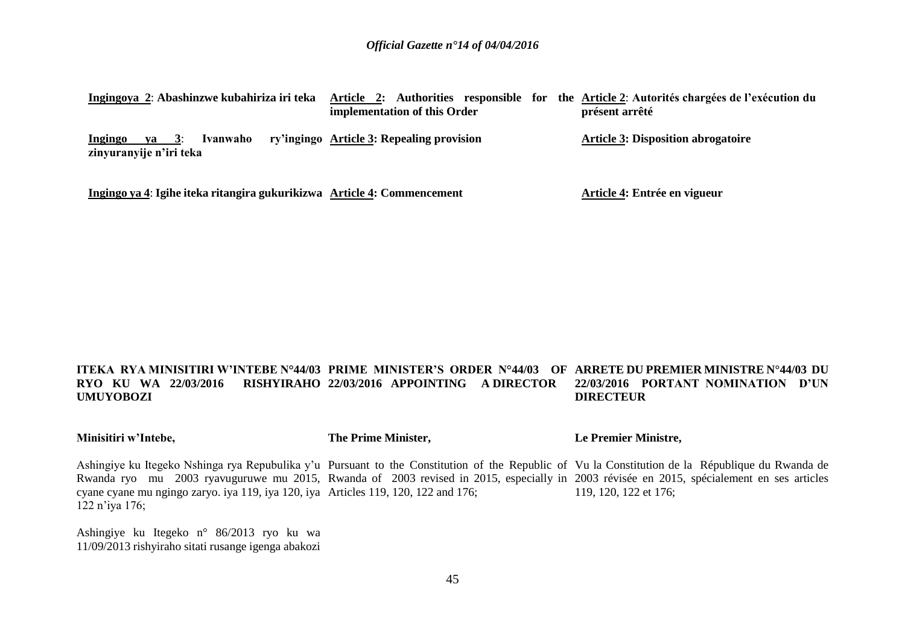**Ingingoya 2**: **Abashinzwe kubahiriza iri teka**

**Ingingo ya 3**: **Ivanwaho ry'ingingo zinyuranyije n'iri teka**

**Ingingo ya 4**: **Igihe iteka ritangira gukurikizwa**

**Article 2: Authorities responsible for the implementation of this Order**

**Article 3: Repealing provision**

**Article 4: Commencement**

**Article 2**: **Autorités chargées de l'exécution du présent arrêté**

**Article 3: Disposition abrogatoire**

**Article 4: Entrée en vigueur**

**ITEKA RYA MINISITIRI W'INTEBE N°44/03 RYO KU WA 22/03/2016 RISHYIRAHO UMUYOBOZI**

**Minisitiri w'Intebe,**

Ashingiye ku Itegeko Nshinga rya Repubulika y'u Rwanda ryo mu 2003 ryavuguruwe mu 2015, cyane cyane mu ngingo zaryo. iya 119, iya 120, iya 122 n'iya 176;

Ashingiye ku Itegeko n° 86/2013 ryo ku wa 11/09/2013 rishyiraho sitati rusange igenga abakozi

**PRIME MINISTER'S ORDER N°44/03 OF 22/03/2016 APPOINTING A DIRECTOR**

**The Prime Minister,**

Pursuant to the Constitution of the Republic of Rwanda of 2003 revised in 2015, especially in Articles 119, 120, 122 and 176;

**ARRETE DU PREMIER MINISTRE N°44/03 DU 22/03/2016 PORTANT NOMINATION D'UN DIRECTEUR**

**Le Premier Ministre,**

Vu la Constitution de la République du Rwanda de 2003 révisée en 2015, spécialement en ses articles 119, 120, 122 et 176;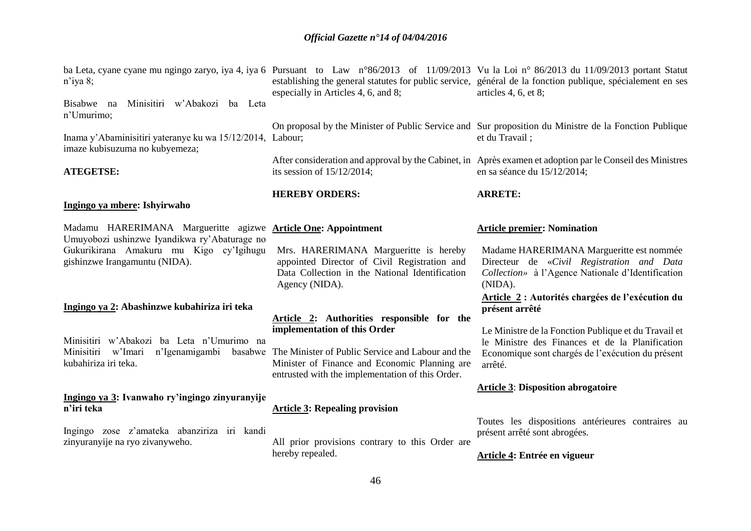ba Leta, cyane cyane mu ngingo zaryo, iya 4, iya 6 n'iya 8;

Bisabwe na Minisitiri w'Abakozi ba Leta n'Umurimo;

Inama y'Abaminisitiri yateranye ku wa 15/12/2014, imaze kubisuzuma no kubyemeza;

**ATEGETSE:**

**Ingingo ya mbere: Ishyirwaho**

Madamu HARERIMANA Marguerite agizwe Umuyobozi ushinzwe Iyandikwa ry'Abaturage no Gukurikirana Amakuru mu Kigo cy'Igihugu gishinzwe Irangamuntu (NIDA).

**Ingingo ya 2: Abashinzwe kubahiriza iri teka**

Minisitiri w'Abakozi ba Leta n'Umurimo na Minisitiri w'Imari n'Igenamigambi basabwe kubahiriza iri teka.

**Ingingo ya 3: Ivanwaho ry'ingingo zinyuranyije n'iri teka**

Ingingo zose z'amateka abanziriza iri kandi zinyuranyije na ryo zivanyweho.

Pursuant to Law n°86/2013 of 11/09/2013 establishing the general statutes for public service, especially in Articles 4, 6, and 8;

On proposal by the Minister of Public Service and Labour;

After consideration and approval by the Cabinet, in its session of 15/12/2014;

**HEREBY ORDERS:**

**Article One: Appointment**

Mrs. HARERIMANA Marguerite is hereby appointed Director of Civil Registration and Data Collection in the National Identification Agency (NIDA).

**Article 2: Authorities responsible for the implementation of this Order**

The Minister of Public Service and Labour and the Minister of Finance and Economic Planning are entrusted with the implementation of this Order.

**Article 3: Repealing provision**

All prior provisions contrary to this Order are hereby repealed.

Vu la Loi n° 86/2013 du 11/09/2013 portant Statut général de la fonction publique, spécialement en ses articles 4, 6, et 8;

Sur proposition du Ministre de la Fonction Publique et du Travail ;

Après examen et adoption par le Conseil des Ministres en sa séance du 15/12/2014;

**ARRETE:**

**Article premier: Nomination**

Madame HARERIMANA Marguerite est nommée Directeur de «*Civil Registration and Data Collection*» à l'Agence Nationale d'Identification (NIDA).

**Article 2 : Autorités chargées de l'exécution du présent arrêté**

Le Ministre de la Fonction Publique et du Travail et le Ministre des Finances et de la Planification Economique sont chargés de l'exécution du présent arrêté.

**Article 3**: **Disposition abrogatoire**

Toutes les dispositions antérieures contraires au présent arrêté sont abrogées.

**Article 4: Entrée en vigueur**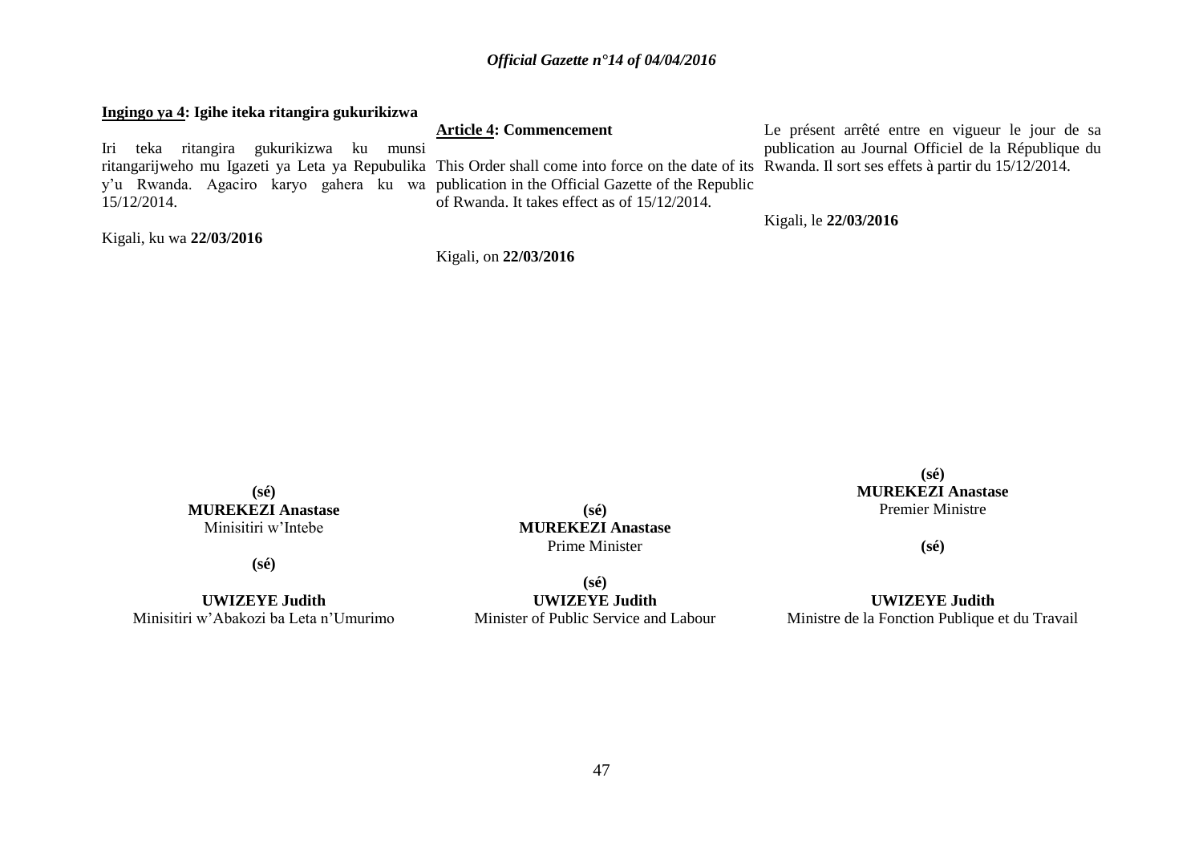**Ingingo ya 4: Igihe iteka ritangira gukurikizwa**

Iri teka ritangira gukurikizwa ku munsi ritangarijweho mu Igazeti ya Leta ya Repubulika y'u Rwanda. Agaciro karyo gahera ku wa 15/12/2014.

Kigali, ku wa **22/03/2016**

**(sé)**
**MUREKEZI Anastase**
Minisitiri w'Intebe

**(sé)**

**UWIZEYE Judith**
Minisitiri w'Abakozi ba Leta n'Umurimo

**Article 4: Commencement**

This Order shall come into force on the date of its publication in the Official Gazette of the Republic of Rwanda. It takes effect as of 15/12/2014.

Kigali, on **22/03/2016**

**(sé)**
**MUREKEZI Anastase**
Prime Minister

**(sé)**
**UWIZEYE Judith**
Minister of Public Service and Labour

Le présent arrêté entre en vigueur le jour de sa publication au Journal Officiel de la République du Rwanda. Il sort ses effets à partir du 15/12/2014.

Kigali, le **22/03/2016**

**(sé)**
**MUREKEZI Anastase**
Premier Ministre

**(sé)**

**UWIZEYE Judith**
Ministre de la Fonction Publique et du Travail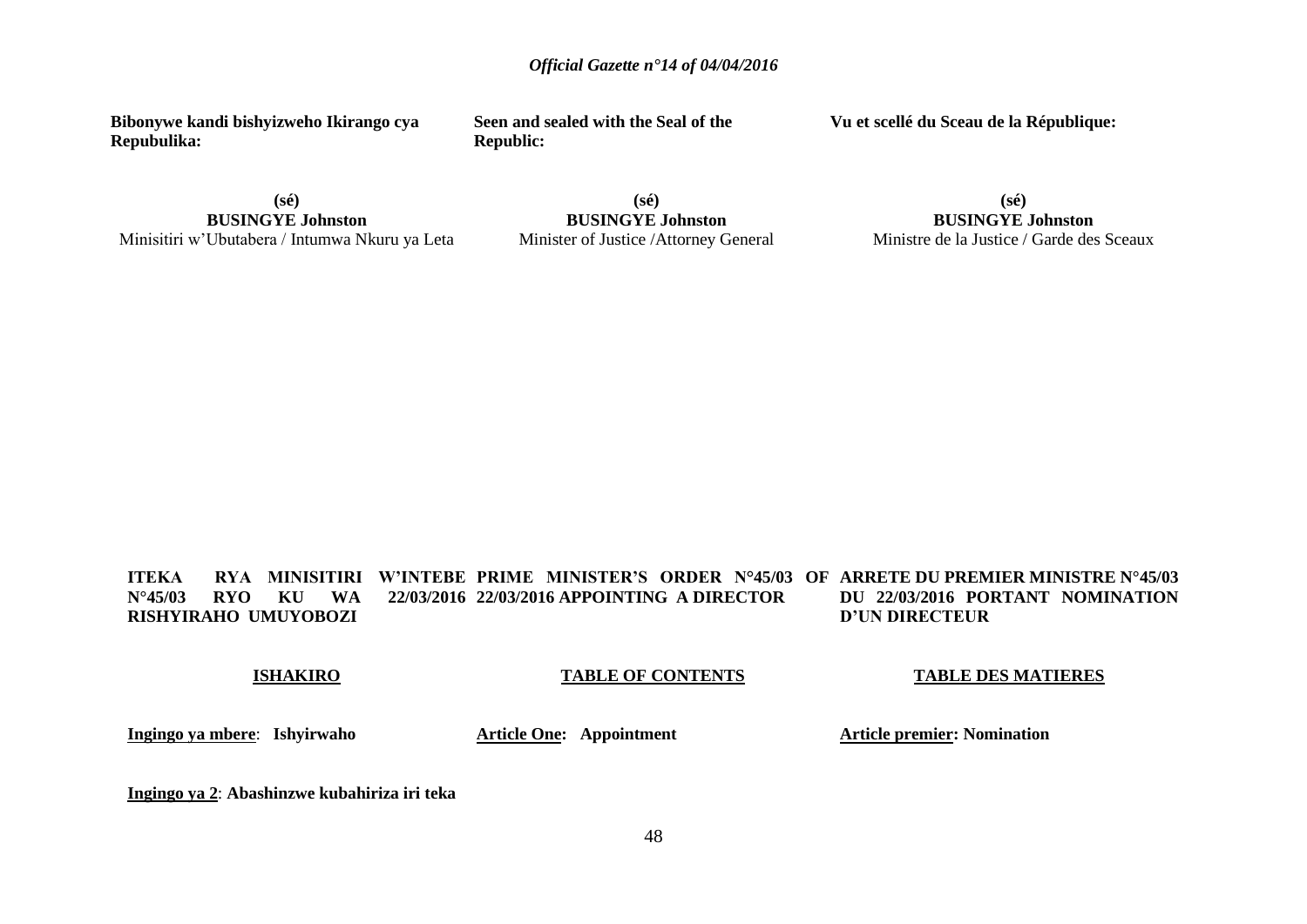**Bibonywe kandi bishyizweho Ikirango cya Repubulika:**

(sé)
**BUSINGYE Johnston**
Minisitiri w'Ubutabera / Intumwa Nkuru ya Leta

**Seen and sealed with the Seal of the Republic:**

(sé)
**BUSINGYE Johnston**
Minister of Justice /Attorney General

**Vu et scellé du Sceau de la République:**

(sé)
**BUSINGYE Johnston**
Ministre de la Justice / Garde des Sceaux

**ITEKA RYA MINISITIRI W'INTEBE N°45/03 RYO KU WA 22/03/2016 RISHYIRAHO UMUYOBOZI**

**ISHAKIRO**

**Ingingo ya mbere**: **Ishyirwaho**

**Ingingo ya 2**: **Abashinzwe kubahiriza iri teka**

**PRIME MINISTER'S ORDER N°45/03 OF 22/03/2016 APPOINTING A DIRECTOR**

**TABLE OF CONTENTS**

**Article One: Appointment**

**ARRETE DU PREMIER MINISTRE N°45/03 DU 22/03/2016 PORTANT NOMINATION D'UN DIRECTEUR**

**TABLE DES MATIERES**

**Article premier: Nomination**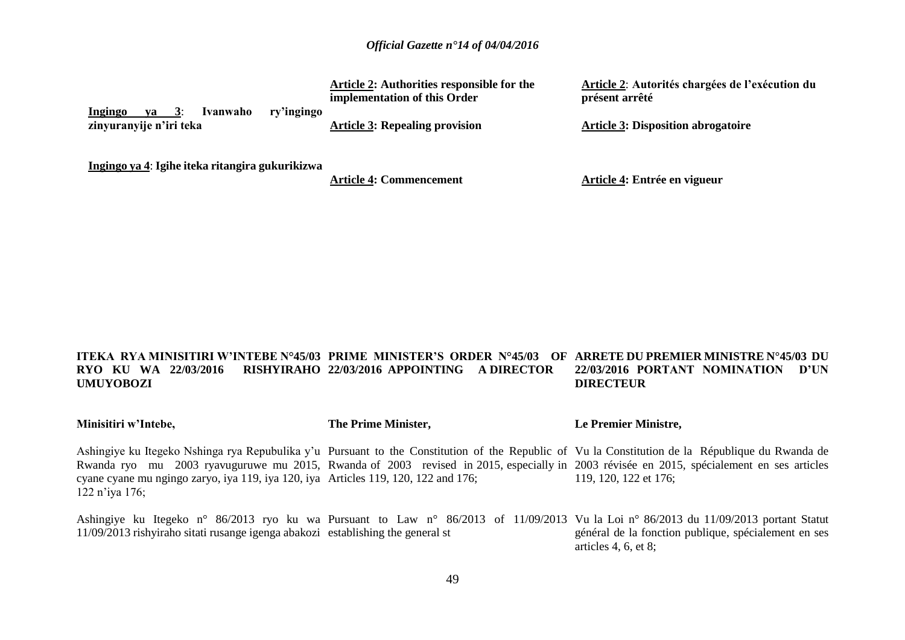**Ingingo ya 3**: **Ivanwaho ry'ingingo zinyuranyije n'iri teka**

**Ingingo ya 4**: **Igihe iteka ritangira gukurikizwa**

**Article 2: Authorities responsible for the implementation of this Order**

**Article 3: Repealing provision**

**Article 4: Commencement**

**Article 2**: **Autorités chargées de l'exécution du présent arrêté**

**Article 3: Disposition abrogatoire**

**Article 4: Entrée en vigueur**

**ITEKA RYA MINISITIRI W'INTEBE N°45/03 RYO KU WA 22/03/2016 RISHYIRAHO UMUYOBOZI**

**Minisitiri w'Intebe,**

Ashingiye ku Itegeko Nshinga rya Repubulika y'u Rwanda ryo mu 2003 ryavuguruwe mu 2015, cyane cyane mu ngingo zaryo, iya 119, iya 120, iya 122 n'iya 176;

Ashingiye ku Itegeko n° 86/2013 ryo ku wa 11/09/2013 rishyiraho sitati rusange igenga abakozi

**PRIME MINISTER'S ORDER N°45/03 OF 22/03/2016 APPOINTING A DIRECTOR**

**The Prime Minister,**

Pursuant to the Constitution of the Republic of Rwanda of 2003 revised in 2015, especially in Articles 119, 120, 122 and 176;

Pursuant to Law n° 86/2013 of 11/09/2013 establishing the general st

**ARRETE DU PREMIER MINISTRE N°45/03 DU 22/03/2016 PORTANT NOMINATION D'UN DIRECTEUR**

**Le Premier Ministre,**

Vu la Constitution de la République du Rwanda de 2003 révisée en 2015, spécialement en ses articles 119, 120, 122 et 176;

Vu la Loi n° 86/2013 du 11/09/2013 portant Statut général de la fonction publique, spécialement en ses articles 4, 6, et 8;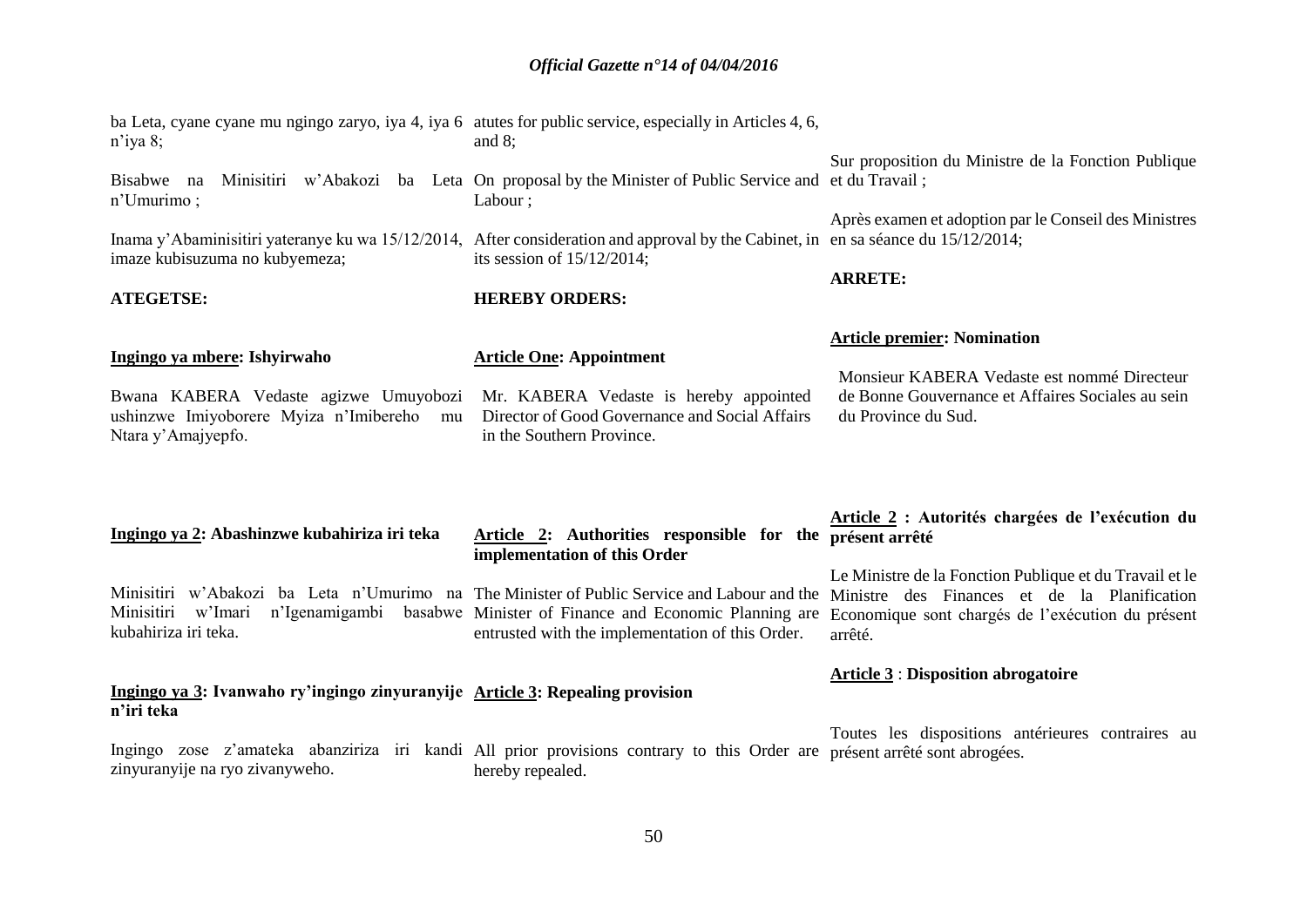ba Leta, cyane cyane mu ngingo zaryo, iya 4, iya 6 n'iya 8;

Bisabwe na Minisitiri w'Abakozi ba Leta n'Umurimo ;

Inama y'Abaminisitiri yateranye ku wa 15/12/2014, imaze kubisuzuma no kubyemeza;

**ATEGETSE:**

**Ingingo ya mbere: Ishyirwaho**

Bwana KABERA Vedaste agizwe Umuyobozi ushinzwe Imiyoborere Myiza n'Imibereho mu Ntara y'Amajyepfo.

**Ingingo ya 2: Abashinzwe kubahiriza iri teka**

Minisitiri w'Abakozi ba Leta n'Umurimo na Minisitiri w'Imari n'Igenamigambi basabwe kubahiriza iri teka.

**Ingingo ya 3: Ivanwaho ry'ingingo zinyuranyije n'iri teka**

Ingingo zose z'amateka abanziriza iri kandi zinyuranyije na ryo zivanyweho.

atutes for public service, especially in Articles 4, 6, and 8;

On proposal by the Minister of Public Service and Labour ;

After consideration and approval by the Cabinet, in its session of 15/12/2014;

**HEREBY ORDERS:**

**Article One: Appointment**

Mr. KABERA Vedaste is hereby appointed Director of Good Governance and Social Affairs in the Southern Province.

**Article 2: Authorities responsible for the implementation of this Order**

The Minister of Public Service and Labour and the Minister of Finance and Economic Planning are entrusted with the implementation of this Order.

**Article 3: Repealing provision**

All prior provisions contrary to this Order are hereby repealed.

Sur proposition du Ministre de la Fonction Publique et du Travail ;

Après examen et adoption par le Conseil des Ministres en sa séance du 15/12/2014;

**ARRETE:**

**Article premier: Nomination**

Monsieur KABERA Vedaste est nommé Directeur de Bonne Gouvernance et Affaires Sociales au sein du Province du Sud.

**Article 2 : Autorités chargées de l'exécution du présent arrêté**

Le Ministre de la Fonction Publique et du Travail et le Ministre des Finances et de la Planification Economique sont chargés de l'exécution du présent arrêté.

**Article 3 : Disposition abrogatoire**

Toutes les dispositions antérieures contraires au présent arrêté sont abrogées.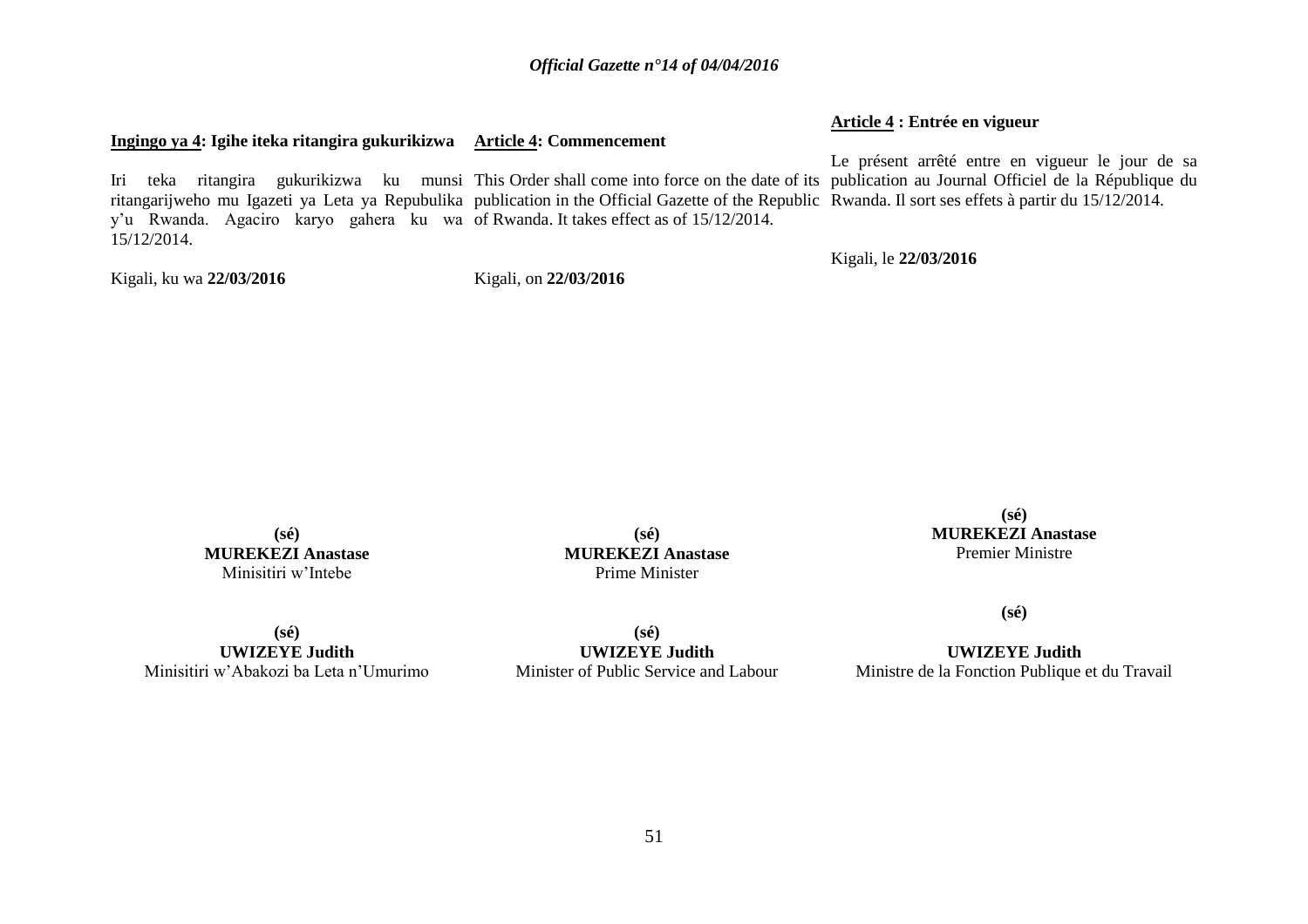**Ingingo ya 4: Igihe iteka ritangira gukurikizwa**

Iri teka ritangira gukurikizwa ku munsi ritangarijweho mu Igazeti ya Leta ya Repubulika y'u Rwanda. Agaciro karyo gahera ku wa 15/12/2014.

Kigali, ku wa **22/03/2016**

**(sé)**
**MUREKEZI Anastase**
Minisitiri w'Intebe

**(sé)**
**UWIZEYE Judith**
Minisitiri w'Abakozi ba Leta n'Umurimo

**Article 4: Commencement**

This Order shall come into force on the date of its publication in the Official Gazette of the Republic of Rwanda. It takes effect as of 15/12/2014.

Kigali, on **22/03/2016**

**(sé)**
**MUREKEZI Anastase**
Prime Minister

**(sé)**
**UWIZEYE Judith**
Minister of Public Service and Labour

**Article 4 : Entrée en vigueur**

Le présent arrêté entre en vigueur le jour de sa publication au Journal Officiel de la République du Rwanda. Il sort ses effets à partir du 15/12/2014.

Kigali, le **22/03/2016**

**(sé)**
**MUREKEZI Anastase**
Premier Ministre

**(sé)**
**UWIZEYE Judith**
Ministre de la Fonction Publique et du Travail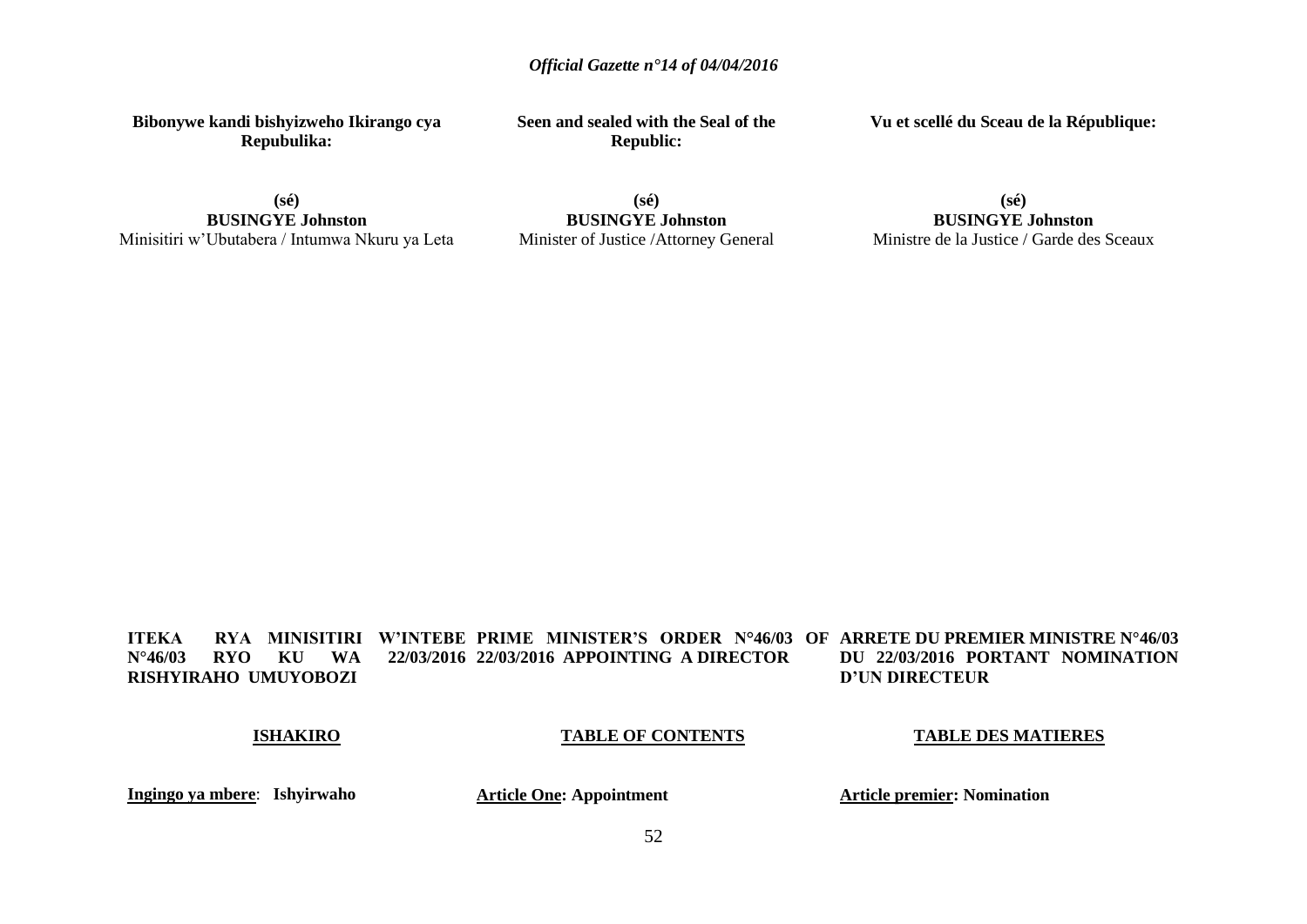**Bibonywe kandi bishyizweho Ikirango cya Repubulika:**

**(sé)**
**BUSINGYE Johnston**
Minisitiri w'Ubutabera / Intumwa Nkuru ya Leta

**Seen and sealed with the Seal of the Republic:**

**(sé)**
**BUSINGYE Johnston**
Minister of Justice /Attorney General

**Vu et scellé du Sceau de la République:**

**(sé)**
**BUSINGYE Johnston**
Ministre de la Justice / Garde des Sceaux

**ITEKA RYA MINISITIRI W'INTEBE N°46/03 RYO KU WA 22/03/2016 RISHYIRAHO UMUYOBOZI**

**ISHAKIRO**

**Ingingo ya mbere**: **Ishyirwaho**

**PRIME MINISTER'S ORDER N°46/03 OF 22/03/2016 APPOINTING A DIRECTOR**

**TABLE OF CONTENTS**

**Article One: Appointment**

**ARRETE DU PREMIER MINISTRE N°46/03 DU 22/03/2016 PORTANT NOMINATION D'UN DIRECTEUR**

**TABLE DES MATIERES**

**Article premier: Nomination**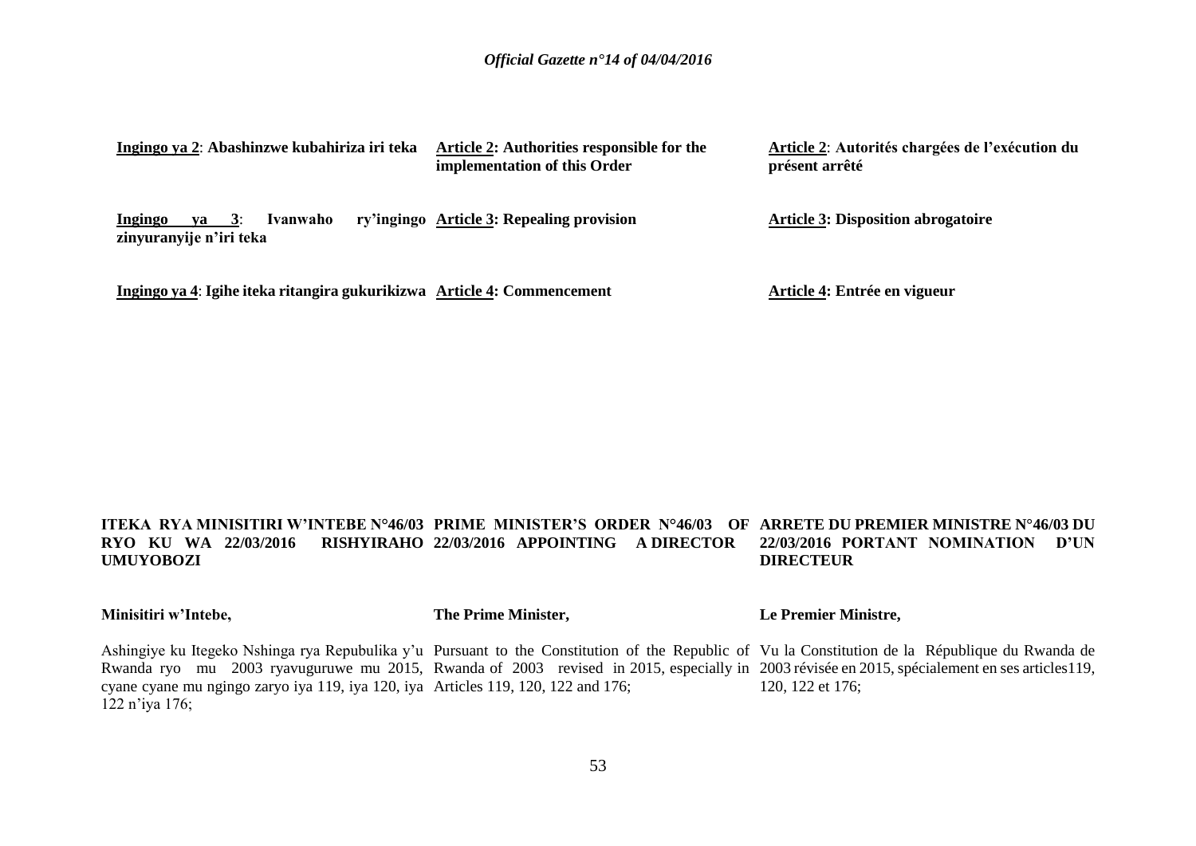**Ingingo ya 2**: **Abashinzwe kubahiriza iri teka**

**Article 2: Authorities responsible for the implementation of this Order**

**Article 2**: **Autorités chargées de l'exécution du présent arrêté**

**Ingingo ya 3**: **Ivanwaho ry'ingingo zinyuranyije n'iri teka**

**Article 3: Repealing provision**

**Article 3: Disposition abrogatoire**

**Ingingo ya 4**: **Igihe iteka ritangira gukurikizwa**

**Article 4: Commencement**

**Article 4: Entrée en vigueur**

## ITEKA RYA MINISITIRI W'INTEBE N°46/03 RYO KU WA 22/03/2016 RISHYIRAHO UMUYOBOZI

## PRIME MINISTER'S ORDER N°46/03 OF 22/03/2016 APPOINTING A DIRECTOR

## ARRETE DU PREMIER MINISTRE N°46/03 DU 22/03/2016 PORTANT NOMINATION D'UN DIRECTEUR

**Minisitiri w'Intebe,**

Ashingiye ku Itegeko Nshinga rya Repubulika y'u Rwanda ryo mu 2003 ryavuguruwe mu 2015, cyane cyane mu ngingo zaryo iya 119, iya 120, iya 122 n'iya 176;

**The Prime Minister,**

Pursuant to the Constitution of the Republic of Rwanda of 2003 revised in 2015, especially in Articles 119, 120, 122 and 176;

**Le Premier Ministre,**

Vu la Constitution de la République du Rwanda de 2003 révisée en 2015, spécialement en ses articles119, 120, 122 et 176;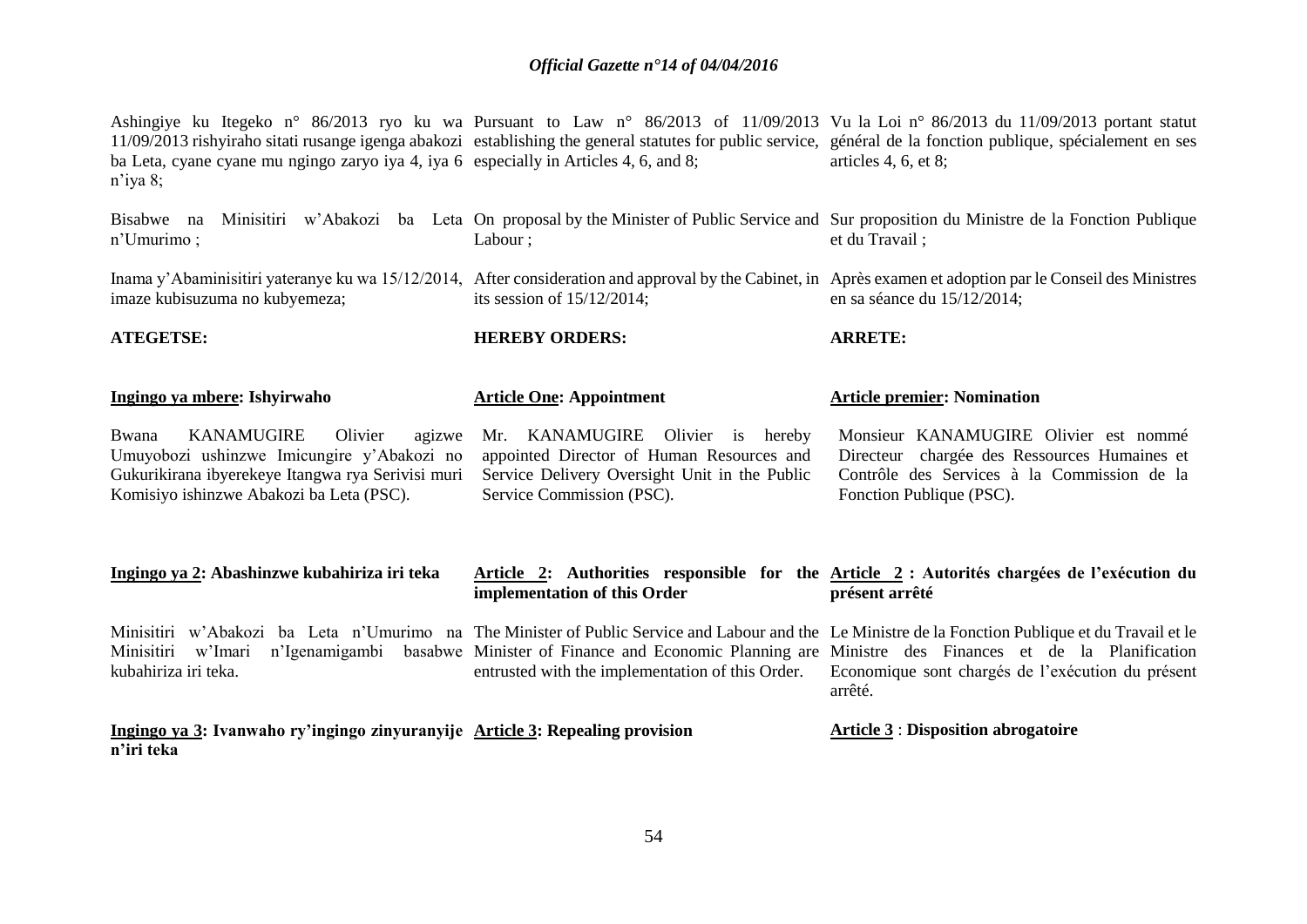Ashingiye ku Itegeko n° 86/2013 ryo ku wa 11/09/2013 rishyiraho sitati rusange igenga abakozi ba Leta, cyane cyane mu ngingo zaryo iya 4, iya 6 n'iya 8;

Bisabwe na Minisitiri w'Abakozi ba Leta n'Umurimo ;

Inama y'Abaminisitiri yateranye ku wa 15/12/2014, imaze kubisuzuma no kubyemeza;

**ATEGETSE:**

**Ingingo ya mbere: Ishyirwaho**

Bwana KANAMUGIRE Olivier agizwe Umuyobozi ushinzwe Imicungire y'Abakozi no Gukurikirana ibyerekeye Itangwa rya Serivisi muri Komisiyo ishinzwe Abakozi ba Leta (PSC).

**Ingingo ya 2: Abashinzwe kubahiriza iri teka**

Minisitiri w'Abakozi ba Leta n'Umurimo na Minisitiri w'Imari n'Igenamigambi basabwe kubahiriza iri teka.

**Ingingo ya 3: Ivanwaho ry'ingingo zinyuranyije n'iri teka**

Pursuant to Law n° 86/2013 of 11/09/2013 establishing the general statutes for public service, especially in Articles 4, 6, and 8;

On proposal by the Minister of Public Service and Labour ;

After consideration and approval by the Cabinet, in its session of 15/12/2014;

**HEREBY ORDERS:**

**Article One: Appointment**

Mr. KANAMUGIRE Olivier is hereby appointed Director of Human Resources and Service Delivery Oversight Unit in the Public Service Commission (PSC).

**Article 2: Authorities responsible for the implementation of this Order**

The Minister of Public Service and Labour and the Minister of Finance and Economic Planning are entrusted with the implementation of this Order.

**Article 3: Repealing provision**

Vu la Loi n° 86/2013 du 11/09/2013 portant statut général de la fonction publique, spécialement en ses articles 4, 6, et 8;

Sur proposition du Ministre de la Fonction Publique et du Travail ;

Après examen et adoption par le Conseil des Ministres en sa séance du 15/12/2014;

**ARRETE:**

**Article premier: Nomination**

Monsieur KANAMUGIRE Olivier est nommé Directeur chargée des Ressources Humaines et Contrôle des Services à la Commission de la Fonction Publique (PSC).

**Article 2 : Autorités chargées de l'exécution du présent arrêté**

Le Ministre de la Fonction Publique et du Travail et le Ministre des Finances et de la Planification Economique sont chargés de l'exécution du présent arrêté.

**Article 3 : Disposition abrogatoire**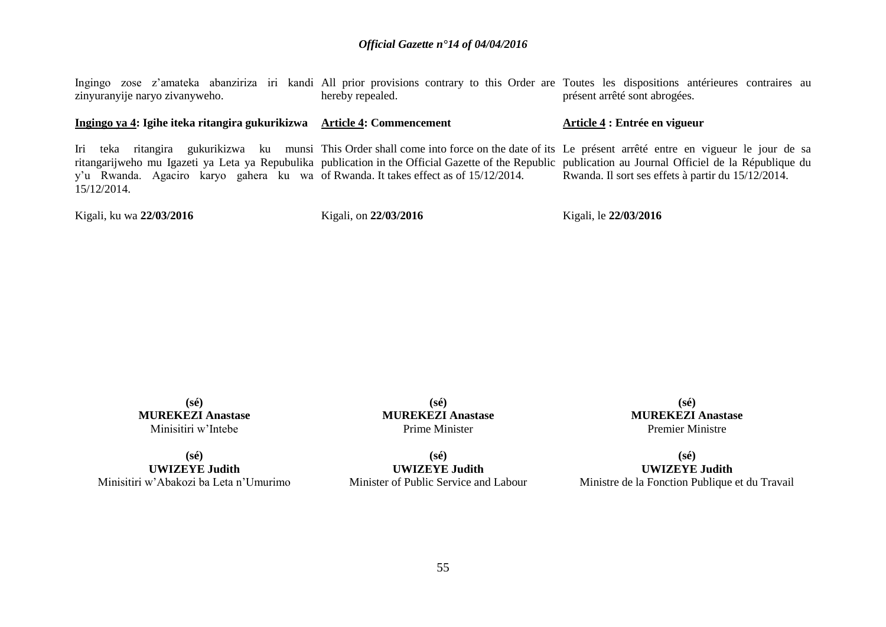Ingingo zose z'amateka abanziriza iri kandi zinyuranyije naryo zivanyweho.

**Ingingo ya 4: Igihe iteka ritangira gukurikizwa**

Iri teka ritangira gukurikizwa ku munsi ritangarijweho mu Igazeti ya Leta ya Repubulika y'u Rwanda. Agaciro karyo gahera ku wa 15/12/2014.

Kigali, ku wa **22/03/2016**

**(sé)**
**MUREKEZI Anastase**
Minisitiri w'Intebe

**(sé)**
**UWIZEYE Judith**
Minisitiri w'Abakozi ba Leta n'Umurimo

All prior provisions contrary to this Order are hereby repealed.

**Article 4: Commencement**

This Order shall come into force on the date of its publication in the Official Gazette of the Republic of Rwanda. It takes effect as of 15/12/2014.

Kigali, on **22/03/2016**

**(sé)**
**MUREKEZI Anastase**
Prime Minister

**(sé)**
**UWIZEYE Judith**
Minister of Public Service and Labour

Toutes les dispositions antérieures contraires au présent arrêté sont abrogées.

**Article 4 : Entrée en vigueur**

Le présent arrêté entre en vigueur le jour de sa publication au Journal Officiel de la République du Rwanda. Il sort ses effets à partir du 15/12/2014.

Kigali, le **22/03/2016**

**(sé)**
**MUREKEZI Anastase**
Premier Ministre

**(sé)**
**UWIZEYE Judith**
Ministre de la Fonction Publique et du Travail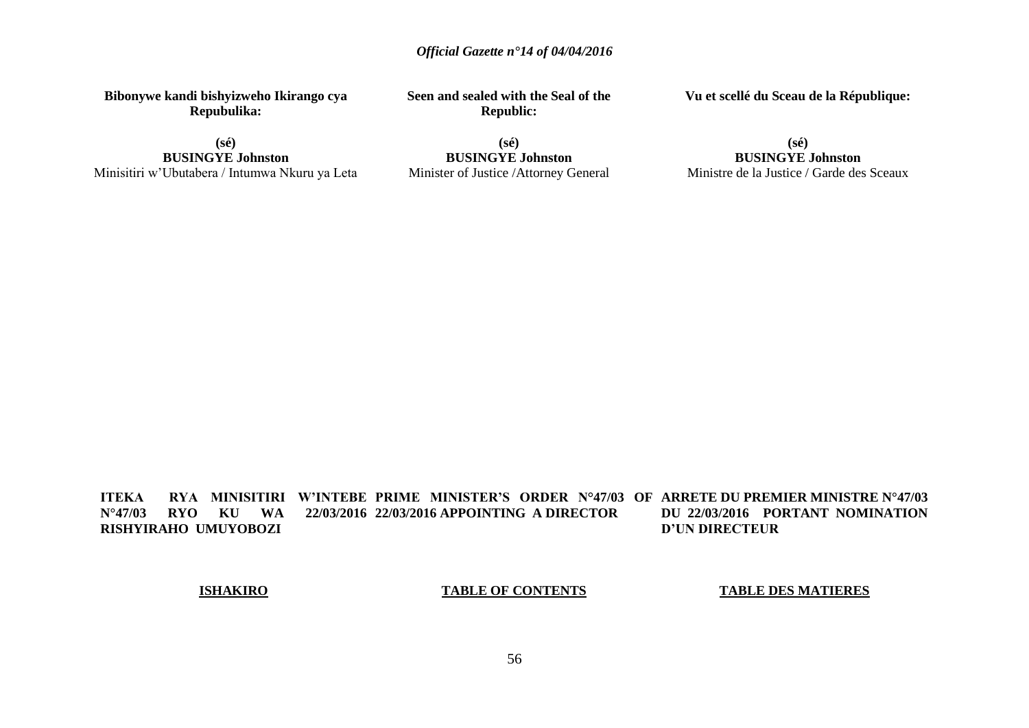**Bibonywe kandi bishyizweho Ikirango cya Repubulika:**

**(sé)**
**BUSINGYE Johnston**
Minisitiri w'Ubutabera / Intumwa Nkuru ya Leta

**Seen and sealed with the Seal of the Republic:**

**(sé)**
**BUSINGYE Johnston**
Minister of Justice /Attorney General

**Vu et scellé du Sceau de la République:**

**(sé)**
**BUSINGYE Johnston**
Ministre de la Justice / Garde des Sceaux

**ITEKA RYA MINISITIRI W'INTEBE N°47/03 RYO KU WA 22/03/2016 RISHYIRAHO UMUYOBOZI**

**PRIME MINISTER'S ORDER N°47/03 OF 22/03/2016 APPOINTING A DIRECTOR**

**ARRETE DU PREMIER MINISTRE N°47/03 DU 22/03/2016 PORTANT NOMINATION D'UN DIRECTEUR**

**ISHAKIRO**

**TABLE OF CONTENTS**

**TABLE DES MATIERES**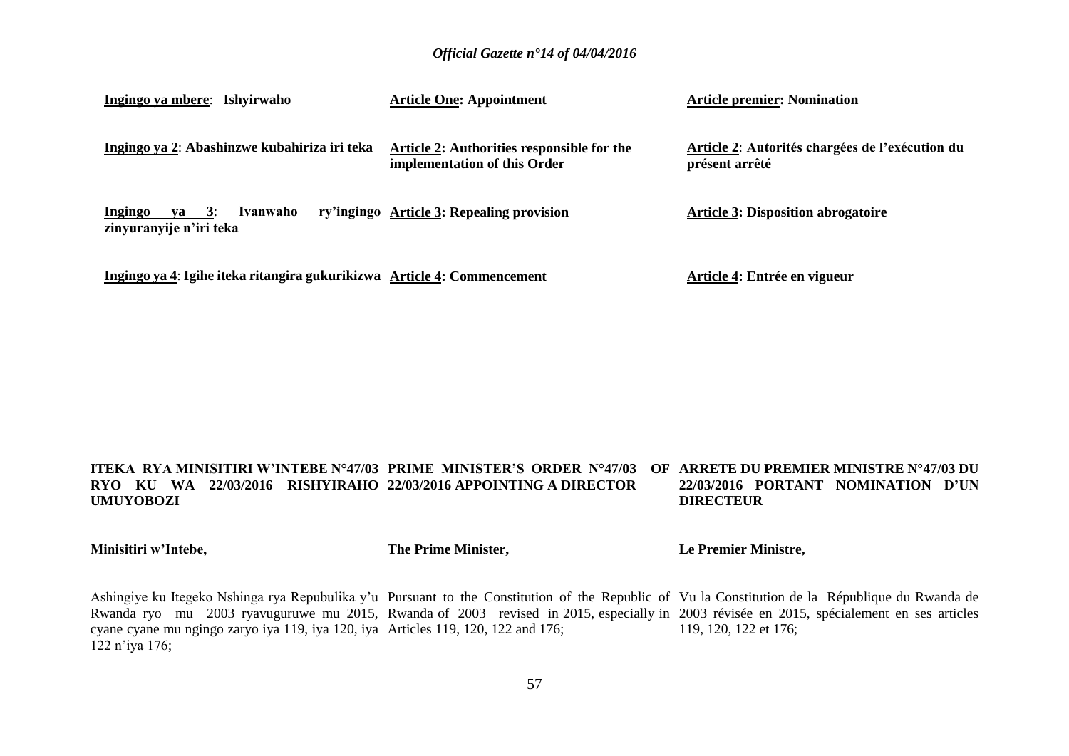**<u>Ingingo ya mbere</u>: Ishyirwaho**

**<u>Ingingo ya 2</u>: Abashinzwe kubahiriza iri teka**

**<u>Ingingo ya 3</u>: Ivanwaho ry'ingingo zinyuranyije n'iri teka**

**<u>Ingingo ya 4</u>: Igihe iteka ritangira gukurikizwa**

**<u>Article One</u>: Appointment**

**<u>Article 2</u>: Authorities responsible for the implementation of this Order**

**<u>Article 3</u>: Repealing provision**

**<u>Article 4</u>: Commencement**

**<u>Article premier</u>: Nomination**

**<u>Article 2</u>: Autorités chargées de l'exécution du présent arrêté**

**<u>Article 3</u>: Disposition abrogatoire**

**<u>Article 4</u>: Entrée en vigueur**

**ITEKA RYA MINISITIRI W'INTEBE N°47/03 RYO KU WA 22/03/2016 RISHYIRAHO UMUYOBOZI**

**Minisitiri w'Intebe,**

Ashingiye ku Itegeko Nshinga rya Repubulika y'u Rwanda ryo mu 2003 ryavuguruwe mu 2015, cyane cyane mu ngingo zaryo iya 119, iya 120, iya 122 n'iya 176;

**PRIME MINISTER'S ORDER N°47/03 OF 22/03/2016 APPOINTING A DIRECTOR**

**The Prime Minister,**

Pursuant to the Constitution of the Republic of Rwanda of 2003 revised in 2015, especially in Articles 119, 120, 122 and 176;

**ARRETE DU PREMIER MINISTRE N°47/03 DU 22/03/2016 PORTANT NOMINATION D'UN DIRECTEUR**

**Le Premier Ministre,**

Vu la Constitution de la République du Rwanda de 2003 révisée en 2015, spécialement en ses articles 119, 120, 122 et 176;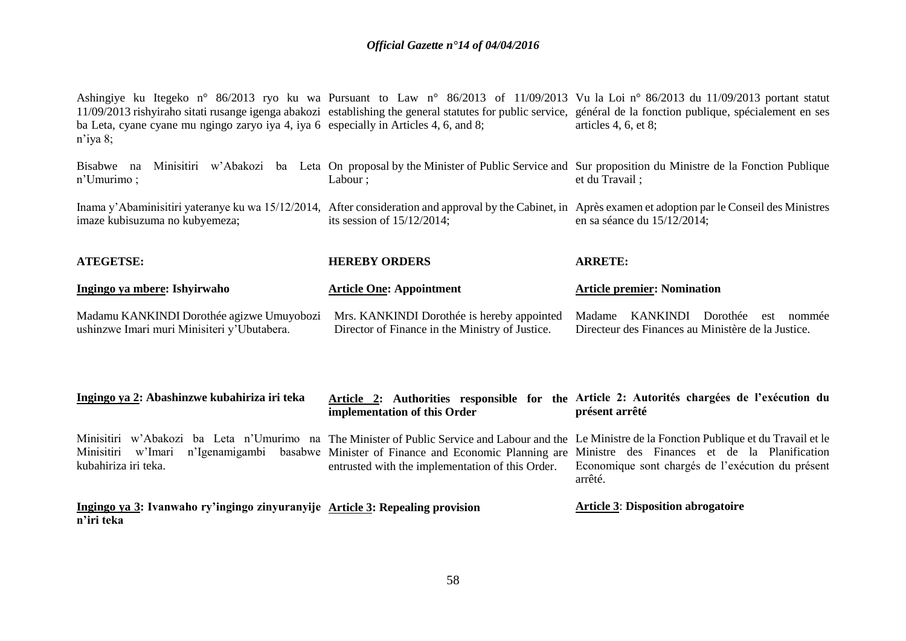Ashingiye ku Itegeko n° 86/2013 ryo ku wa 11/09/2013 rishyiraho sitati rusange igenga abakozi ba Leta, cyane cyane mu ngingo zaryo iya 4, iya 6 n'iya 8;

Bisabwe na Minisitiri w'Abakozi ba Leta n'Umurimo ;

Inama y'Abaminisitiri yateranye ku wa 15/12/2014, imaze kubisuzuma no kubyemeza;

**ATEGETSE:**

**Ingingo ya mbere: Ishyirwaho**

Madamu KANKINDI Dorothée agizwe Umuyobozi ushinzwe Imari muri Minisiteri y'Ubutabera.

**Ingingo ya 2: Abashinzwe kubahiriza iri teka**

Minisitiri w'Abakozi ba Leta n'Umurimo na Minisitiri w'Imari n'Igenamigambi basabwe kubahiriza iri teka.

**Ingingo ya 3: Ivanwaho ry'ingingo zinyuranyije n'iri teka**

Pursuant to Law n° 86/2013 of 11/09/2013 establishing the general statutes for public service, especially in Articles 4, 6, and 8;

On proposal by the Minister of Public Service and Labour ;

After consideration and approval by the Cabinet, in its session of 15/12/2014;

**HEREBY ORDERS**

**Article One: Appointment**

Mrs. KANKINDI Dorothée is hereby appointed Director of Finance in the Ministry of Justice.

**Article 2: Authorities responsible for the implementation of this Order**

The Minister of Public Service and Labour and the Minister of Finance and Economic Planning are entrusted with the implementation of this Order.

**Article 3: Repealing provision**

Vu la Loi n° 86/2013 du 11/09/2013 portant statut général de la fonction publique, spécialement en ses articles 4, 6, et 8;

Sur proposition du Ministre de la Fonction Publique et du Travail ;

Après examen et adoption par le Conseil des Ministres en sa séance du 15/12/2014;

**ARRETE:**

**Article premier: Nomination**

Madame KANKINDI Dorothée est nommée Directeur des Finances au Ministère de la Justice.

**Article 2: Autorités chargées de l'exécution du présent arrêté**

Le Ministre de la Fonction Publique et du Travail et le Ministre des Finances et de la Planification Economique sont chargés de l'exécution du présent arrêté.

**Article 3: Disposition abrogatoire**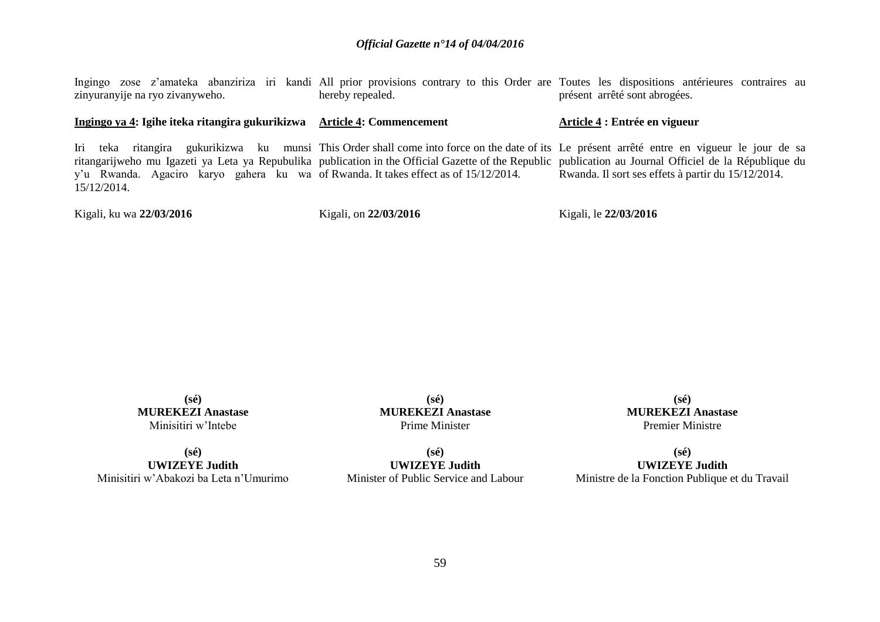Ingingo zose z'amateka abanziriza iri kandi zinyuranyije na ryo zivanyweho.

**Ingingo ya 4: Igihe iteka ritangira gukurikizwa**

Iri teka ritangira gukurikizwa ku munsi ritangarijweho mu Igazeti ya Leta ya Repubulika y'u Rwanda. Agaciro karyo gahera ku wa 15/12/2014.

Kigali, ku wa **22/03/2016**

**(sé)**
**MUREKEZI Anastase**
Minisitiri w'Intebe

**(sé)**
**UWIZEYE Judith**
Minisitiri w'Abakozi ba Leta n'Umurimo

All prior provisions contrary to this Order are hereby repealed.

**Article 4: Commencement**

This Order shall come into force on the date of its publication in the Official Gazette of the Republic of Rwanda. It takes effect as of 15/12/2014.

Kigali, on **22/03/2016**

**(sé)**
**MUREKEZI Anastase**
Prime Minister

**(sé)**
**UWIZEYE Judith**
Minister of Public Service and Labour

Toutes les dispositions antérieures contraires au présent arrêté sont abrogées.

**Article 4 : Entrée en vigueur**

Le présent arrêté entre en vigueur le jour de sa publication au Journal Officiel de la République du Rwanda. Il sort ses effets à partir du 15/12/2014.

Kigali, le **22/03/2016**

**(sé)**
**MUREKEZI Anastase**
Premier Ministre

**(sé)**
**UWIZEYE Judith**
Ministre de la Fonction Publique et du Travail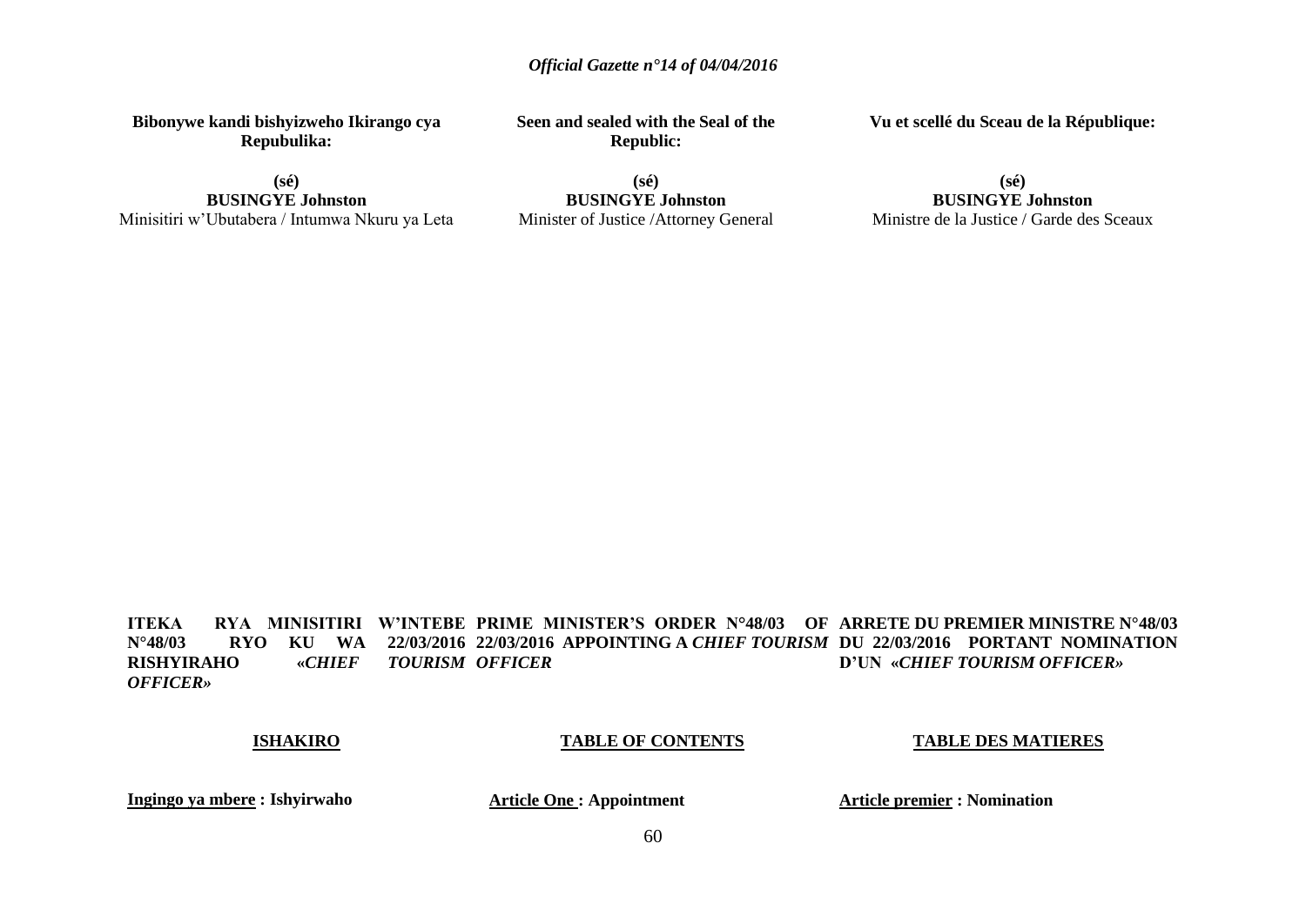**Bibonywe kandi bishyizweho Ikirango cya Repubulika:**

**(sé)**
**BUSINGYE Johnston**
Minisitiri w'Ubutabera / Intumwa Nkuru ya Leta

**Seen and sealed with the Seal of the Republic:**

**(sé)**
**BUSINGYE Johnston**
Minister of Justice /Attorney General

**Vu et scellé du Sceau de la République:**

**(sé)**
**BUSINGYE Johnston**
Ministre de la Justice / Garde des Sceaux

**ITEKA RYA MINISITIRI W'INTEBE N°48/03 RYO KU WA 22/03/2016 RISHYIRAHO *«CHIEF TOURISM OFFICER»***

**PRIME MINISTER'S ORDER N°48/03 OF 22/03/2016 APPOINTING A *CHIEF TOURISM OFFICER***

**ARRETE DU PREMIER MINISTRE N°48/03 DU 22/03/2016 PORTANT NOMINATION D'UN *«CHIEF TOURISM OFFICER»***

**ISHAKIRO**

**TABLE OF CONTENTS**

**TABLE DES MATIERES**

**Ingingo ya mbere : Ishyirwaho**

**Article One : Appointment**

**Article premier : Nomination**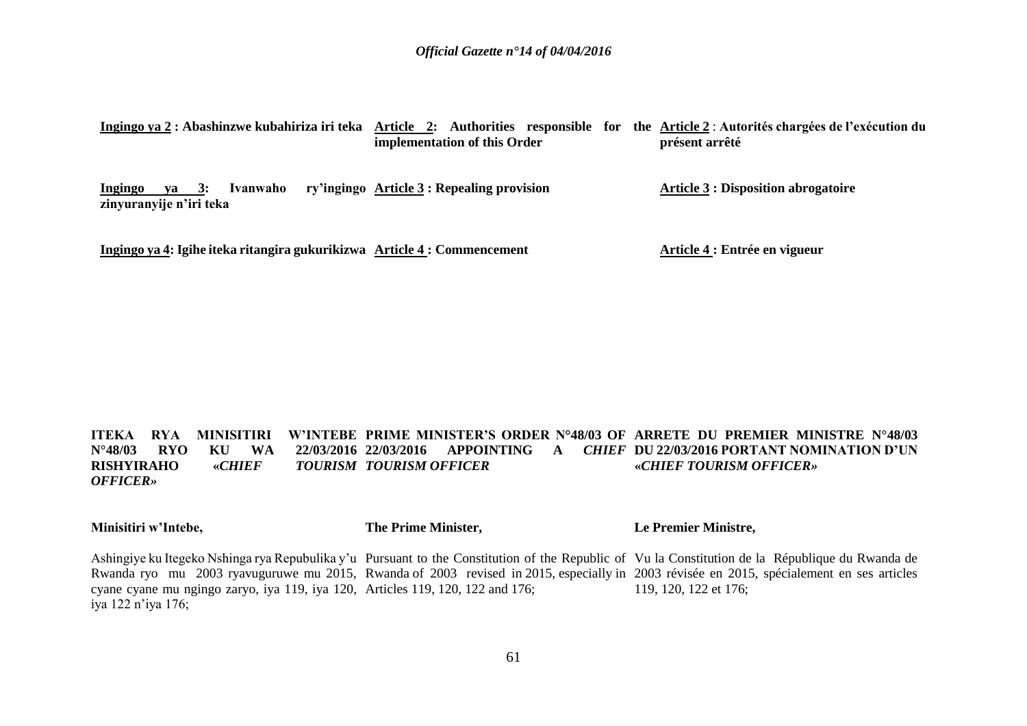**<u>Ingingo ya 2</u> : Abashinzwe kubahiriza iri teka**

**<u>Ingingo ya 3</u>: Ivanwaho ry'ingingo zinyuranyije n'iri teka**

**<u>Ingingo ya 4</u>: Igihe iteka ritangira gukurikizwa**

**<u>Article 2</u>: Authorities responsible for the implementation of this Order**

**<u>Article 3</u> : Repealing provision**

**<u>Article 4</u> : Commencement**

**<u>Article 2</u> : Autorités chargées de l'exécution du présent arrêté**

**<u>Article 3</u> : Disposition abrogatoire**

**<u>Article 4</u> : Entrée en vigueur**

**ITEKA RYA MINISITIRI W'INTEBE N°48/03 RYO KU WA 22/03/2016 RISHYIRAHO *«CHIEF TOURISM OFFICER»***

**Minisitiri w'Intebe,**

Ashingiye ku Itegeko Nshinga rya Repubulika y'u Rwanda ryo mu 2003 ryavuguruwe mu 2015, cyane cyane mu ngingo zaryo, iya 119, iya 120, iya 122 n'iya 176;

**PRIME MINISTER'S ORDER N°48/03 OF 22/03/2016 APPOINTING A *CHIEF TOURISM OFFICER***

**The Prime Minister,**

Pursuant to the Constitution of the Republic of Rwanda of 2003 revised in 2015, especially in Articles 119, 120, 122 and 176;

**ARRETE DU PREMIER MINISTRE N°48/03 DU 22/03/2016 PORTANT NOMINATION D'UN *«CHIEF TOURISM OFFICER»***

**Le Premier Ministre,**

Vu la Constitution de la République du Rwanda de 2003 révisée en 2015, spécialement en ses articles 119, 120, 122 et 176;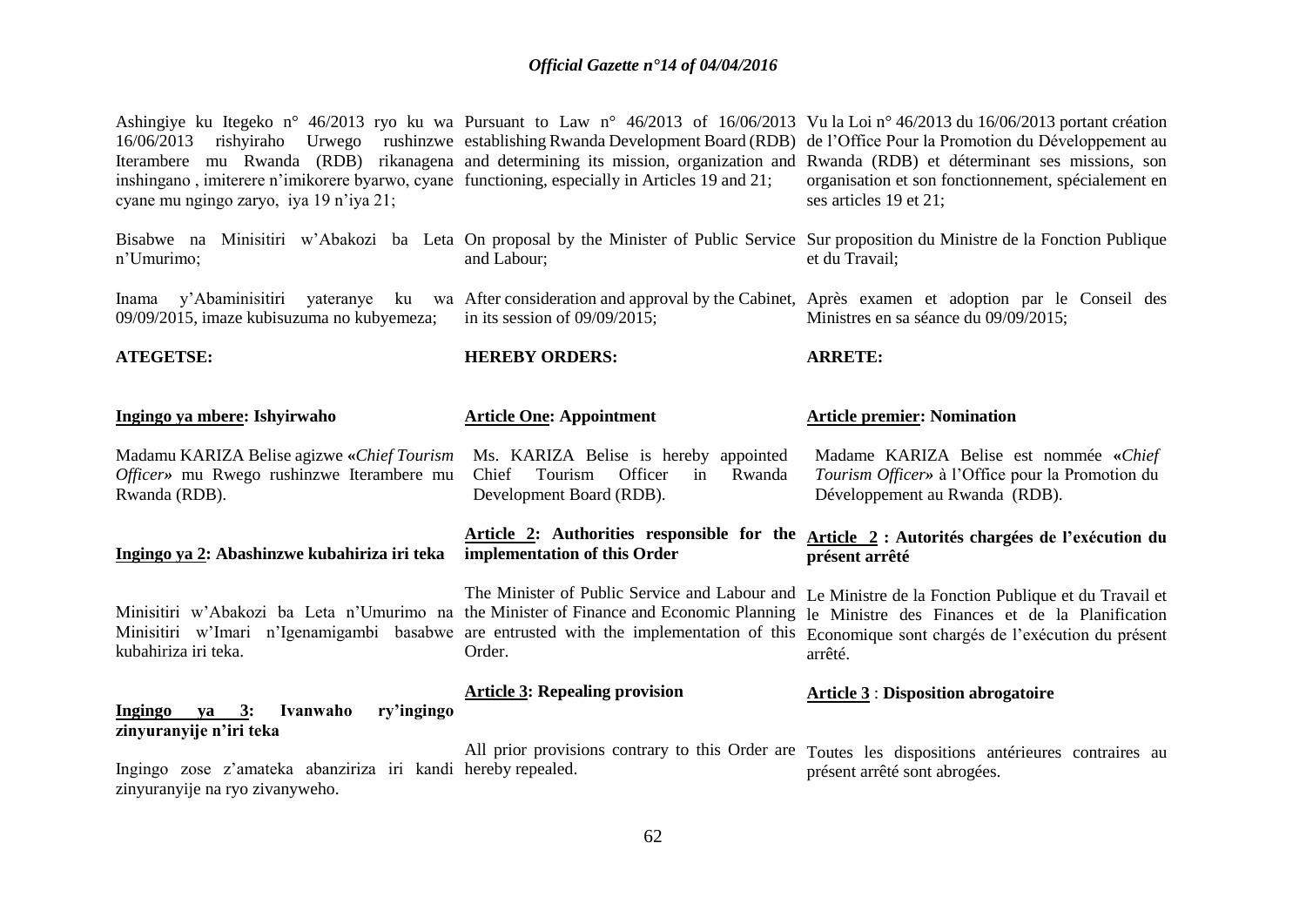Ashingiye ku Itegeko n° 46/2013 ryo ku wa 16/06/2013 rishyiraho Urwego rushinzwe Iterambere mu Rwanda (RDB) rikanagena inshingano , imiterere n'imikorere byarwo, cyane cyane mu ngingo zaryo, iya 19 n'iya 21;

Bisabwe na Minisitiri w'Abakozi ba Leta n'Umurimo;

Inama y'Abaminisitiri yateranye ku wa 09/09/2015, imaze kubisuzuma no kubyemeza;

**ATEGETSE:**

**Ingingo ya mbere: Ishyirwaho**

Madamu KARIZA Belise agizwe «*Chief Tourism Officer*» mu Rwego rushinzwe Iterambere mu Rwanda (RDB).

**Ingingo ya 2: Abashinzwe kubahiriza iri teka**

Minisitiri w'Abakozi ba Leta n'Umurimo na Minisitiri w'Imari n'Igenamigambi basabwe kubahiriza iri teka.

**Ingingo ya 3: Ivanwaho ry'ingingo zinyuranyije n'iri teka**

Ingingo zose z'amateka abanziriza iri kandi zinyuranyije na ryo zivanyweho.

Pursuant to Law n° 46/2013 of 16/06/2013 establishing Rwanda Development Board (RDB) and determining its mission, organization and functioning, especially in Articles 19 and 21;

On proposal by the Minister of Public Service and Labour;

After consideration and approval by the Cabinet, in its session of 09/09/2015;

**HEREBY ORDERS:**

**Article One: Appointment**

Ms. KARIZA Belise is hereby appointed Chief Tourism Officer in Rwanda Development Board (RDB).

**Article 2: Authorities responsible for the implementation of this Order**

The Minister of Public Service and Labour and the Minister of Finance and Economic Planning are entrusted with the implementation of this Order.

**Article 3: Repealing provision**

All prior provisions contrary to this Order are hereby repealed.

Vu la Loi n° 46/2013 du 16/06/2013 portant création de l'Office Pour la Promotion du Développement au Rwanda (RDB) et déterminant ses missions, son organisation et son fonctionnement, spécialement en ses articles 19 et 21;

Sur proposition du Ministre de la Fonction Publique et du Travail;

Après examen et adoption par le Conseil des Ministres en sa séance du 09/09/2015;

**ARRETE:**

**Article premier: Nomination**

Madame KARIZA Belise est nommée «*Chief Tourism Officer*» à l'Office pour la Promotion du Développement au Rwanda (RDB).

**Article 2 : Autorités chargées de l'exécution du présent arrêté**

Le Ministre de la Fonction Publique et du Travail et le Ministre des Finances et de la Planification Economique sont chargés de l'exécution du présent arrêté.

**Article 3 : Disposition abrogatoire**

Toutes les dispositions antérieures contraires au présent arrêté sont abrogées.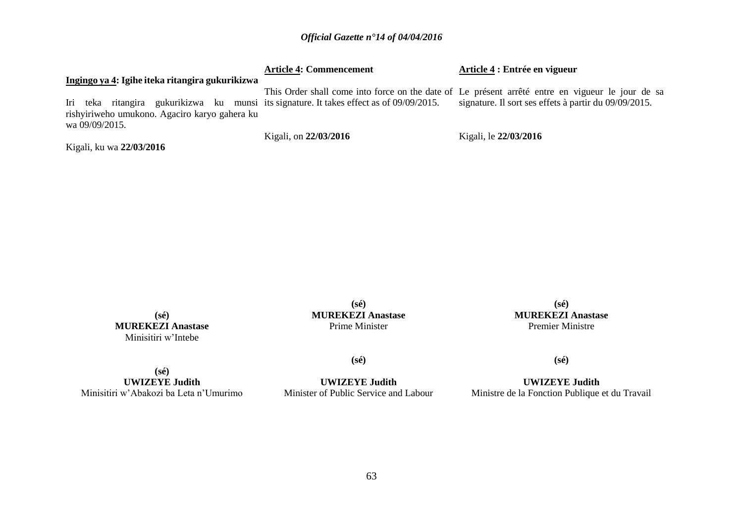**<u>Ingingo ya 4</u>: Igihe iteka ritangira gukurikizwa**

Iri teka ritangira gukurikizwa ku munsi rishyiriweho umukono. Agaciro karyo gahera ku wa 09/09/2015.

Kigali, ku wa **22/03/2016**

**(sé)**
**MUREKEZI Anastase**
Minisitiri w'Intebe

**(sé)**
**UWIZEYE Judith**
Minisitiri w'Abakozi ba Leta n'Umurimo

**<u>Article 4</u>: Commencement**

This Order shall come into force on the date of its signature. It takes effect as of 09/09/2015.

Kigali, on **22/03/2016**

**(sé)**
**MUREKEZI Anastase**
Prime Minister

**(sé)**
**UWIZEYE Judith**
Minister of Public Service and Labour

**<u>Article 4</u> : Entrée en vigueur**

Le présent arrêté entre en vigueur le jour de sa signature. Il sort ses effets à partir du 09/09/2015.

Kigali, le **22/03/2016**

**(sé)**
**MUREKEZI Anastase**
Premier Ministre

**(sé)**
**UWIZEYE Judith**
Ministre de la Fonction Publique et du Travail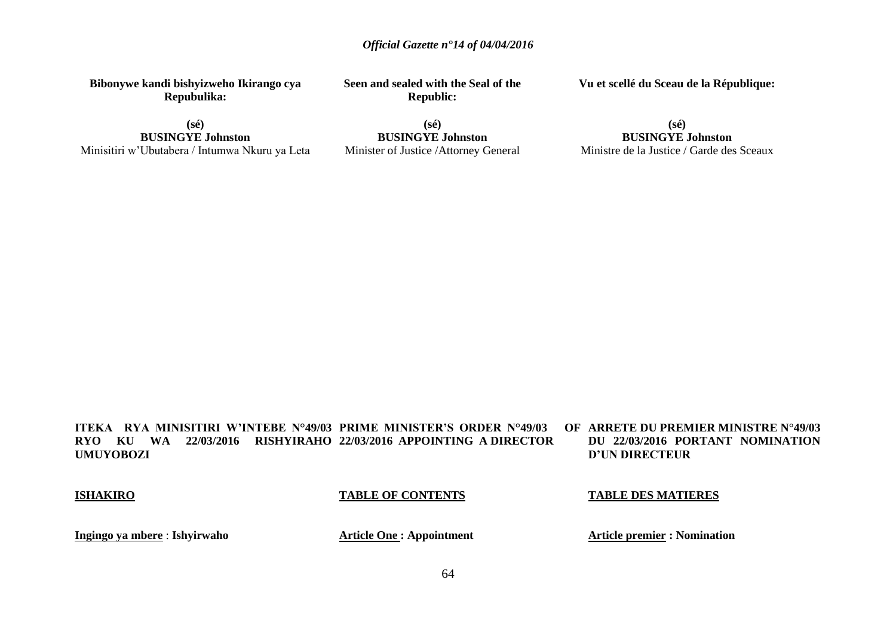**Bibonywe kandi bishyizweho Ikirango cya Repubulika:**

**(sé)**
**BUSINGYE Johnston**
Minisitiri w'Ubutabera / Intumwa Nkuru ya Leta

**Seen and sealed with the Seal of the Republic:**

**(sé)**
**BUSINGYE Johnston**
Minister of Justice /Attorney General

**Vu et scellé du Sceau de la République:**

**(sé)**
**BUSINGYE Johnston**
Ministre de la Justice / Garde des Sceaux

**ITEKA RYA MINISITIRI W'INTEBE N°49/03 RYO KU WA 22/03/2016 RISHYIRAHO UMUYOBOZI**

**ISHAKIRO**

**Ingingo ya mbere** : **Ishyirwaho**

**PRIME MINISTER'S ORDER N°49/03 OF 22/03/2016 APPOINTING A DIRECTOR**

**TABLE OF CONTENTS**

**Article One : Appointment**

**ARRETE DU PREMIER MINISTRE N°49/03 DU 22/03/2016 PORTANT NOMINATION D'UN DIRECTEUR**

**TABLE DES MATIERES**

**Article premier : Nomination**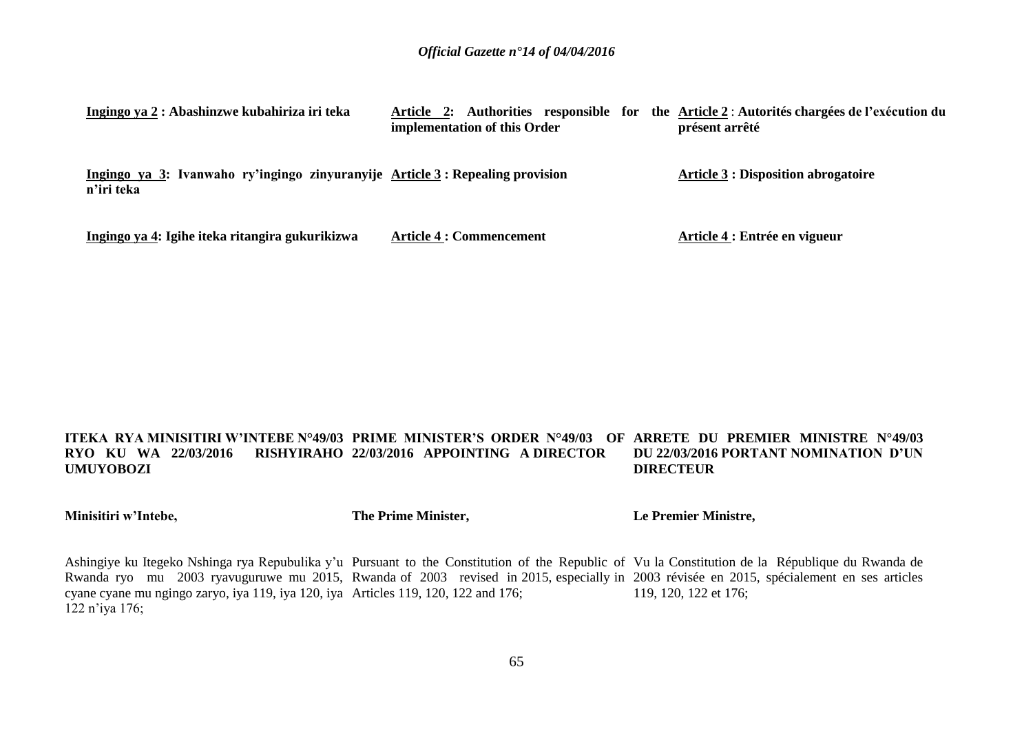**<u>Ingingo ya 2</u> : Abashinzwe kubahiriza iri teka**

**<u>Ingingo ya 3</u>: Ivanwaho ry'ingingo zinyuranyije n'iri teka**

**<u>Ingingo ya 4</u>: Igihe iteka ritangira gukurikizwa**

**<u>Article 2</u>: Authorities responsible for the implementation of this Order**

**<u>Article 3</u> : Repealing provision**

**<u>Article 4</u> : Commencement**

**<u>Article 2</u> : Autorités chargées de l'exécution du présent arrêté**

**<u>Article 3</u> : Disposition abrogatoire**

**<u>Article 4</u> : Entrée en vigueur**

**ITEKA RYA MINISITIRI W'INTEBE N°49/03 RYO KU WA 22/03/2016 RISHYIRAHO UMUYOBOZI**

**Minisitiri w'Intebe,**

Ashingiye ku Itegeko Nshinga rya Repubulika y'u Rwanda ryo mu 2003 ryavuguruwe mu 2015, cyane cyane mu ngingo zaryo, iya 119, iya 120, iya 122 n'iya 176;

**PRIME MINISTER'S ORDER N°49/03 OF 22/03/2016 APPOINTING A DIRECTOR**

**The Prime Minister,**

Pursuant to the Constitution of the Republic of Rwanda of 2003 revised in 2015, especially in Articles 119, 120, 122 and 176;

**ARRETE DU PREMIER MINISTRE N°49/03 DU 22/03/2016 PORTANT NOMINATION D'UN DIRECTEUR**

**Le Premier Ministre,**

Vu la Constitution de la République du Rwanda de 2003 révisée en 2015, spécialement en ses articles 119, 120, 122 et 176;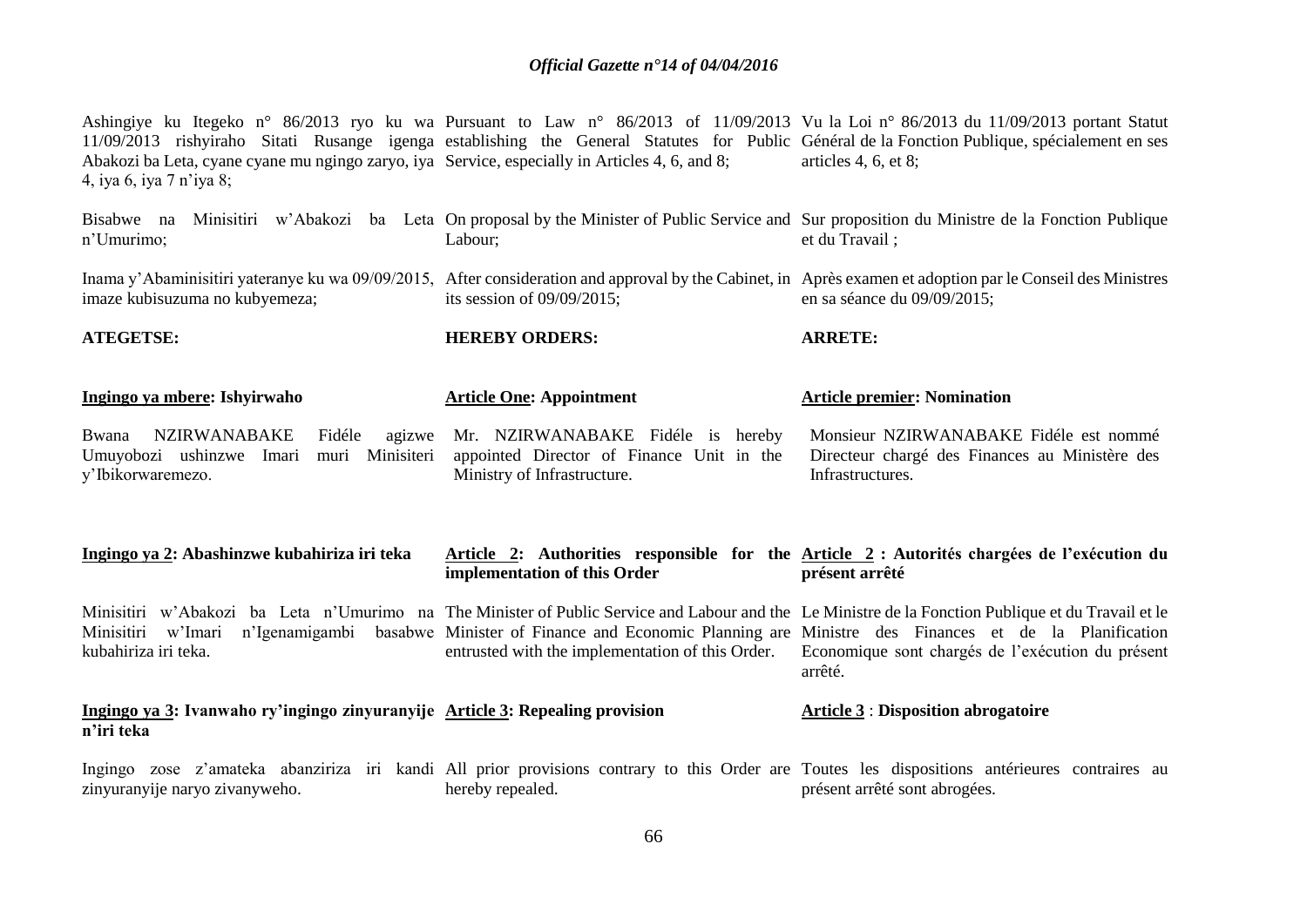Ashingiye ku Itegeko n° 86/2013 ryo ku wa 11/09/2013 rishyiraho Sitati Rusange igenga Abakozi ba Leta, cyane cyane mu ngingo zaryo, iya 4, iya 6, iya 7 n'iya 8;

Bisabwe na Minisitiri w'Abakozi ba Leta n'Umurimo;

Inama y'Abaminisitiri yateranye ku wa 09/09/2015, imaze kubisuzuma no kubyemeza;

**ATEGETSE:**

**Ingingo ya mbere: Ishyirwaho**

Bwana NZIRWANABAKE Fidéle agizwe Umuyobozi ushinzwe Imari muri Minisiteri y'Ibikorwaremezo.

**Ingingo ya 2: Abashinzwe kubahiriza iri teka**

Minisitiri w'Abakozi ba Leta n'Umurimo na Minisitiri w'Imari n'Igenamigambi basabwe kubahiriza iri teka.

**Ingingo ya 3: Ivanwaho ry'ingingo zinyuranyije n'iri teka**

Ingingo zose z'amateka abanziriza iri kandi zinyuranyije naryo zivanyweho.

---

Pursuant to Law n° 86/2013 of 11/09/2013 establishing the General Statutes for Public Service, especially in Articles 4, 6, and 8;

On proposal by the Minister of Public Service and Labour;

After consideration and approval by the Cabinet, in its session of 09/09/2015;

**HEREBY ORDERS:**

**Article One: Appointment**

Mr. NZIRWANABAKE Fidéle is hereby appointed Director of Finance Unit in the Ministry of Infrastructure.

**Article 2: Authorities responsible for the implementation of this Order**

The Minister of Public Service and Labour and the Minister of Finance and Economic Planning are entrusted with the implementation of this Order.

**Article 3: Repealing provision**

All prior provisions contrary to this Order are hereby repealed.

---

Vu la Loi n° 86/2013 du 11/09/2013 portant Statut Général de la Fonction Publique, spécialement en ses articles 4, 6, et 8;

Sur proposition du Ministre de la Fonction Publique et du Travail ;

Après examen et adoption par le Conseil des Ministres en sa séance du 09/09/2015;

**ARRETE:**

**Article premier: Nomination**

Monsieur NZIRWANABAKE Fidéle est nommé Directeur chargé des Finances au Ministère des Infrastructures.

**Article 2 : Autorités chargées de l'exécution du présent arrêté**

Le Ministre de la Fonction Publique et du Travail et le Ministre des Finances et de la Planification Economique sont chargés de l'exécution du présent arrêté.

**Article 3 : Disposition abrogatoire**

Toutes les dispositions antérieures contraires au présent arrêté sont abrogées.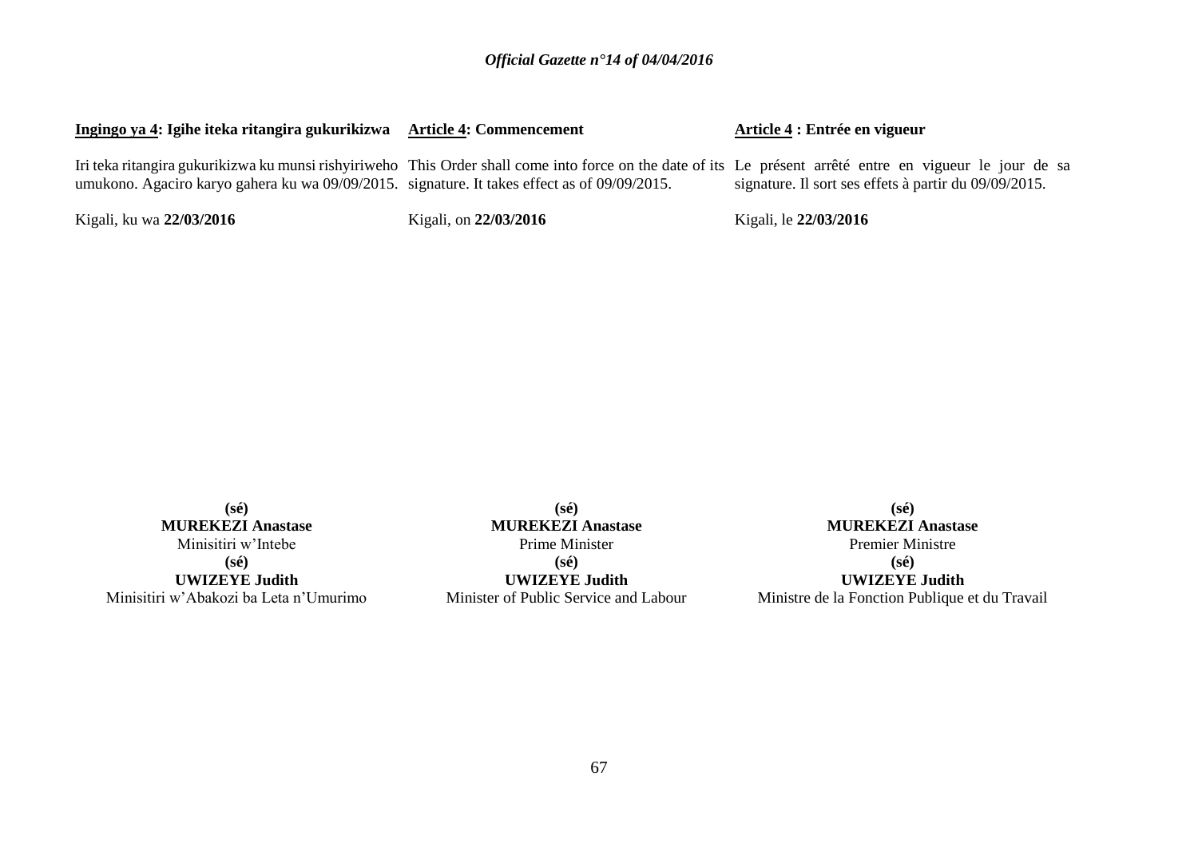**Ingingo ya 4: Igihe iteka ritangira gukurikizwa**

Iri teka ritangira gukurikizwa ku munsi rishyiriweho umukono. Agaciro karyo gahera ku wa 09/09/2015.

Kigali, ku wa **22/03/2016**

**Article 4: Commencement**

This Order shall come into force on the date of its signature. It takes effect as of 09/09/2015.

Kigali, on **22/03/2016**

**Article 4 : Entrée en vigueur**

Le présent arrêté entre en vigueur le jour de sa signature. Il sort ses effets à partir du 09/09/2015.

Kigali, le **22/03/2016**

**(sé)**
**MUREKEZI Anastase**
Minisitiri w'Intebe

**(sé)**
**UWIZEYE Judith**
Minisitiri w'Abakozi ba Leta n'Umurimo

**(sé)**
**MUREKEZI Anastase**
Prime Minister

**(sé)**
**UWIZEYE Judith**
Minister of Public Service and Labour

**(sé)**
**MUREKEZI Anastase**
Premier Ministre

**(sé)**
**UWIZEYE Judith**
Ministre de la Fonction Publique et du Travail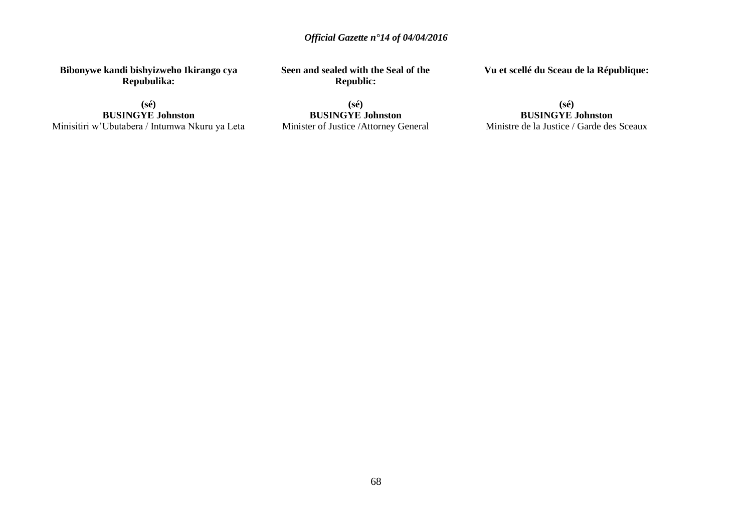**Bibonywe kandi bishyizweho Ikirango cya Repubulika:**

**(sé)**
**BUSINGYE Johnston**
Minisitiri w'Ubutabera / Intumwa Nkuru ya Leta

**Seen and sealed with the Seal of the Republic:**

**(sé)**
**BUSINGYE Johnston**
Minister of Justice /Attorney General

**Vu et scellé du Sceau de la République:**

**(sé)**
**BUSINGYE Johnston**
Ministre de la Justice / Garde des Sceaux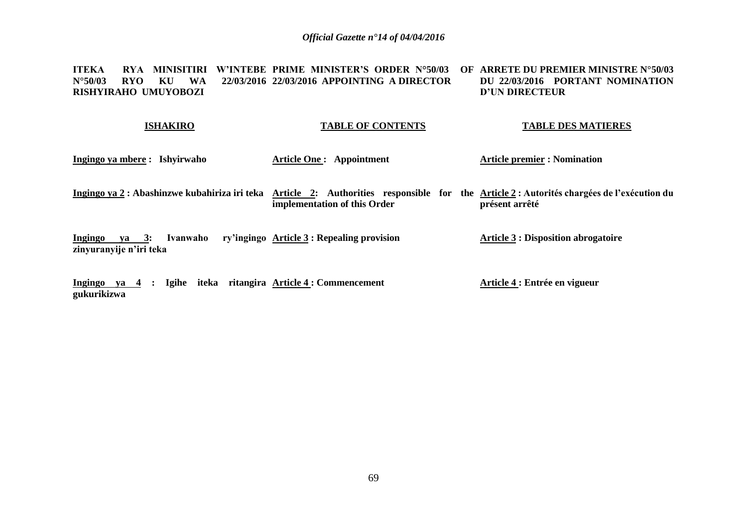**ITEKA RYA MINISITIRI W'INTEBE N°50/03 RYO KU WA 22/03/2016 RISHYIRAHO UMUYOBOZI**

**PRIME MINISTER'S ORDER N°50/03 OF 22/03/2016 APPOINTING A DIRECTOR**

**ARRETE DU PREMIER MINISTRE N°50/03 DU 22/03/2016 PORTANT NOMINATION D'UN DIRECTEUR**

| **ISHAKIRO** | **TABLE OF CONTENTS** | **TABLE DES MATIERES** |
|---|---|---|
| **Ingingo ya mbere : Ishyirwaho** | **Article One : Appointment** | **Article premier : Nomination** |
| **Ingingo ya 2 : Abashinzwe kubahiriza iri teka** | **Article 2: Authorities responsible for the implementation of this Order** | **Article 2 : Autorités chargées de l'exécution du présent arrêté** |
| **Ingingo ya 3: Ivanwaho ry'ingingo zinyuranyije n'iri teka** | **Article 3 : Repealing provision** | **Article 3 : Disposition abrogatoire** |
| **Ingingo ya 4 : Igihe iteka ritangira gukurikizwa** | **Article 4 : Commencement** | **Article 4 : Entrée en vigueur** |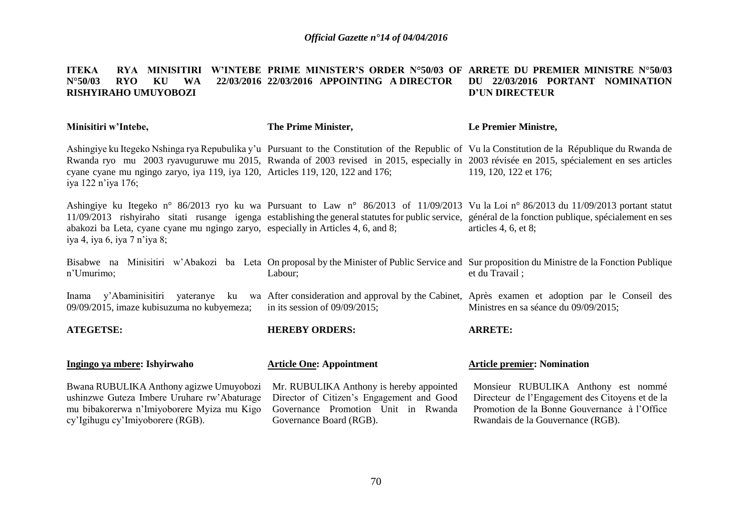**ITEKA RYA MINISITIRI W'INTEBE N°50/03 RYO KU WA 22/03/2016 RISHYIRAHO UMUYOBOZI**

**Minisitiri w'Intebe,**

Ashingiye ku Itegeko Nshinga rya Repubulika y'u Rwanda ryo mu 2003 ryavuguruwe mu 2015, cyane cyane mu ngingo zaryo, iya 119, iya 120, iya 122 n'iya 176;

Ashingiye ku Itegeko n° 86/2013 ryo ku wa 11/09/2013 rishyiraho sitati rusange igenga abakozi ba Leta, cyane cyane mu ngingo zaryo, iya 4, iya 6, iya 7 n'iya 8;

Bisabwe na Minisitiri w'Abakozi ba Leta n'Umurimo;

Inama y'Abaminisitiri yateranye ku wa 09/09/2015, imaze kubisuzuma no kubyemeza;

**ATEGETSE:**

**<u>Ingingo ya mbere</u>: Ishyirwaho**

Bwana RUBULIKA Anthony agizwe Umuyobozi ushinzwe Guteza Imbere Uruhare rw'Abaturage mu bibakorerwa n'Imiyoborere Myiza mu Kigo cy'Igihugu cy'Imiyoborere (RGB).

**PRIME MINISTER'S ORDER N°50/03 OF 22/03/2016 APPOINTING A DIRECTOR**

**The Prime Minister,**

Pursuant to the Constitution of the Republic of Rwanda of 2003 revised in 2015, especially in Articles 119, 120, 122 and 176;

Pursuant to Law n° 86/2013 of 11/09/2013 establishing the general statutes for public service, especially in Articles 4, 6, and 8;

On proposal by the Minister of Public Service and Labour;

After consideration and approval by the Cabinet, in its session of 09/09/2015;

**HEREBY ORDERS:**

**<u>Article One</u>: Appointment**

Mr. RUBULIKA Anthony is hereby appointed Director of Citizen's Engagement and Good Governance Promotion Unit in Rwanda Governance Board (RGB).

**ARRETE DU PREMIER MINISTRE N°50/03 DU 22/03/2016 PORTANT NOMINATION D'UN DIRECTEUR**

**Le Premier Ministre,**

Vu la Constitution de la République du Rwanda de 2003 révisée en 2015, spécialement en ses articles 119, 120, 122 et 176;

Vu la Loi n° 86/2013 du 11/09/2013 portant statut général de la fonction publique, spécialement en ses articles 4, 6, et 8;

Sur proposition du Ministre de la Fonction Publique et du Travail ;

Après examen et adoption par le Conseil des Ministres en sa séance du 09/09/2015;

**ARRETE:**

**<u>Article premier</u>: Nomination**

Monsieur RUBULIKA Anthony est nommé Directeur de l'Engagement des Citoyens et de la Promotion de la Bonne Gouvernance à l'Office Rwandais de la Gouvernance (RGB).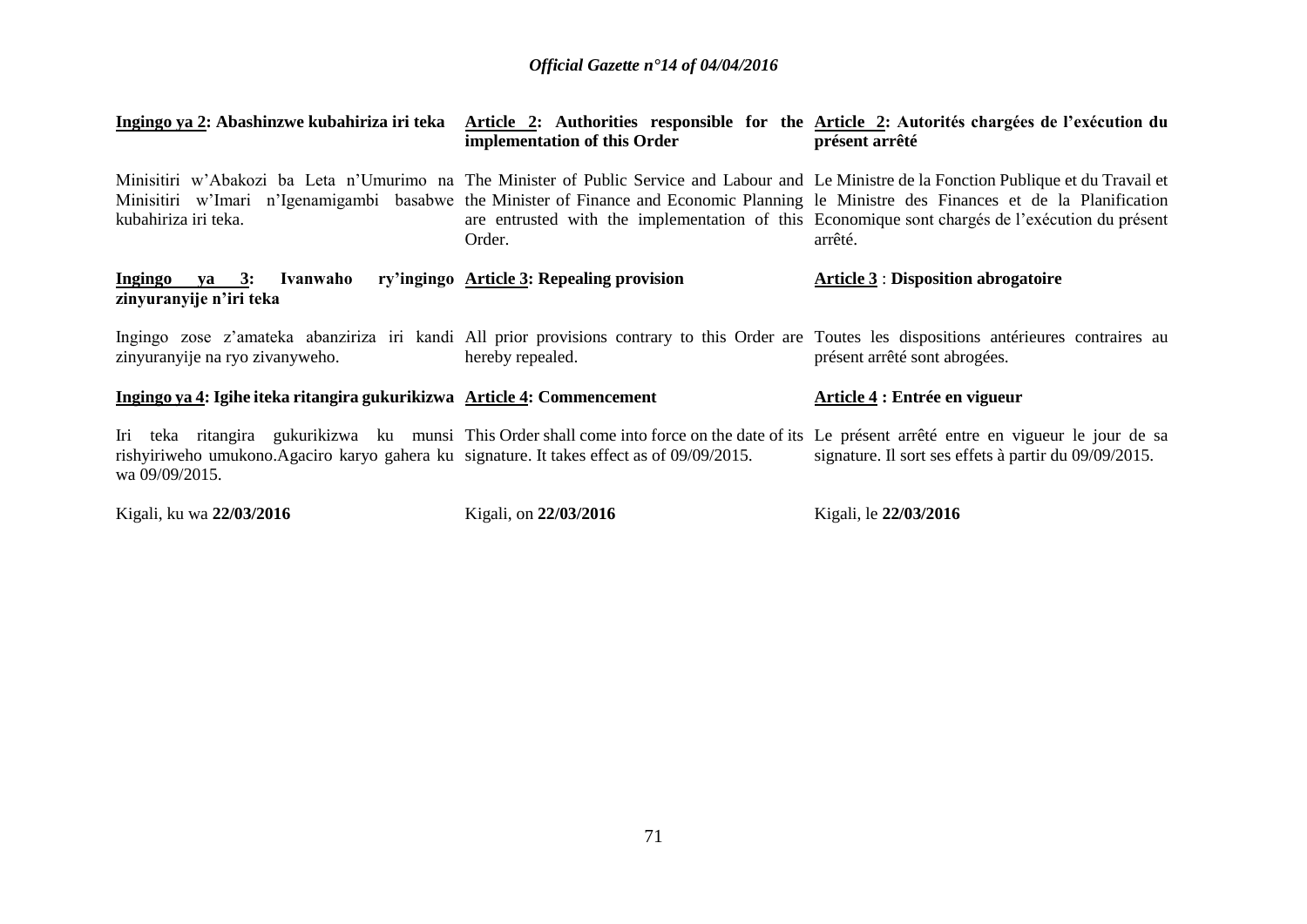**<u>Ingingo ya 2</u>: Abashinzwe kubahiriza iri teka**

Minisitiri w'Abakozi ba Leta n'Umurimo na Minisitiri w'Imari n'Igenamigambi basabwe kubahiriza iri teka.

**<u>Ingingo ya 3</u>: Ivanwaho ry'ingingo zinyuranyije n'iri teka**

Ingingo zose z'amateka abanziriza iri kandi zinyuranyije na ryo zivanyweho.

**<u>Ingingo ya 4</u>: Igihe iteka ritangira gukurikizwa**

Iri teka ritangira gukurikizwa ku munsi rishyiriweho umukono.Agaciro karyo gahera ku wa 09/09/2015.

Kigali, ku wa **22/03/2016**

**<u>Article 2</u>: Authorities responsible for the implementation of this Order**

The Minister of Public Service and Labour and the Minister of Finance and Economic Planning are entrusted with the implementation of this Order.

**<u>Article 3</u>: Repealing provision**

All prior provisions contrary to this Order are hereby repealed.

**<u>Article 4</u>: Commencement**

This Order shall come into force on the date of its signature. It takes effect as of 09/09/2015.

Kigali, on **22/03/2016**

**<u>Article 2</u>: Autorités chargées de l'exécution du présent arrêté**

Le Ministre de la Fonction Publique et du Travail et le Ministre des Finances et de la Planification Economique sont chargés de l'exécution du présent arrêté.

**<u>Article 3</u> : Disposition abrogatoire**

Toutes les dispositions antérieures contraires au présent arrêté sont abrogées.

**<u>Article 4</u> : Entrée en vigueur**

Le présent arrêté entre en vigueur le jour de sa signature. Il sort ses effets à partir du 09/09/2015.

Kigali, le **22/03/2016**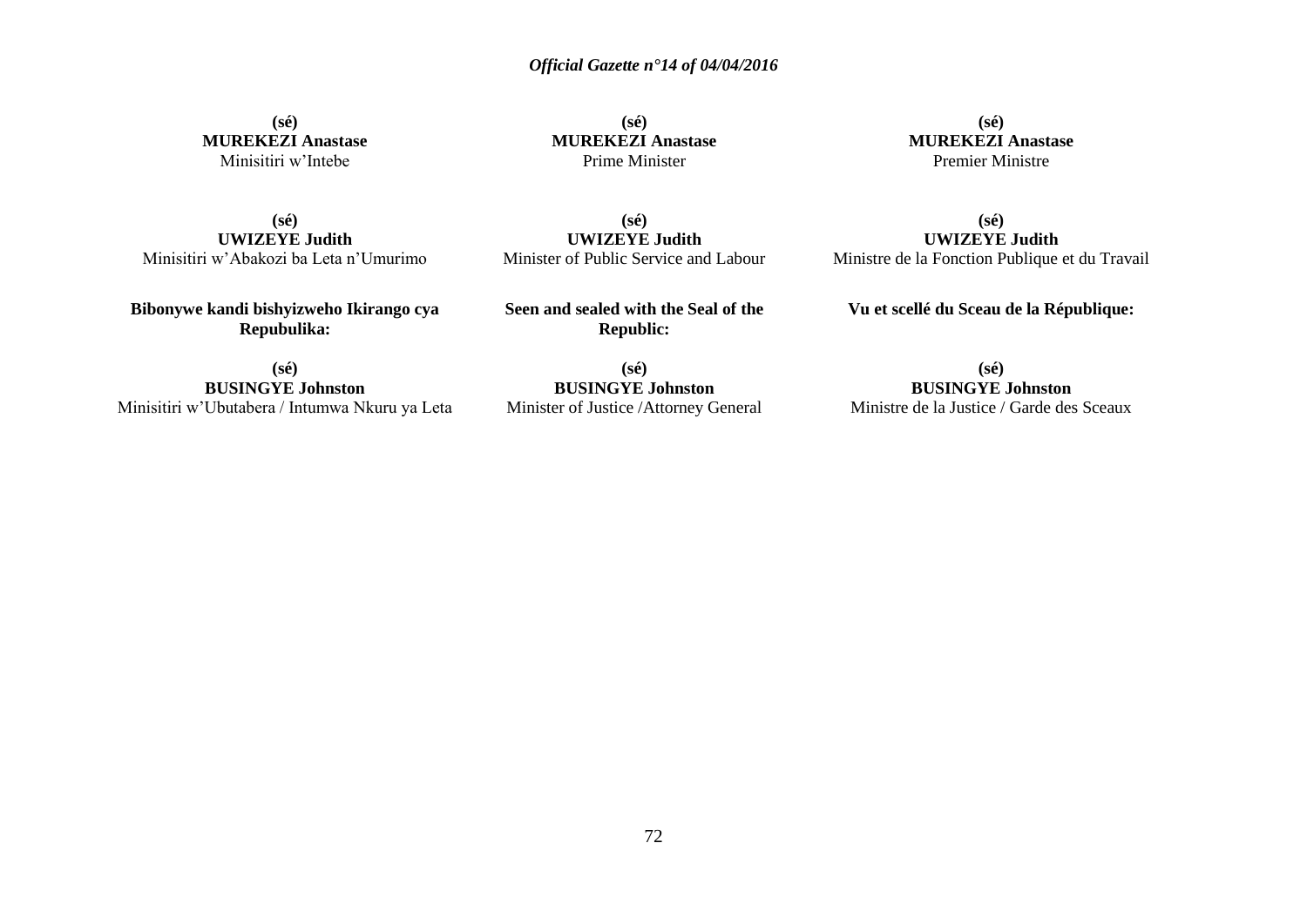**(sé)**
**MUREKEZI Anastase**
Minisitiri w'Intebe

**(sé)**
**UWIZEYE Judith**
Minisitiri w'Abakozi ba Leta n'Umurimo

**Bibonywe kandi bishyizweho Ikirango cya Repubulika:**

**(sé)**
**BUSINGYE Johnston**
Minisitiri w'Ubutabera / Intumwa Nkuru ya Leta

**(sé)**
**MUREKEZI Anastase**
Prime Minister

**(sé)**
**UWIZEYE Judith**
Minister of Public Service and Labour

**Seen and sealed with the Seal of the Republic:**

**(sé)**
**BUSINGYE Johnston**
Minister of Justice /Attorney General

**(sé)**
**MUREKEZI Anastase**
Premier Ministre

**(sé)**
**UWIZEYE Judith**
Ministre de la Fonction Publique et du Travail

**Vu et scellé du Sceau de la République:**

**(sé)**
**BUSINGYE Johnston**
Ministre de la Justice / Garde des Sceaux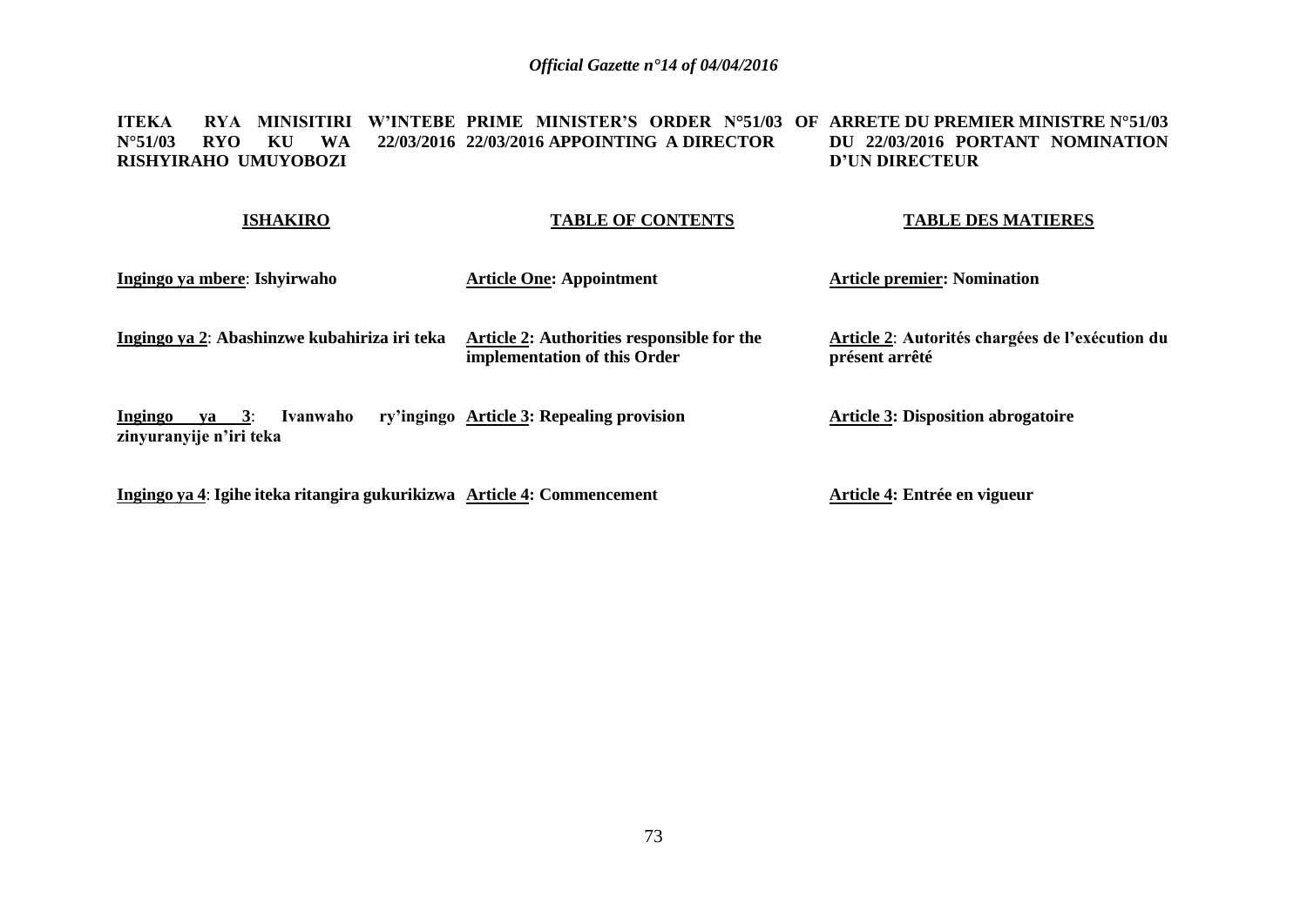**ITEKA RYA MINISITIRI W'INTEBE N°51/03 RYO KU WA 22/03/2016 RISHYIRAHO UMUYOBOZI**

**PRIME MINISTER'S ORDER N°51/03 OF 22/03/2016 APPOINTING A DIRECTOR**

**ARRETE DU PREMIER MINISTRE N°51/03 DU 22/03/2016 PORTANT NOMINATION D'UN DIRECTEUR**

| **ISHAKIRO** | **TABLE OF CONTENTS** | **TABLE DES MATIERES** |
|---|---|---|
| **Ingingo ya mbere: Ishyirwaho** | **Article One: Appointment** | **Article premier: Nomination** |
| **Ingingo ya 2: Abashinzwe kubahiriza iri teka** | **Article 2: Authorities responsible for the implementation of this Order** | **Article 2: Autorités chargées de l'exécution du présent arrêté** |
| **Ingingo ya 3: Ivanwaho ry'ingingo zinyuranyije n'iri teka** | **Article 3: Repealing provision** | **Article 3: Disposition abrogatoire** |
| **Ingingo ya 4: Igihe iteka ritangira gukurikizwa** | **Article 4: Commencement** | **Article 4: Entrée en vigueur** |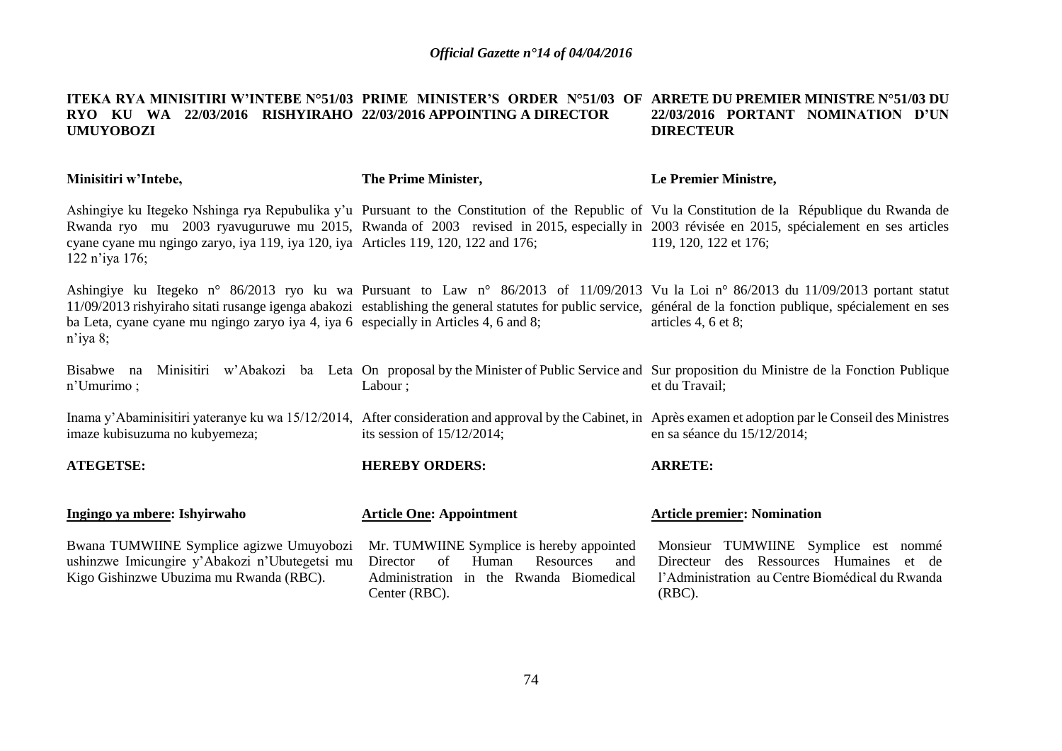**ITEKA RYA MINISITIRI W'INTEBE N°51/03 RYO KU WA 22/03/2016 RISHYIRAHO UMUYOBOZI**

**Minisitiri w'Intebe,**

Ashingiye ku Itegeko Nshinga rya Repubulika y'u Rwanda ryo mu 2003 ryavuguruwe mu 2015, cyane cyane mu ngingo zaryo, iya 119, iya 120, iya 122 n'iya 176;

Ashingiye ku Itegeko n° 86/2013 ryo ku wa 11/09/2013 rishyiraho sitati rusange igenga abakozi ba Leta, cyane cyane mu ngingo zaryo iya 4, iya 6 n'iya 8;

Bisabwe na Minisitiri w'Abakozi ba Leta n'Umurimo ;

Inama y'Abaminisitiri yateranye ku wa 15/12/2014, imaze kubisuzuma no kubyemeza;

**ATEGETSE:**

**Ingingo ya mbere: Ishyirwaho**

Bwana TUMWIINE Symplice agizwe Umuyobozi ushinzwe Imicungire y'Abakozi n'Ubutegetsi mu Kigo Gishinzwe Ubuzima mu Rwanda (RBC).

**PRIME MINISTER'S ORDER N°51/03 OF 22/03/2016 APPOINTING A DIRECTOR**

**The Prime Minister,**

Pursuant to the Constitution of the Republic of Rwanda of 2003 revised in 2015, especially in Articles 119, 120, 122 and 176;

Pursuant to Law n° 86/2013 of 11/09/2013 establishing the general statutes for public service, especially in Articles 4, 6 and 8;

On proposal by the Minister of Public Service and Labour ;

After consideration and approval by the Cabinet, in its session of 15/12/2014;

**HEREBY ORDERS:**

**Article One: Appointment**

Mr. TUMWIINE Symplice is hereby appointed Director of Human Resources and Administration in the Rwanda Biomedical Center (RBC).

**ARRETE DU PREMIER MINISTRE N°51/03 DU 22/03/2016 PORTANT NOMINATION D'UN DIRECTEUR**

**Le Premier Ministre,**

Vu la Constitution de la République du Rwanda de 2003 révisée en 2015, spécialement en ses articles 119, 120, 122 et 176;

Vu la Loi n° 86/2013 du 11/09/2013 portant statut général de la fonction publique, spécialement en ses articles 4, 6 et 8;

Sur proposition du Ministre de la Fonction Publique et du Travail;

Après examen et adoption par le Conseil des Ministres en sa séance du 15/12/2014;

**ARRETE:**

**Article premier: Nomination**

Monsieur TUMWIINE Symplice est nommé Directeur des Ressources Humaines et de l'Administration au Centre Biomédical du Rwanda (RBC).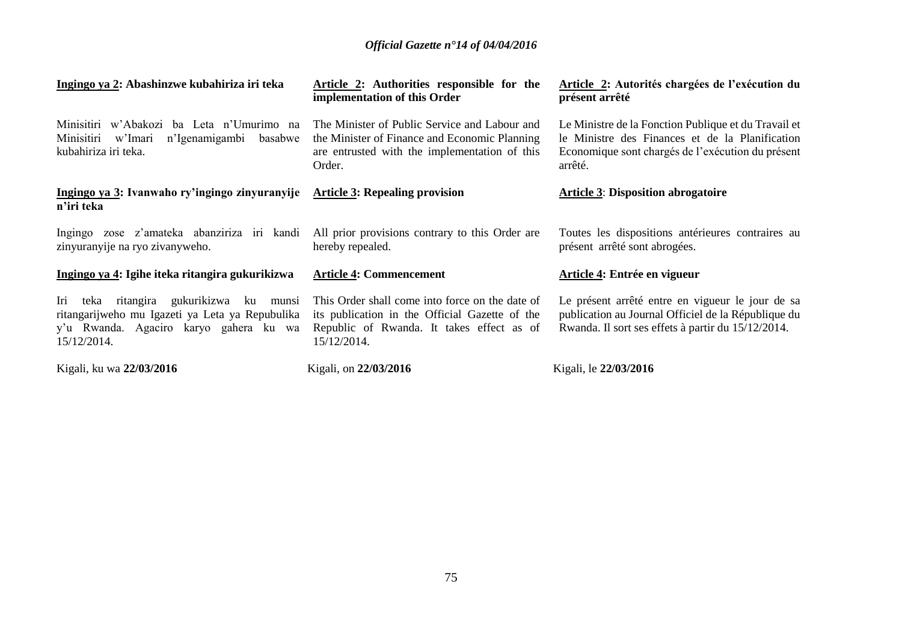**Ingingo ya 2: Abashinzwe kubahiriza iri teka**

Minisitiri w'Abakozi ba Leta n'Umurimo na Minisitiri w'Imari n'Igenamigambi basabwe kubahiriza iri teka.

**Ingingo ya 3: Ivanwaho ry'ingingo zinyuranyije n'iri teka**

Ingingo zose z'amateka abanziriza iri kandi zinyuranyije na ryo zivanyweho.

**Ingingo ya 4: Igihe iteka ritangira gukurikizwa**

Iri teka ritangira gukurikizwa ku munsi ritangarijweho mu Igazeti ya Leta ya Repubulika y'u Rwanda. Agaciro karyo gahera ku wa 15/12/2014.

Kigali, ku wa **22/03/2016**

**Article 2: Authorities responsible for the implementation of this Order**

The Minister of Public Service and Labour and the Minister of Finance and Economic Planning are entrusted with the implementation of this Order.

**Article 3: Repealing provision**

All prior provisions contrary to this Order are hereby repealed.

**Article 4: Commencement**

This Order shall come into force on the date of its publication in the Official Gazette of the Republic of Rwanda. It takes effect as of 15/12/2014.

Kigali, on **22/03/2016**

**Article 2: Autorités chargées de l'exécution du présent arrêté**

Le Ministre de la Fonction Publique et du Travail et le Ministre des Finances et de la Planification Economique sont chargés de l'exécution du présent arrêté.

**Article 3: Disposition abrogatoire**

Toutes les dispositions antérieures contraires au présent arrêté sont abrogées.

**Article 4: Entrée en vigueur**

Le présent arrêté entre en vigueur le jour de sa publication au Journal Officiel de la République du Rwanda. Il sort ses effets à partir du 15/12/2014.

Kigali, le **22/03/2016**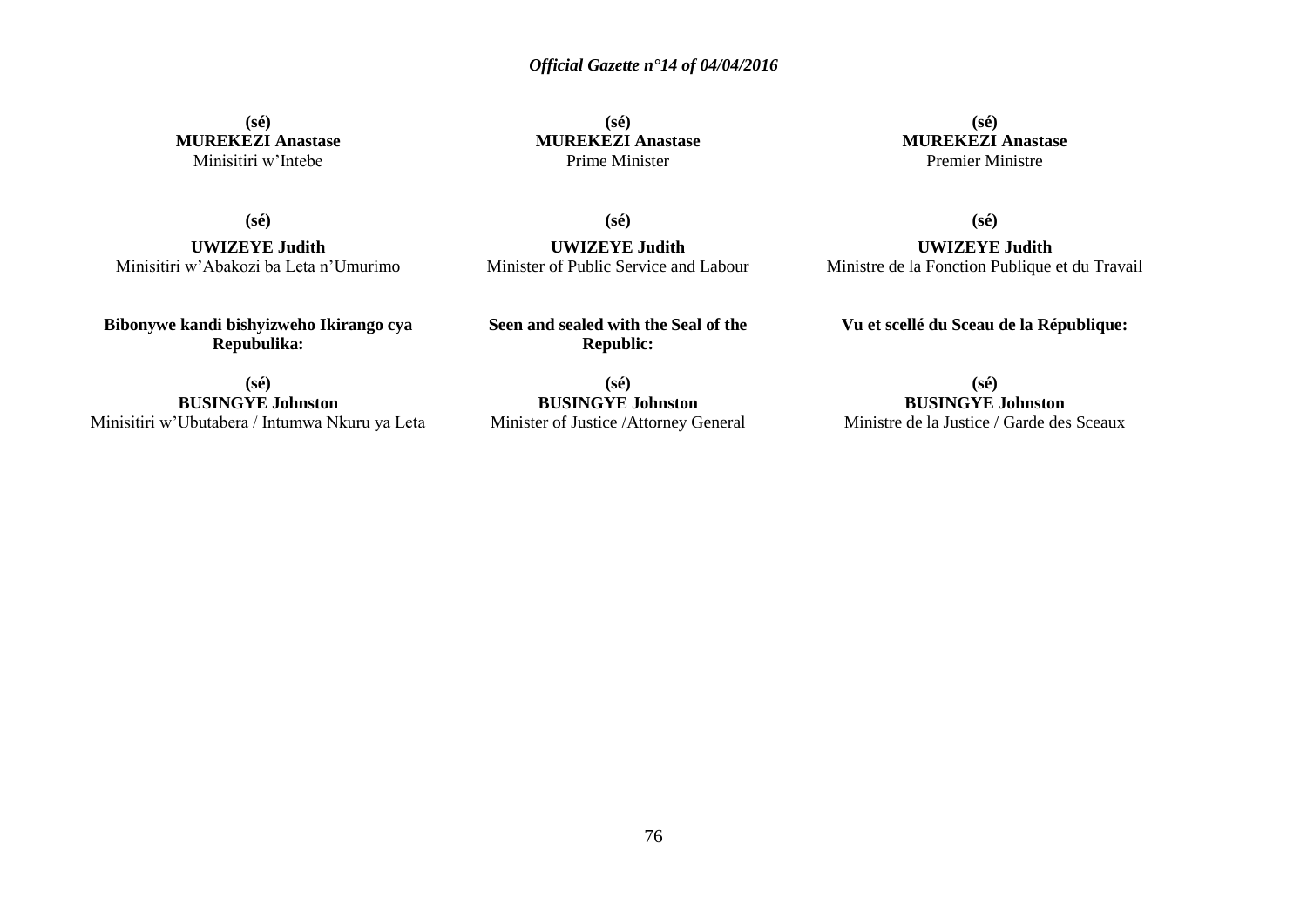**(sé)**
**MUREKEZI Anastase**
Minisitiri w'Intebe

**(sé)**
**MUREKEZI Anastase**
Prime Minister

**(sé)**
**MUREKEZI Anastase**
Premier Ministre

**(sé)**
**UWIZEYE Judith**
Minisitiri w'Abakozi ba Leta n'Umurimo

**(sé)**
**UWIZEYE Judith**
Minister of Public Service and Labour

**(sé)**
**UWIZEYE Judith**
Ministre de la Fonction Publique et du Travail

**Bibonywe kandi bishyizweho Ikirango cya Repubulika:**

**(sé)**
**BUSINGYE Johnston**
Minisitiri w'Ubutabera / Intumwa Nkuru ya Leta

**Seen and sealed with the Seal of the Republic:**

**(sé)**
**BUSINGYE Johnston**
Minister of Justice /Attorney General

**Vu et scellé du Sceau de la République:**

**(sé)**
**BUSINGYE Johnston**
Ministre de la Justice / Garde des Sceaux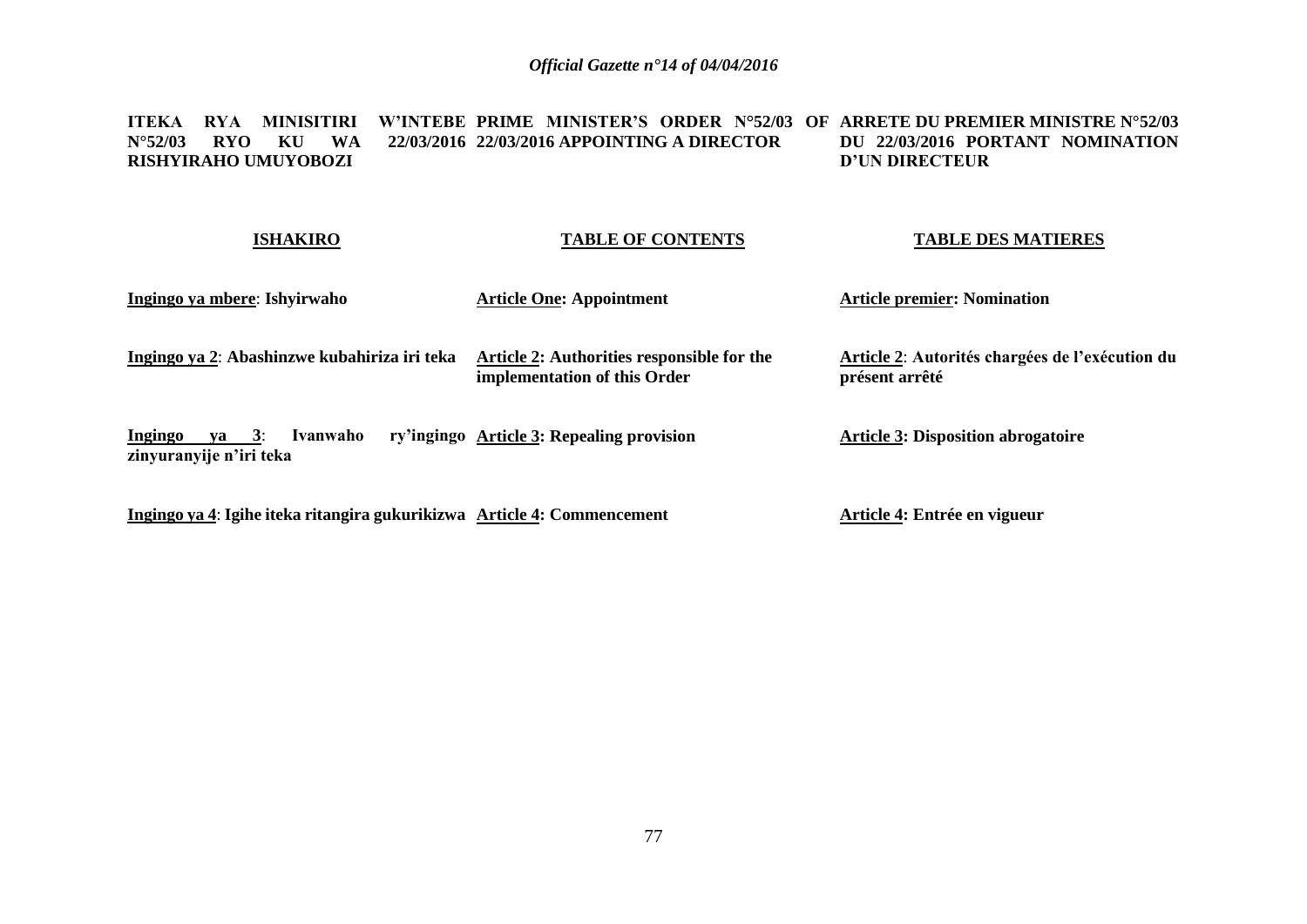**ITEKA RYA MINISITIRI W'INTEBE N°52/03 RYO KU WA 22/03/2016 RISHYIRAHO UMUYOBOZI**

**PRIME MINISTER'S ORDER N°52/03 OF 22/03/2016 APPOINTING A DIRECTOR**

**ARRETE DU PREMIER MINISTRE N°52/03 DU 22/03/2016 PORTANT NOMINATION D'UN DIRECTEUR**

| **ISHAKIRO** | **TABLE OF CONTENTS** | **TABLE DES MATIERES** |
|---|---|---|
| **Ingingo ya mbere: Ishyirwaho** | **Article One: Appointment** | **Article premier: Nomination** |
| **Ingingo ya 2: Abashinzwe kubahiriza iri teka** | **Article 2: Authorities responsible for the implementation of this Order** | **Article 2: Autorités chargées de l'exécution du présent arrêté** |
| **Ingingo ya 3: Ivanwaho ry'ingingo zinyuranyije n'iri teka** | **Article 3: Repealing provision** | **Article 3: Disposition abrogatoire** |
| **Ingingo ya 4: Igihe iteka ritangira gukurikizwa** | **Article 4: Commencement** | **Article 4: Entrée en vigueur** |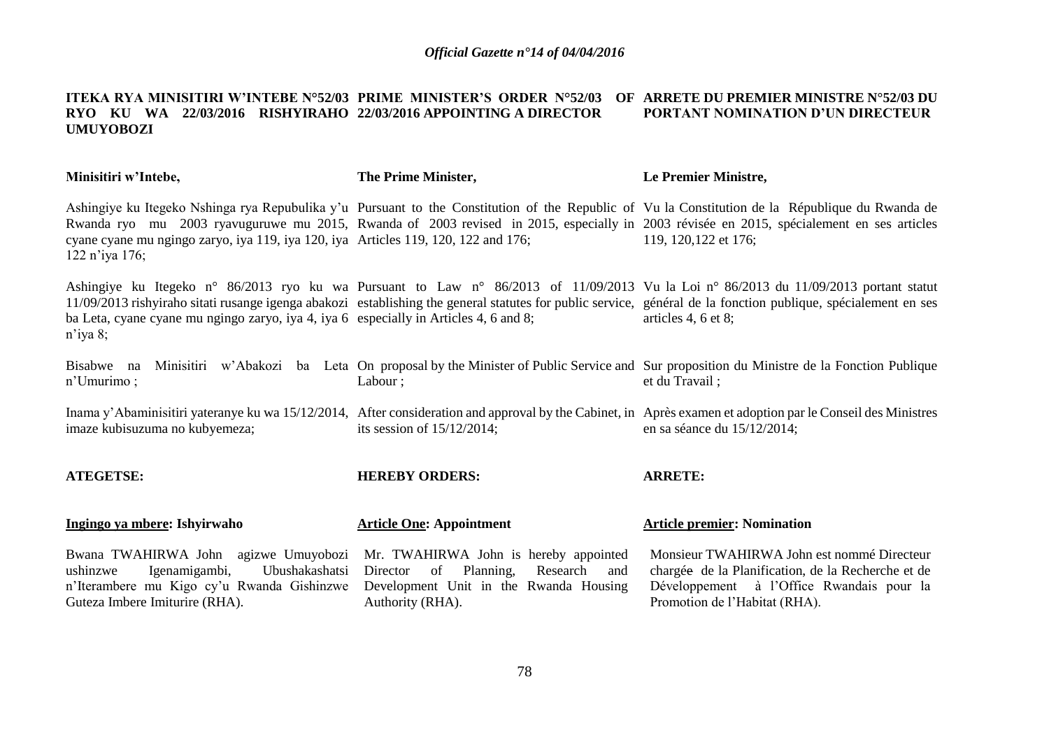**ITEKA RYA MINISITIRI W'INTEBE N°52/03 RYO KU WA 22/03/2016 RISHYIRAHO UMUYOBOZI**

**Minisitiri w'Intebe,**

Ashingiye ku Itegeko Nshinga rya Repubulika y'u Rwanda ryo mu 2003 ryavuguruwe mu 2015, cyane cyane mu ngingo zaryo, iya 119, iya 120, iya 122 n'iya 176;

Ashingiye ku Itegeko n° 86/2013 ryo ku wa 11/09/2013 rishyiraho sitati rusange igenga abakozi ba Leta, cyane cyane mu ngingo zaryo, iya 4, iya 6 n'iya 8;

Bisabwe na Minisitiri w'Abakozi ba Leta n'Umurimo ;

Inama y'Abaminisitiri yateranye ku wa 15/12/2014, imaze kubisuzuma no kubyemeza;

**ATEGETSE:**

**<u>Ingingo ya mbere</u>: Ishyirwaho**

Bwana TWAHIRWA John agizwe Umuyobozi ushinzwe Igenamigambi, Ubushakashatsi n'Iterambere mu Kigo cy'u Rwanda Gishinzwe Guteza Imbere Imiturire (RHA).

**PRIME MINISTER'S ORDER N°52/03 OF 22/03/2016 APPOINTING A DIRECTOR**

**The Prime Minister,**

Pursuant to the Constitution of the Republic of Rwanda of 2003 revised in 2015, especially in Articles 119, 120, 122 and 176;

Pursuant to Law n° 86/2013 of 11/09/2013 establishing the general statutes for public service, especially in Articles 4, 6 and 8;

On proposal by the Minister of Public Service and Labour ;

After consideration and approval by the Cabinet, in its session of 15/12/2014;

**HEREBY ORDERS:**

**<u>Article One</u>: Appointment**

Mr. TWAHIRWA John is hereby appointed Director of Planning, Research and Development Unit in the Rwanda Housing Authority (RHA).

**ARRETE DU PREMIER MINISTRE N°52/03 DU PORTANT NOMINATION D'UN DIRECTEUR**

**Le Premier Ministre,**

Vu la Constitution de la République du Rwanda de 2003 révisée en 2015, spécialement en ses articles 119, 120,122 et 176;

Vu la Loi n° 86/2013 du 11/09/2013 portant statut général de la fonction publique, spécialement en ses articles 4, 6 et 8;

Sur proposition du Ministre de la Fonction Publique et du Travail ;

Après examen et adoption par le Conseil des Ministres en sa séance du 15/12/2014;

**ARRETE:**

**<u>Article premier</u>: Nomination**

Monsieur TWAHIRWA John est nommé Directeur chargée de la Planification, de la Recherche et de Développement à l'Office Rwandais pour la Promotion de l'Habitat (RHA).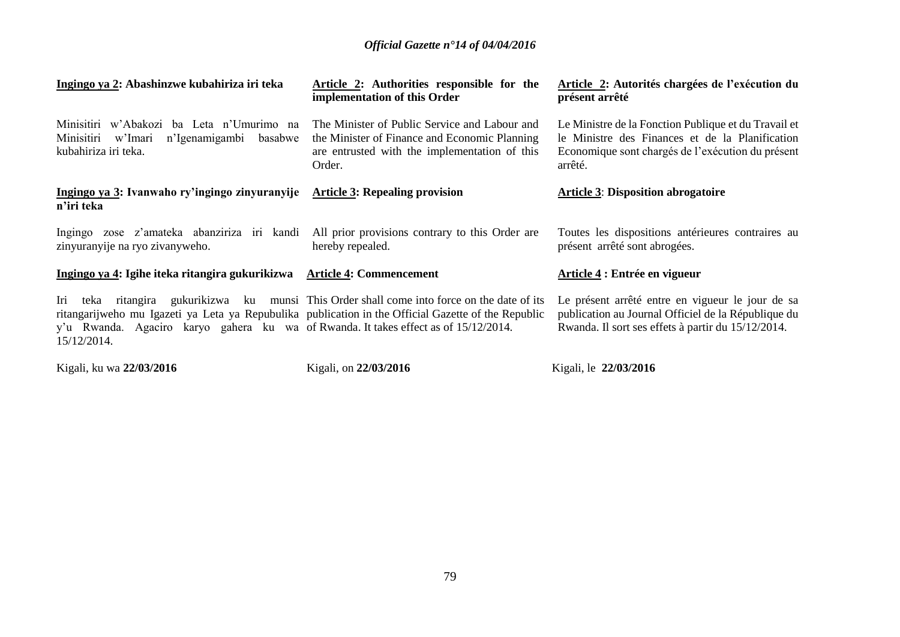**Ingingo ya 2: Abashinzwe kubahiriza iri teka**

Minisitiri w'Abakozi ba Leta n'Umurimo na Minisitiri w'Imari n'Igenamigambi basabwe kubahiriza iri teka.

**Ingingo ya 3: Ivanwaho ry'ingingo zinyuranyije n'iri teka**

Ingingo zose z'amateka abanziriza iri kandi zinyuranyije na ryo zivanyweho.

**Ingingo ya 4: Igihe iteka ritangira gukurikizwa**

Iri teka ritangira gukurikizwa ku munsi ritangarijweho mu Igazeti ya Leta ya Repubulika y'u Rwanda. Agaciro karyo gahera ku wa 15/12/2014.

Kigali, ku wa **22/03/2016**

**Article 2: Authorities responsible for the implementation of this Order**

The Minister of Public Service and Labour and the Minister of Finance and Economic Planning are entrusted with the implementation of this Order.

**Article 3: Repealing provision**

All prior provisions contrary to this Order are hereby repealed.

**Article 4: Commencement**

This Order shall come into force on the date of its publication in the Official Gazette of the Republic of Rwanda. It takes effect as of 15/12/2014.

Kigali, on **22/03/2016**

**Article 2: Autorités chargées de l'exécution du présent arrêté**

Le Ministre de la Fonction Publique et du Travail et le Ministre des Finances et de la Planification Economique sont chargés de l'exécution du présent arrêté.

**Article 3: Disposition abrogatoire**

Toutes les dispositions antérieures contraires au présent arrêté sont abrogées.

**Article 4 : Entrée en vigueur**

Le présent arrêté entre en vigueur le jour de sa publication au Journal Officiel de la République du Rwanda. Il sort ses effets à partir du 15/12/2014.

Kigali, le **22/03/2016**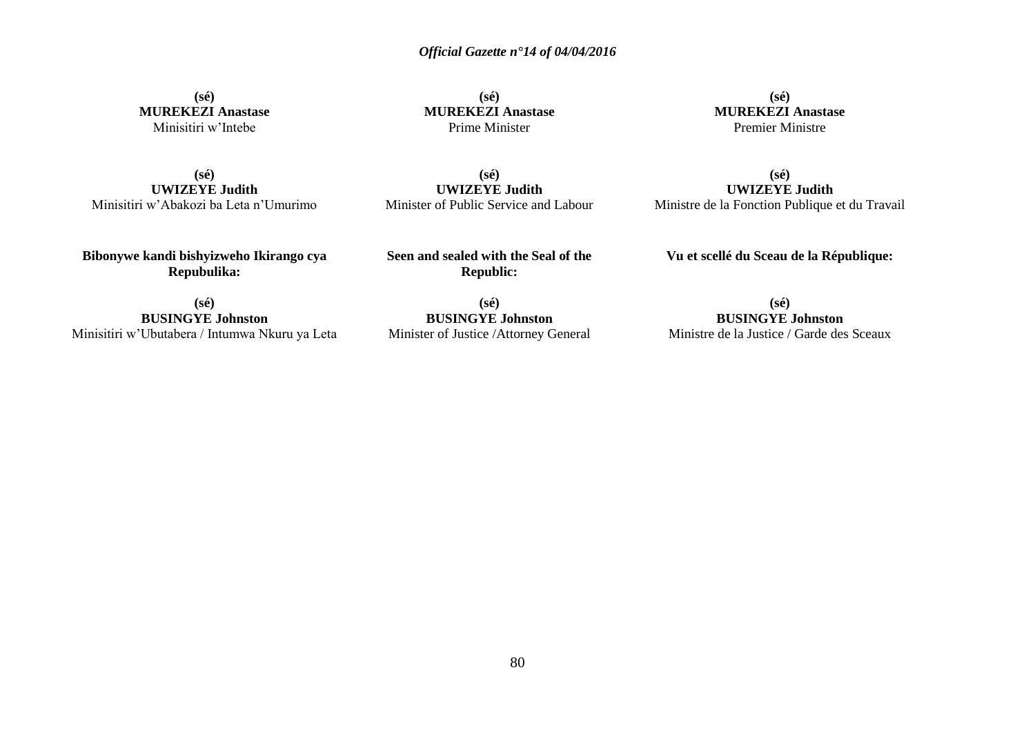**(sé)**
**MUREKEZI Anastase**
Minisitiri w'Intebe

**(sé)**
**MUREKEZI Anastase**
Prime Minister

**(sé)**
**MUREKEZI Anastase**
Premier Ministre

**(sé)**
**UWIZEYE Judith**
Minisitiri w'Abakozi ba Leta n'Umurimo

**(sé)**
**UWIZEYE Judith**
Minister of Public Service and Labour

**(sé)**
**UWIZEYE Judith**
Ministre de la Fonction Publique et du Travail

**Bibonywe kandi bishyizweho Ikirango cya Repubulika:**

**(sé)**
**BUSINGYE Johnston**
Minisitiri w'Ubutabera / Intumwa Nkuru ya Leta

**Seen and sealed with the Seal of the Republic:**

**(sé)**
**BUSINGYE Johnston**
Minister of Justice /Attorney General

**Vu et scellé du Sceau de la République:**

**(sé)**
**BUSINGYE Johnston**
Ministre de la Justice / Garde des Sceaux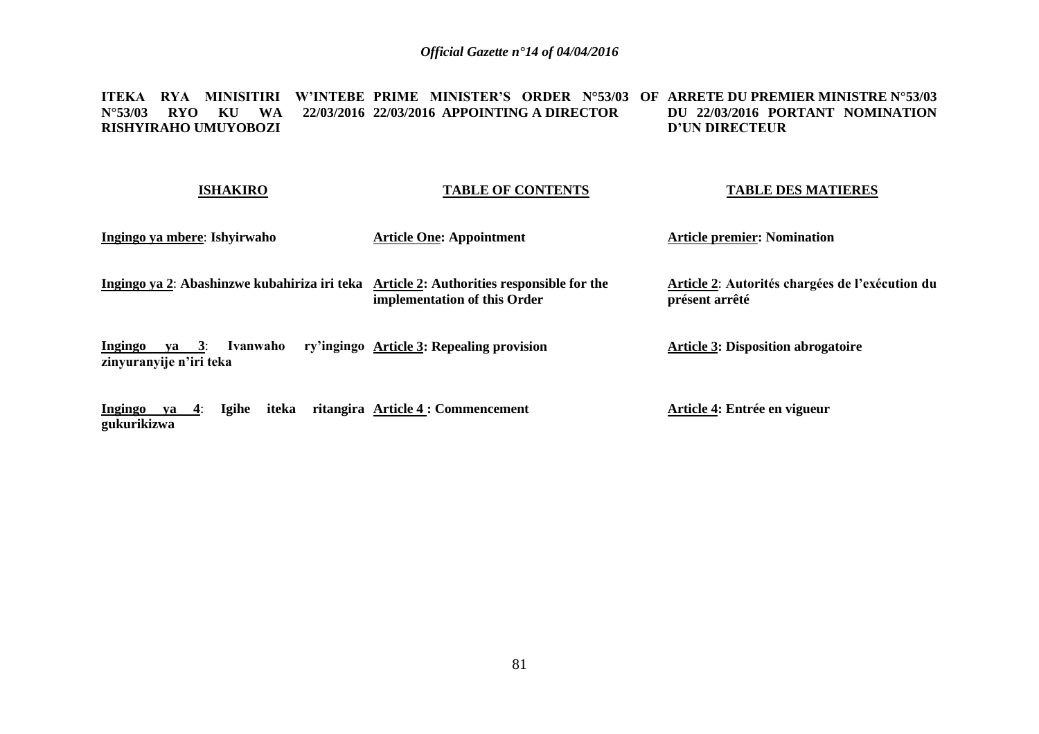**ITEKA RYA MINISITIRI W'INTEBE N°53/03 RYO KU WA 22/03/2016 RISHYIRAHO UMUYOBOZI**

**ISHAKIRO**

**Ingingo ya mbere**: **Ishyirwaho**

**Ingingo ya 2**: **Abashinzwe kubahiriza iri teka**

**Ingingo ya 3**: **Ivanwaho ry'ingingo zinyuranyije n'iri teka**

**Ingingo ya 4**: **Igihe iteka ritangira gukurikizwa**

**PRIME MINISTER'S ORDER N°53/03 OF 22/03/2016 APPOINTING A DIRECTOR**

**TABLE OF CONTENTS**

**Article One: Appointment**

**Article 2: Authorities responsible for the implementation of this Order**

**Article 3: Repealing provision**

**Article 4 : Commencement**

**ARRETE DU PREMIER MINISTRE N°53/03 DU 22/03/2016 PORTANT NOMINATION D'UN DIRECTEUR**

**TABLE DES MATIERES**

**Article premier: Nomination**

**Article 2**: **Autorités chargées de l'exécution du présent arrêté**

**Article 3: Disposition abrogatoire**

**Article 4: Entrée en vigueur**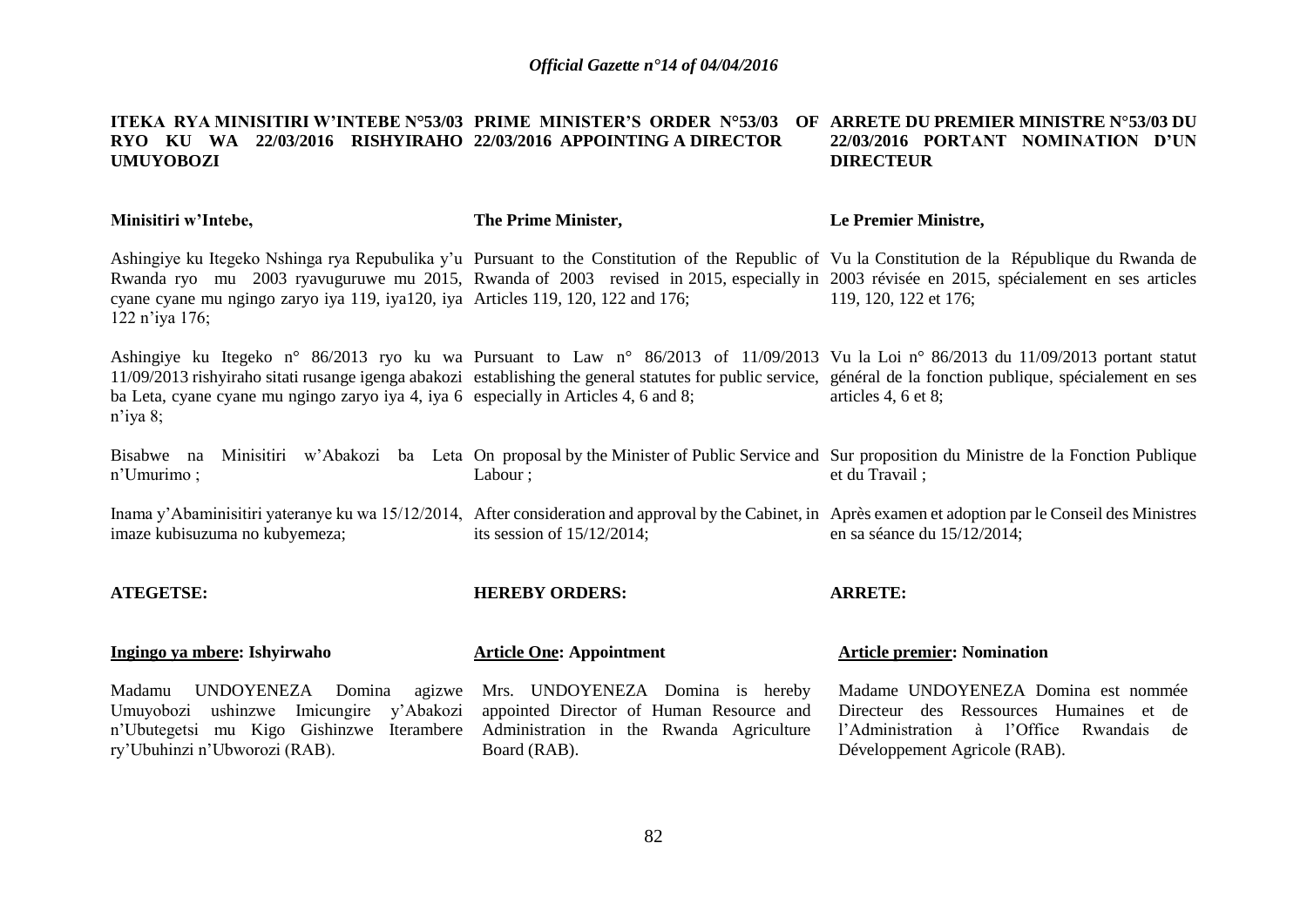**ITEKA RYA MINISITIRI W'INTEBE N°53/03 RYO KU WA 22/03/2016 RISHYIRAHO UMUYOBOZI**

**Minisitiri w'Intebe,**

Ashingiye ku Itegeko Nshinga rya Repubulika y'u Rwanda ryo mu 2003 ryavuguruwe mu 2015, cyane cyane mu ngingo zaryo iya 119, iya120, iya 122 n'iya 176;

Ashingiye ku Itegeko n° 86/2013 ryo ku wa 11/09/2013 rishyiraho sitati rusange igenga abakozi ba Leta, cyane cyane mu ngingo zaryo iya 4, iya 6 n'iya 8;

Bisabwe na Minisitiri w'Abakozi ba Leta n'Umurimo ;

Inama y'Abaminisitiri yateranye ku wa 15/12/2014, imaze kubisuzuma no kubyemeza;

**ATEGETSE:**

**Ingingo ya mbere: Ishyirwaho**

Madamu UNDOYENEZA Domina agizwe Umuyobozi ushinzwe Imicungire y'Abakozi n'Ubutegetsi mu Kigo Gishinzwe Iterambere ry'Ubuhinzi n'Ubworozi (RAB).

**PRIME MINISTER'S ORDER N°53/03 OF 22/03/2016 APPOINTING A DIRECTOR**

**The Prime Minister,**

Pursuant to the Constitution of the Republic of Rwanda of 2003 revised in 2015, especially in Articles 119, 120, 122 and 176;

Pursuant to Law n° 86/2013 of 11/09/2013 establishing the general statutes for public service, especially in Articles 4, 6 and 8;

On proposal by the Minister of Public Service and Labour ;

After consideration and approval by the Cabinet, in its session of 15/12/2014;

**HEREBY ORDERS:**

**Article One: Appointment**

Mrs. UNDOYENEZA Domina is hereby appointed Director of Human Resource and Administration in the Rwanda Agriculture Board (RAB).

**ARRETE DU PREMIER MINISTRE N°53/03 DU 22/03/2016 PORTANT NOMINATION D'UN DIRECTEUR**

**Le Premier Ministre,**

Vu la Constitution de la République du Rwanda de 2003 révisée en 2015, spécialement en ses articles 119, 120, 122 et 176;

Vu la Loi n° 86/2013 du 11/09/2013 portant statut général de la fonction publique, spécialement en ses articles 4, 6 et 8;

Sur proposition du Ministre de la Fonction Publique et du Travail ;

Après examen et adoption par le Conseil des Ministres en sa séance du 15/12/2014;

**ARRETE:**

**Article premier: Nomination**

Madame UNDOYENEZA Domina est nommée Directeur des Ressources Humaines et de l'Administration à l'Office Rwandais de Développement Agricole (RAB).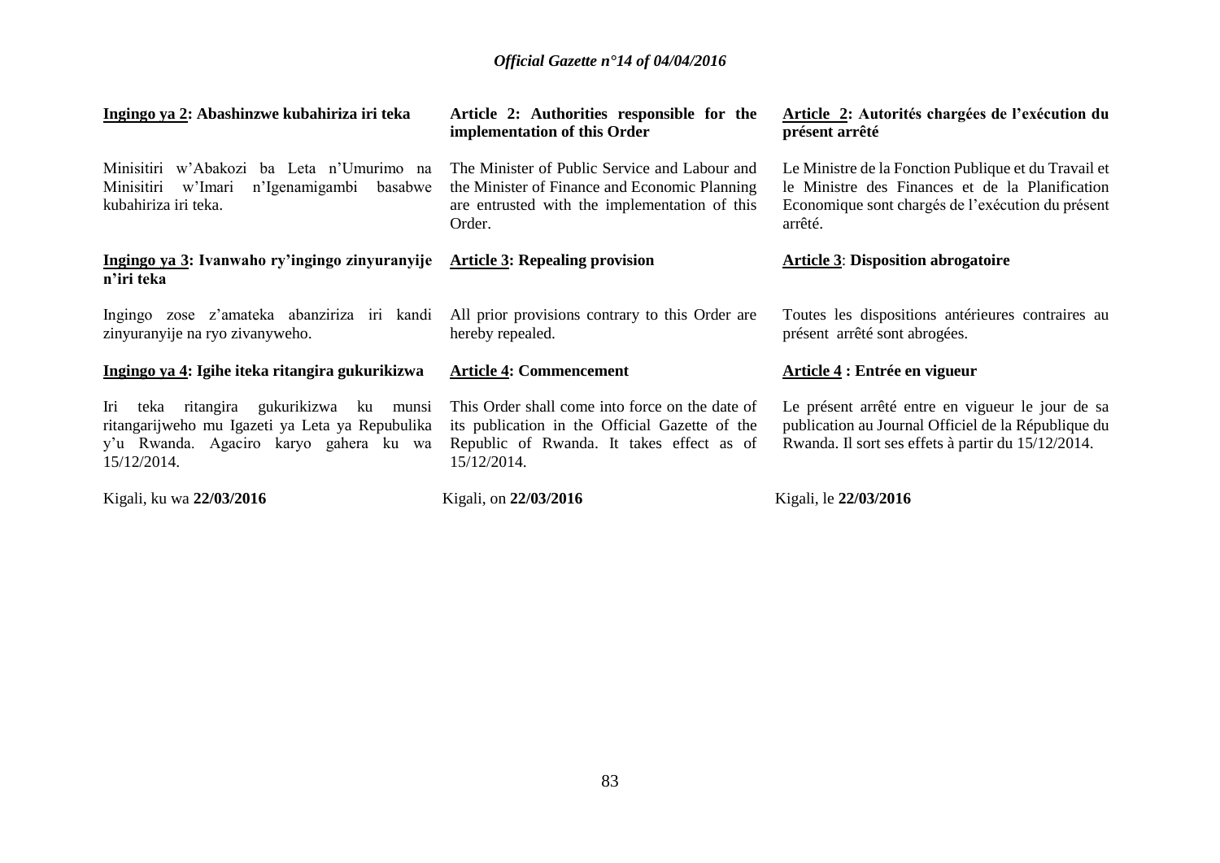**Ingingo ya 2: Abashinzwe kubahiriza iri teka**

Minisitiri w'Abakozi ba Leta n'Umurimo na Minisitiri w'Imari n'Igenamigambi basabwe kubahiriza iri teka.

**Ingingo ya 3: Ivanwaho ry'ingingo zinyuranyije n'iri teka**

Ingingo zose z'amateka abanziriza iri kandi zinyuranyije na ryo zivanyweho.

**Ingingo ya 4: Igihe iteka ritangira gukurikizwa**

Iri teka ritangira gukurikizwa ku munsi ritangarijweho mu Igazeti ya Leta ya Repubulika y'u Rwanda. Agaciro karyo gahera ku wa 15/12/2014.

Kigali, ku wa **22/03/2016**

**Article 2: Authorities responsible for the implementation of this Order**

The Minister of Public Service and Labour and the Minister of Finance and Economic Planning are entrusted with the implementation of this Order.

**Article 3: Repealing provision**

All prior provisions contrary to this Order are hereby repealed.

**Article 4: Commencement**

This Order shall come into force on the date of its publication in the Official Gazette of the Republic of Rwanda. It takes effect as of 15/12/2014.

Kigali, on **22/03/2016**

**Article 2: Autorités chargées de l'exécution du présent arrêté**

Le Ministre de la Fonction Publique et du Travail et le Ministre des Finances et de la Planification Economique sont chargés de l'exécution du présent arrêté.

**Article 3: Disposition abrogatoire**

Toutes les dispositions antérieures contraires au présent arrêté sont abrogées.

**Article 4 : Entrée en vigueur**

Le présent arrêté entre en vigueur le jour de sa publication au Journal Officiel de la République du Rwanda. Il sort ses effets à partir du 15/12/2014.

Kigali, le **22/03/2016**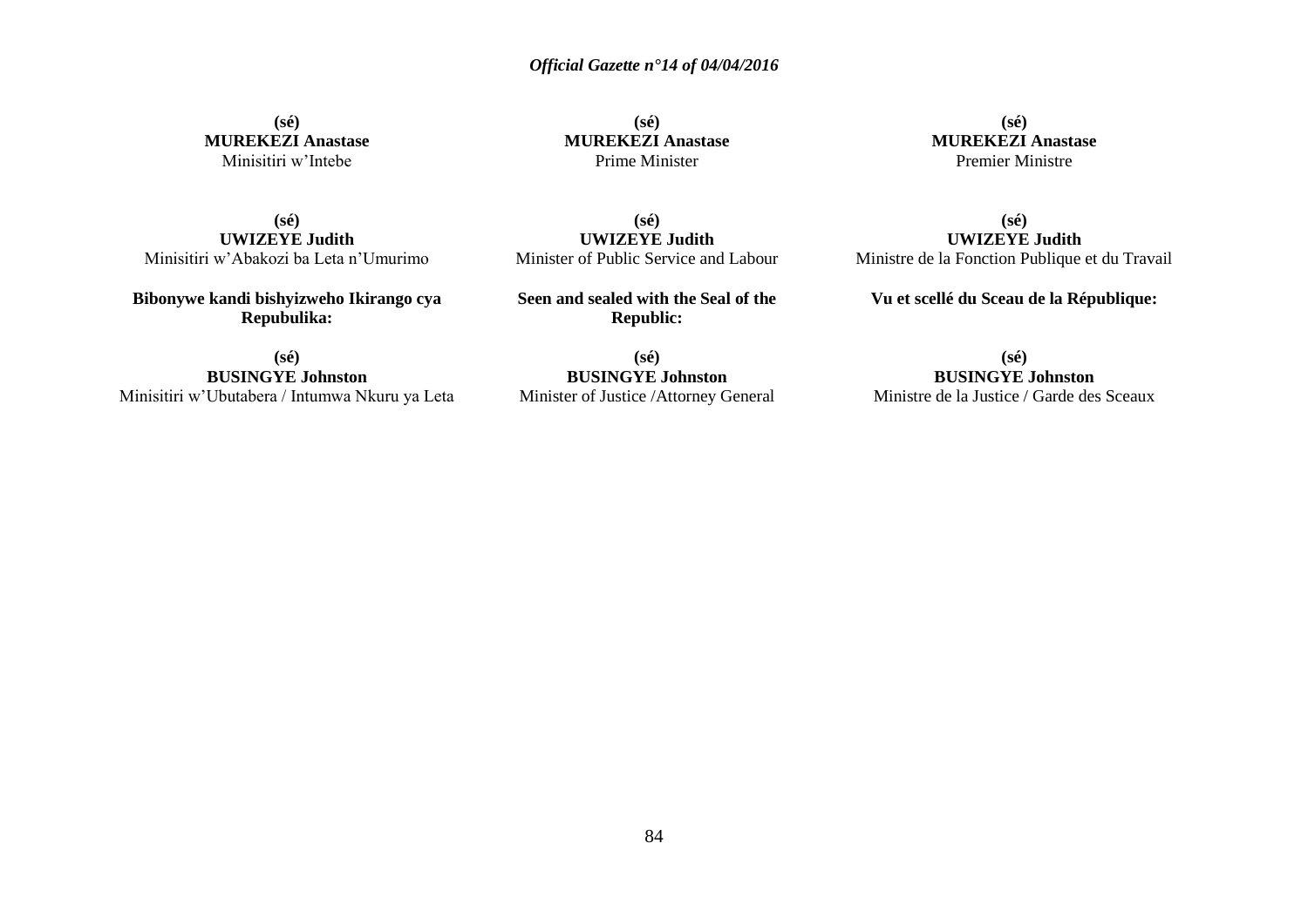**(sé)**
**MUREKEZI Anastase**
Minisitiri w'Intebe

**(sé)**
**UWIZEYE Judith**
Minisitiri w'Abakozi ba Leta n'Umurimo

**Bibonywe kandi bishyizweho Ikirango cya Repubulika:**

**(sé)**
**BUSINGYE Johnston**
Minisitiri w'Ubutabera / Intumwa Nkuru ya Leta

**(sé)**
**MUREKEZI Anastase**
Prime Minister

**(sé)**
**UWIZEYE Judith**
Minister of Public Service and Labour

**Seen and sealed with the Seal of the Republic:**

**(sé)**
**BUSINGYE Johnston**
Minister of Justice /Attorney General

**(sé)**
**MUREKEZI Anastase**
Premier Ministre

**(sé)**
**UWIZEYE Judith**
Ministre de la Fonction Publique et du Travail

**Vu et scellé du Sceau de la République:**

**(sé)**
**BUSINGYE Johnston**
Ministre de la Justice / Garde des Sceaux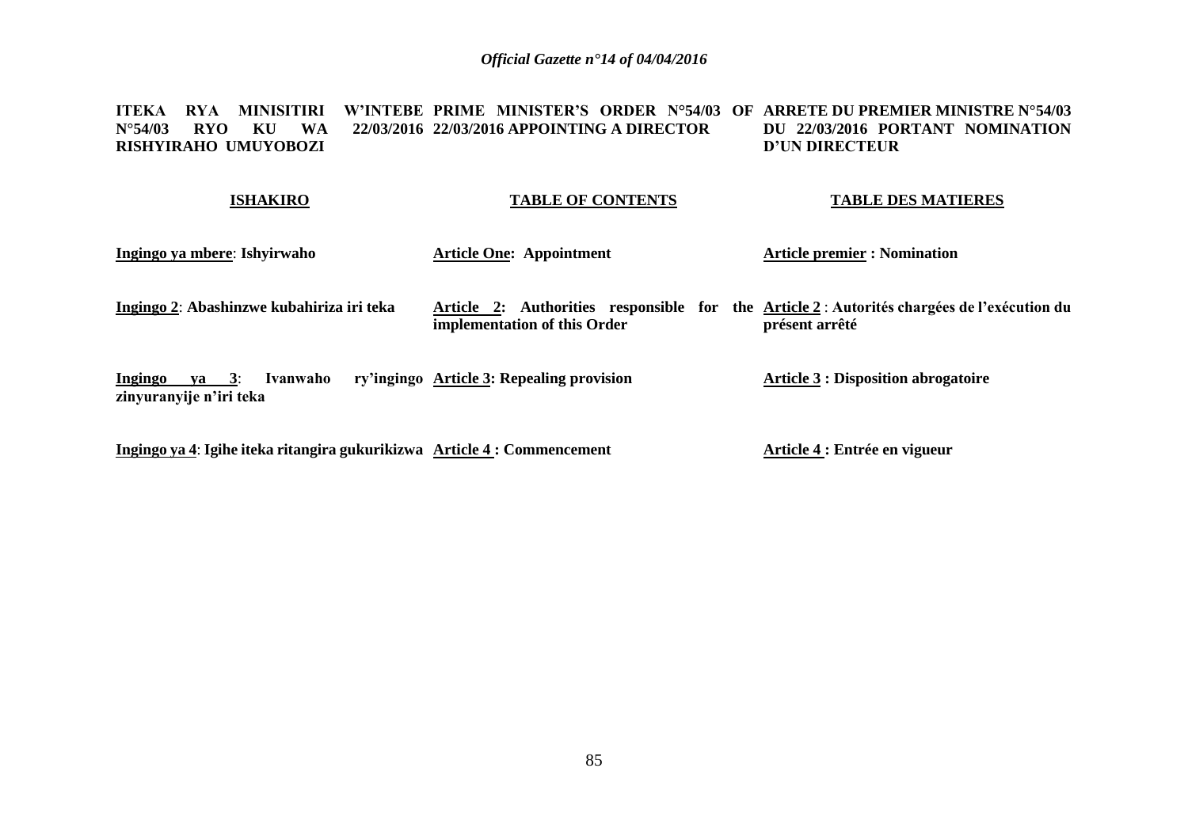**ITEKA RYA MINISITIRI W'INTEBE N°54/03 RYO KU WA 22/03/2016 RISHYIRAHO UMUYOBOZI**

**ISHAKIRO**

**Ingingo ya mbere**: **Ishyirwaho**

**Ingingo 2**: **Abashinzwe kubahiriza iri teka**

**Ingingo ya 3**: **Ivanwaho ry'ingingo zinyuranyije n'iri teka**

**Ingingo ya 4**: **Igihe iteka ritangira gukurikizwa**

**PRIME MINISTER'S ORDER N°54/03 OF 22/03/2016 APPOINTING A DIRECTOR**

**TABLE OF CONTENTS**

**Article One: Appointment**

**Article 2: Authorities responsible for the implementation of this Order**

**Article 3: Repealing provision**

**Article 4 : Commencement**

**ARRETE DU PREMIER MINISTRE N°54/03 DU 22/03/2016 PORTANT NOMINATION D'UN DIRECTEUR**

**TABLE DES MATIERES**

**Article premier : Nomination**

**Article 2** : **Autorités chargées de l'exécution du présent arrêté**

**Article 3 : Disposition abrogatoire**

**Article 4 : Entrée en vigueur**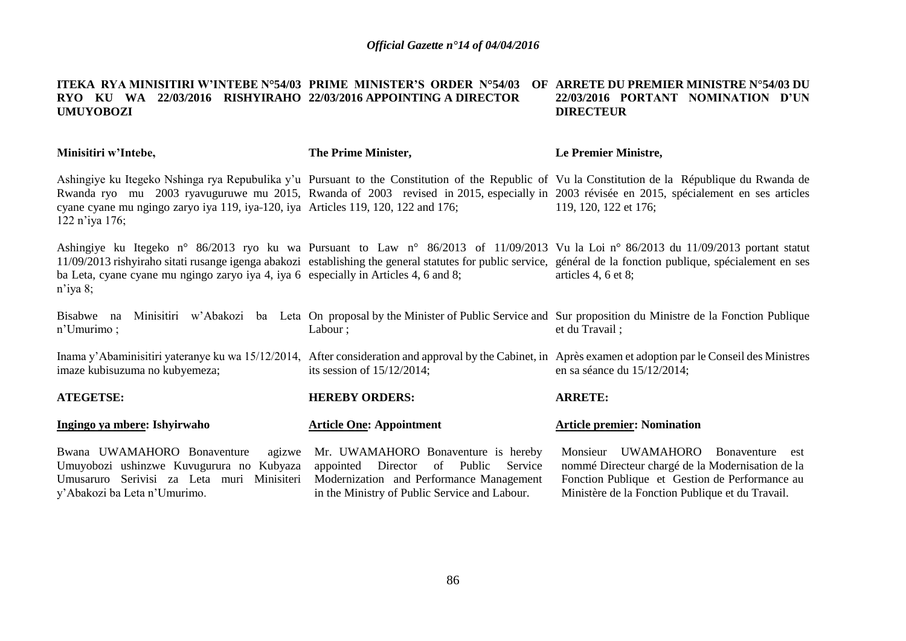**ITEKA RYA MINISITIRI W'INTEBE N°54/03 RYO KU WA 22/03/2016 RISHYIRAHO UMUYOBOZI**

**Minisitiri w'Intebe,**

Ashingiye ku Itegeko Nshinga rya Repubulika y'u Rwanda ryo mu 2003 ryavuguruwe mu 2015, cyane cyane mu ngingo zaryo iya 119, iya-120, iya 122 n'iya 176;

Ashingiye ku Itegeko n° 86/2013 ryo ku wa 11/09/2013 rishyiraho sitati rusange igenga abakozi ba Leta, cyane cyane mu ngingo zaryo iya 4, iya 6 n'iya 8;

Bisabwe na Minisitiri w'Abakozi ba Leta n'Umurimo ;

Inama y'Abaminisitiri yateranye ku wa 15/12/2014, imaze kubisuzuma no kubyemeza;

**ATEGETSE:**

**Ingingo ya mbere: Ishyirwaho**

Bwana UWAMAHORO Bonaventure agizwe Umuyobozi ushinzwe Kuvugurura no Kubyaza Umusaruro Serivisi za Leta muri Minisiteri y'Abakozi ba Leta n'Umurimo.

**PRIME MINISTER'S ORDER N°54/03 OF 22/03/2016 APPOINTING A DIRECTOR**

**The Prime Minister,**

Pursuant to the Constitution of the Republic of Rwanda of 2003 revised in 2015, especially in Articles 119, 120, 122 and 176;

Pursuant to Law n° 86/2013 of 11/09/2013 establishing the general statutes for public service, especially in Articles 4, 6 and 8;

On proposal by the Minister of Public Service and Labour ;

After consideration and approval by the Cabinet, in its session of 15/12/2014;

**HEREBY ORDERS:**

**Article One: Appointment**

Mr. UWAMAHORO Bonaventure is hereby appointed Director of Public Service Modernization and Performance Management in the Ministry of Public Service and Labour.

**ARRETE DU PREMIER MINISTRE N°54/03 DU 22/03/2016 PORTANT NOMINATION D'UN DIRECTEUR**

**Le Premier Ministre,**

Vu la Constitution de la République du Rwanda de 2003 révisée en 2015, spécialement en ses articles 119, 120, 122 et 176;

Vu la Loi n° 86/2013 du 11/09/2013 portant statut général de la fonction publique, spécialement en ses articles 4, 6 et 8;

Sur proposition du Ministre de la Fonction Publique et du Travail ;

Après examen et adoption par le Conseil des Ministres en sa séance du 15/12/2014;

**ARRETE:**

**Article premier: Nomination**

Monsieur UWAMAHORO Bonaventure est nommé Directeur chargé de la Modernisation de la Fonction Publique et Gestion de Performance au Ministère de la Fonction Publique et du Travail.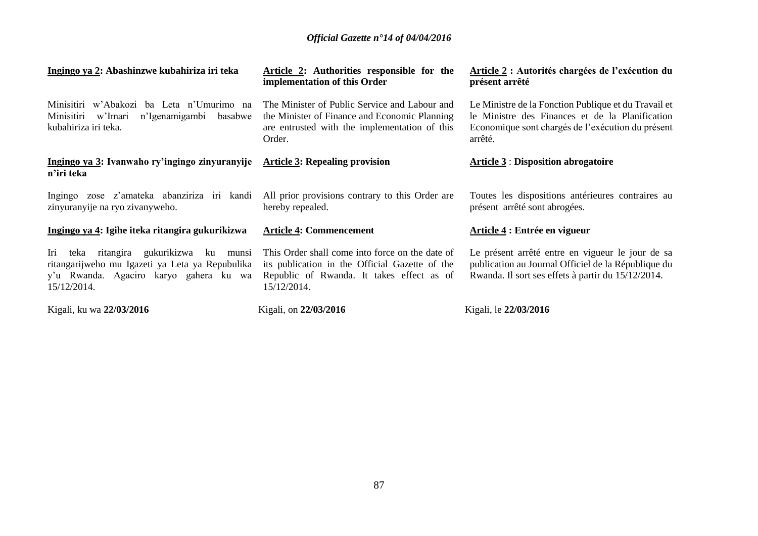**Ingingo ya 2: Abashinzwe kubahiriza iri teka**

Minisitiri w'Abakozi ba Leta n'Umurimo na Minisitiri w'Imari n'Igenamigambi basabwe kubahiriza iri teka.

**Ingingo ya 3: Ivanwaho ry'ingingo zinyuranyije n'iri teka**

Ingingo zose z'amateka abanziriza iri kandi zinyuranyije na ryo zivanyweho.

**Ingingo ya 4: Igihe iteka ritangira gukurikizwa**

Iri teka ritangira gukurikizwa ku munsi ritangarijweho mu Igazeti ya Leta ya Repubulika y'u Rwanda. Agaciro karyo gahera ku wa 15/12/2014.

Kigali, ku wa **22/03/2016**

**Article 2: Authorities responsible for the implementation of this Order**

The Minister of Public Service and Labour and the Minister of Finance and Economic Planning are entrusted with the implementation of this Order.

**Article 3: Repealing provision**

All prior provisions contrary to this Order are hereby repealed.

**Article 4: Commencement**

This Order shall come into force on the date of its publication in the Official Gazette of the Republic of Rwanda. It takes effect as of 15/12/2014.

Kigali, on **22/03/2016**

**Article 2 : Autorités chargées de l'exécution du présent arrêté**

Le Ministre de la Fonction Publique et du Travail et le Ministre des Finances et de la Planification Economique sont chargés de l'exécution du présent arrêté.

**Article 3 : Disposition abrogatoire**

Toutes les dispositions antérieures contraires au présent arrêté sont abrogées.

**Article 4 : Entrée en vigueur**

Le présent arrêté entre en vigueur le jour de sa publication au Journal Officiel de la République du Rwanda. Il sort ses effets à partir du 15/12/2014.

Kigali, le **22/03/2016**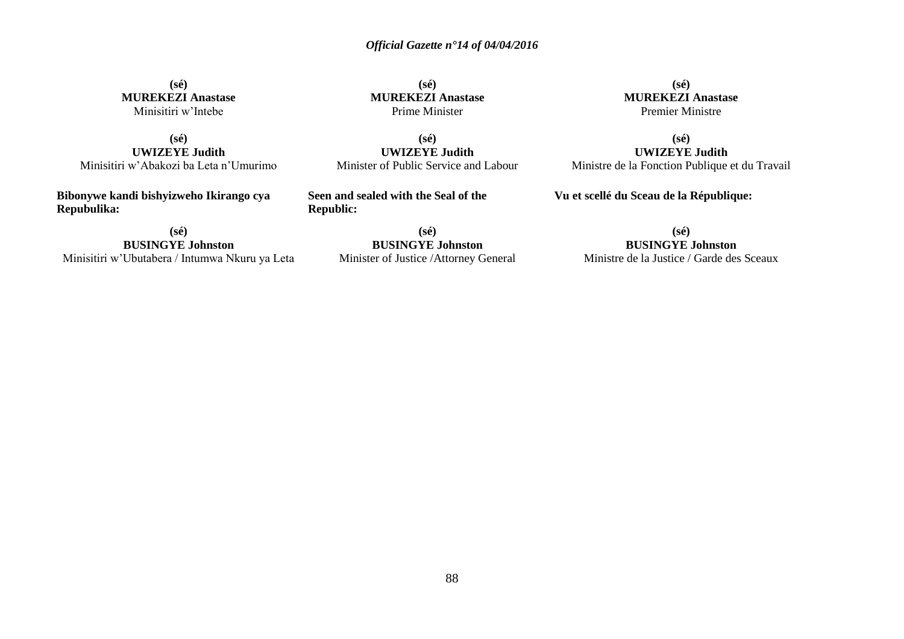**(sé)**
**MUREKEZI Anastase**
Minisitiri w'Intebe

**(sé)**
**UWIZEYE Judith**
Minisitiri w'Abakozi ba Leta n'Umurimo

**Bibonywe kandi bishyizweho Ikirango cya Repubulika:**

**(sé)**
**BUSINGYE Johnston**
Minisitiri w'Ubutabera / Intumwa Nkuru ya Leta

**(sé)**
**MUREKEZI Anastase**
Prime Minister

**(sé)**
**UWIZEYE Judith**
Minister of Public Service and Labour

**Seen and sealed with the Seal of the Republic:**

**(sé)**
**BUSINGYE Johnston**
Minister of Justice /Attorney General

**(sé)**
**MUREKEZI Anastase**
Premier Ministre

**(sé)**
**UWIZEYE Judith**
Ministre de la Fonction Publique et du Travail

**Vu et scellé du Sceau de la République:**

**(sé)**
**BUSINGYE Johnston**
Ministre de la Justice / Garde des Sceaux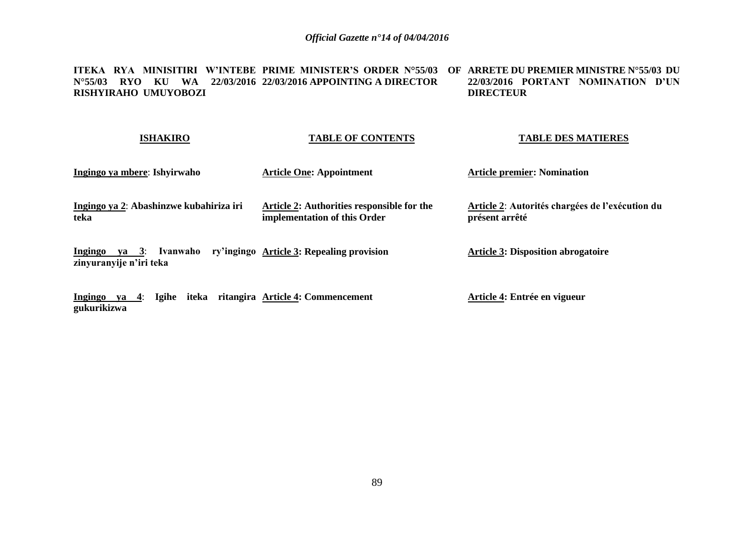**ITEKA RYA MINISITIRI W'INTEBE N°55/03 RYO KU WA 22/03/2016 RISHYIRAHO UMUYOBOZI**

**ISHAKIRO**

**Ingingo ya mbere: Ishyirwaho**

**Ingingo ya 2: Abashinzwe kubahiriza iri teka**

**Ingingo ya 3: Ivanwaho ry'ingingo zinyuranyije n'iri teka**

**Ingingo ya 4: Igihe iteka ritangira gukurikizwa**

**PRIME MINISTER'S ORDER N°55/03 OF 22/03/2016 APPOINTING A DIRECTOR**

**TABLE OF CONTENTS**

**Article One: Appointment**

**Article 2: Authorities responsible for the implementation of this Order**

**Article 3: Repealing provision**

**Article 4: Commencement**

**ARRETE DU PREMIER MINISTRE N°55/03 DU 22/03/2016 PORTANT NOMINATION D'UN DIRECTEUR**

**TABLE DES MATIERES**

**Article premier: Nomination**

**Article 2: Autorités chargées de l'exécution du présent arrêté**

**Article 3: Disposition abrogatoire**

**Article 4: Entrée en vigueur**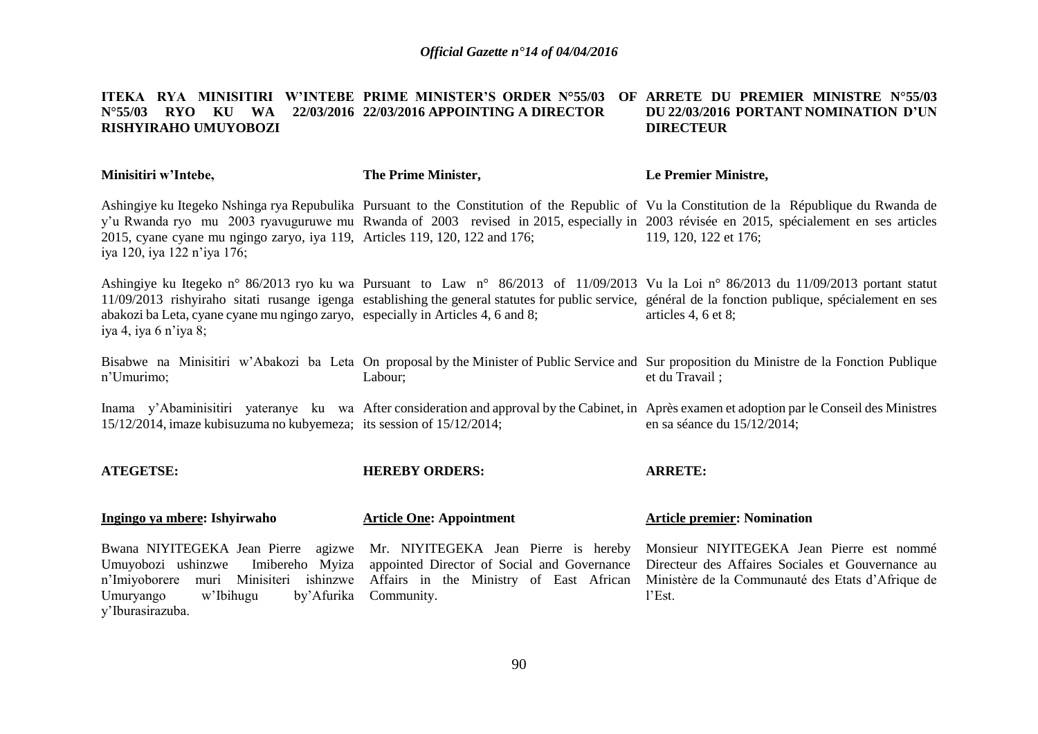**ITEKA RYA MINISITIRI W'INTEBE N°55/03 RYO KU WA 22/03/2016 RISHYIRAHO UMUYOBOZI**

Minisitiri w'Intebe,

Ashingiye ku Itegeko Nshinga rya Repubulika y'u Rwanda ryo mu 2003 ryavuguruwe mu 2015, cyane cyane mu ngingo zaryo, iya 119, iya 120, iya 122 n'iya 176;

Ashingiye ku Itegeko n° 86/2013 ryo ku wa 11/09/2013 rishyiraho sitati rusange igenga abakozi ba Leta, cyane cyane mu ngingo zaryo, iya 4, iya 6 n'iya 8;

Bisabwe na Minisitiri w'Abakozi ba Leta n'Umurimo;

Inama y'Abaminisitiri yateranye ku wa 15/12/2014, imaze kubisuzuma no kubyemeza;

**ATEGETSE:**

**Ingingo ya mbere: Ishyirwaho**

Bwana NIYITEGEKA Jean Pierre agizwe Umuyobozi ushinzwe Imibereho Myiza n'Imiyoborere muri Minisiteri ishinzwe Umuryango w'Ibihugu by'Afurika y'Iburasirazuba.

**PRIME MINISTER'S ORDER N°55/03 OF 22/03/2016 APPOINTING A DIRECTOR**

**The Prime Minister,**

Pursuant to the Constitution of the Republic of Rwanda of 2003 revised in 2015, especially in Articles 119, 120, 122 and 176;

Pursuant to Law n° 86/2013 of 11/09/2013 establishing the general statutes for public service, especially in Articles 4, 6 and 8;

On proposal by the Minister of Public Service and Labour;

After consideration and approval by the Cabinet, in its session of 15/12/2014;

**HEREBY ORDERS:**

**Article One: Appointment**

Mr. NIYITEGEKA Jean Pierre is hereby appointed Director of Social and Governance Affairs in the Ministry of East African Community.

**ARRETE DU PREMIER MINISTRE N°55/03 DU 22/03/2016 PORTANT NOMINATION D'UN DIRECTEUR**

**Le Premier Ministre,**

Vu la Constitution de la République du Rwanda de 2003 révisée en 2015, spécialement en ses articles 119, 120, 122 et 176;

Vu la Loi n° 86/2013 du 11/09/2013 portant statut général de la fonction publique, spécialement en ses articles 4, 6 et 8;

Sur proposition du Ministre de la Fonction Publique et du Travail ;

Après examen et adoption par le Conseil des Ministres en sa séance du 15/12/2014;

**ARRETE:**

**Article premier: Nomination**

Monsieur NIYITEGEKA Jean Pierre est nommé Directeur des Affaires Sociales et Gouvernance au Ministère de la Communauté des Etats d'Afrique de l'Est.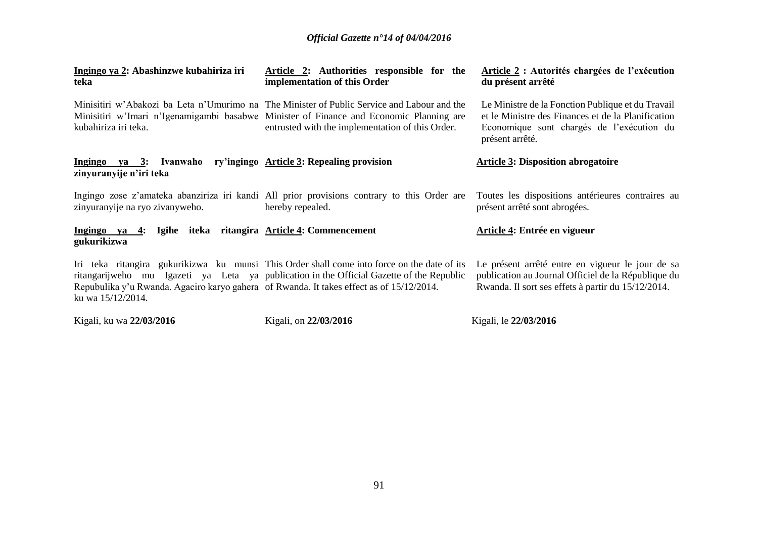**Ingingo ya 2: Abashinzwe kubahiriza iri teka**

Minisitiri w'Abakozi ba Leta n'Umurimo na Minisitiri w'Imari n'Igenamigambi basabwe kubahiriza iri teka.

**Ingingo ya 3: Ivanwaho ry'ingingo zinyuranyije n'iri teka**

Ingingo zose z'amateka abanziriza iri kandi zinyuranyije na ryo zivanyweho.

**Ingingo ya 4: Igihe iteka ritangira gukurikizwa**

Iri teka ritangira gukurikizwa ku munsi ritangarijweho mu Igazeti ya Leta ya Repubulika y'u Rwanda. Agaciro karyo gahera ku wa 15/12/2014.

Kigali, ku wa **22/03/2016**

**Article 2: Authorities responsible for the implementation of this Order**

The Minister of Public Service and Labour and the Minister of Finance and Economic Planning are entrusted with the implementation of this Order.

**Article 3: Repealing provision**

All prior provisions contrary to this Order are hereby repealed.

**Article 4: Commencement**

This Order shall come into force on the date of its publication in the Official Gazette of the Republic of Rwanda. It takes effect as of 15/12/2014.

Kigali, on **22/03/2016**

**Article 2 : Autorités chargées de l'exécution du présent arrêté**

Le Ministre de la Fonction Publique et du Travail et le Ministre des Finances et de la Planification Economique sont chargés de l'exécution du présent arrêté.

**Article 3: Disposition abrogatoire**

Toutes les dispositions antérieures contraires au présent arrêté sont abrogées.

**Article 4: Entrée en vigueur**

Le présent arrêté entre en vigueur le jour de sa publication au Journal Officiel de la République du Rwanda. Il sort ses effets à partir du 15/12/2014.

Kigali, le **22/03/2016**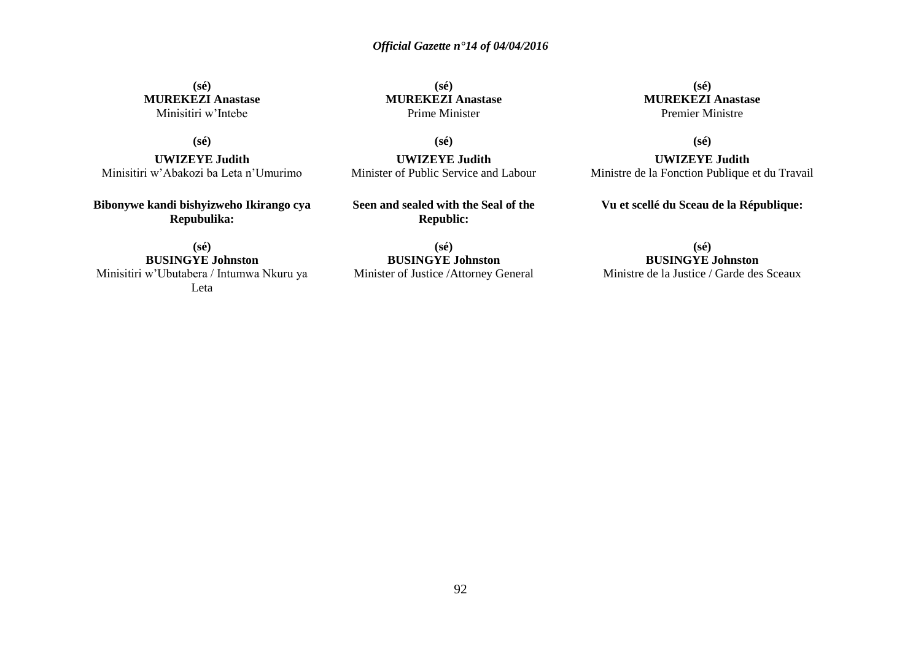**(sé)**
**MUREKEZI Anastase**
Minisitiri w'Intebe

**(sé)**
**UWIZEYE Judith**
Minisitiri w'Abakozi ba Leta n'Umurimo

**Bibonywe kandi bishyizweho Ikirango cya Repubulika:**

**(sé)**
**BUSINGYE Johnston**
Minisitiri w'Ubutabera / Intumwa Nkuru ya Leta

**(sé)**
**MUREKEZI Anastase**
Prime Minister

**(sé)**
**UWIZEYE Judith**
Minister of Public Service and Labour

**Seen and sealed with the Seal of the Republic:**

**(sé)**
**BUSINGYE Johnston**
Minister of Justice /Attorney General

**(sé)**
**MUREKEZI Anastase**
Premier Ministre

**(sé)**
**UWIZEYE Judith**
Ministre de la Fonction Publique et du Travail

**Vu et scellé du Sceau de la République:**

**(sé)**
**BUSINGYE Johnston**
Ministre de la Justice / Garde des Sceaux